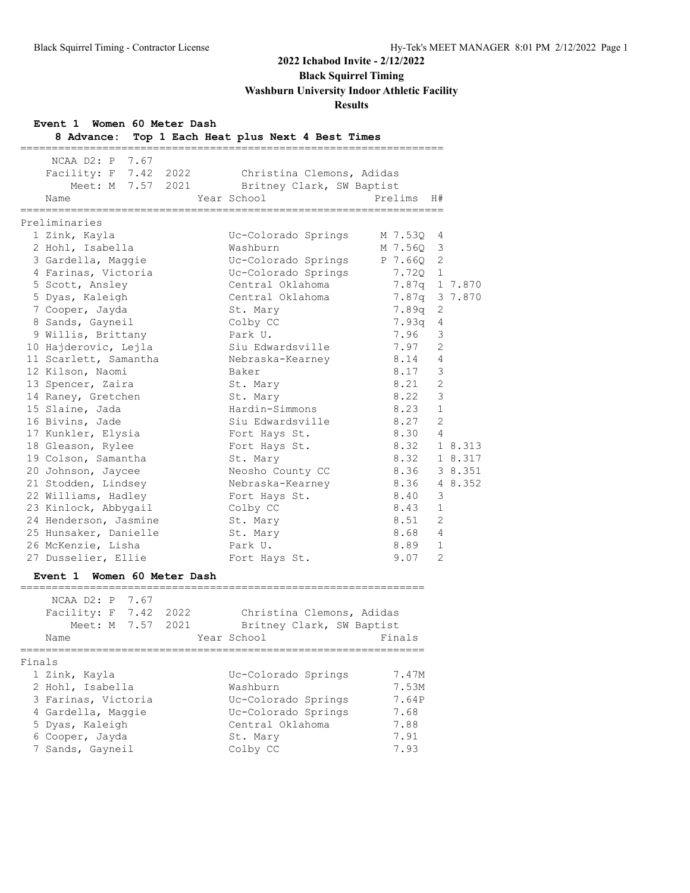# 2022 Ichabod Invite - 2/12/2022

**Black Squirrel Timing**

**Washburn University Indoor Athletic Facility**

**Results**

## Event 1 Women 60 Meter Dash

**8 Advance: Top 1 Each Heat plus Next 4 Best Times**

NCAA D2: P 7.67
Facility: F 7.42 2022 Christina Clemons, Adidas
Meet: M 7.57 2021 Britney Clark, SW Baptist

### Preliminaries

| Place | Name | Year | School | Prelims | H# | |
|---|---|---|---|---|---|---|
| 1 | Zink, Kayla | | Uc-Colorado Springs | M 7.53Q | 4 | |
| 2 | Hohl, Isabella | | Washburn | M 7.56Q | 3 | |
| 3 | Gardella, Maggie | | Uc-Colorado Springs | P 7.66Q | 2 | |
| 4 | Farinas, Victoria | | Uc-Colorado Springs | 7.72Q | 1 | |
| 5 | Scott, Ansley | | Central Oklahoma | 7.87q | 1 | 7.870 |
| 5 | Dyas, Kaleigh | | Central Oklahoma | 7.87q | 3 | 7.870 |
| 7 | Cooper, Jayda | | St. Mary | 7.89q | 2 | |
| 8 | Sands, Gayneil | | Colby CC | 7.93q | 4 | |
| 9 | Willis, Brittany | | Park U. | 7.96 | 3 | |
| 10 | Hajderovic, Lejla | | Siu Edwardsville | 7.97 | 2 | |
| 11 | Scarlett, Samantha | | Nebraska-Kearney | 8.14 | 4 | |
| 12 | Kilson, Naomi | | Baker | 8.17 | 3 | |
| 13 | Spencer, Zaira | | St. Mary | 8.21 | 2 | |
| 14 | Raney, Gretchen | | St. Mary | 8.22 | 3 | |
| 15 | Slaine, Jada | | Hardin-Simmons | 8.23 | 1 | |
| 16 | Bivins, Jade | | Siu Edwardsville | 8.27 | 2 | |
| 17 | Kunkler, Elysia | | Fort Hays St. | 8.30 | 4 | |
| 18 | Gleason, Rylee | | Fort Hays St. | 8.32 | 1 | 8.313 |
| 19 | Colson, Samantha | | St. Mary | 8.32 | 1 | 8.317 |
| 20 | Johnson, Jaycee | | Neosho County CC | 8.36 | 3 | 8.351 |
| 21 | Stodden, Lindsey | | Nebraska-Kearney | 8.36 | 4 | 8.352 |
| 22 | Williams, Hadley | | Fort Hays St. | 8.40 | 3 | |
| 23 | Kinlock, Abbygail | | Colby CC | 8.43 | 1 | |
| 24 | Henderson, Jasmine | | St. Mary | 8.51 | 2 | |
| 25 | Hunsaker, Danielle | | St. Mary | 8.68 | 4 | |
| 26 | McKenzie, Lisha | | Park U. | 8.89 | 1 | |
| 27 | Dusselier, Ellie | | Fort Hays St. | 9.07 | 2 | |

## Event 1 Women 60 Meter Dash

NCAA D2: P 7.67
Facility: F 7.42 2022 Christina Clemons, Adidas
Meet: M 7.57 2021 Britney Clark, SW Baptist

### Finals

| Place | Name | Year | School | Finals |
|---|---|---|---|---|
| 1 | Zink, Kayla | | Uc-Colorado Springs | 7.47M |
| 2 | Hohl, Isabella | | Washburn | 7.53M |
| 3 | Farinas, Victoria | | Uc-Colorado Springs | 7.64P |
| 4 | Gardella, Maggie | | Uc-Colorado Springs | 7.68 |
| 5 | Dyas, Kaleigh | | Central Oklahoma | 7.88 |
| 6 | Cooper, Jayda | | St. Mary | 7.91 |
| 7 | Sands, Gayneil | | Colby CC | 7.93 |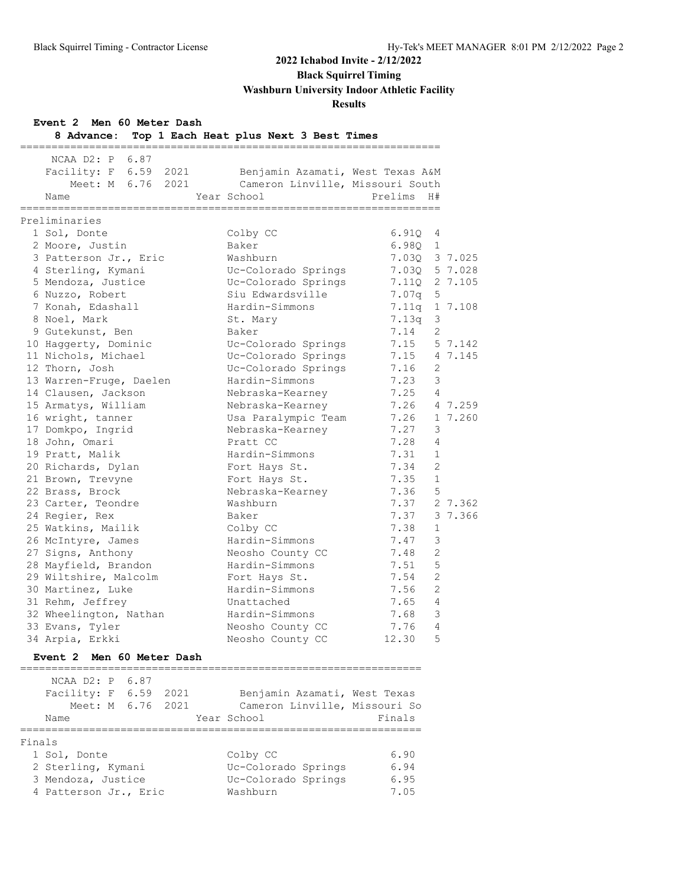## 2022 Ichabod Invite - 2/12/2022

**Black Squirrel Timing**

**Washburn University Indoor Athletic Facility**

**Results**

### Event 2 Men 60 Meter Dash

**8 Advance: Top 1 Each Heat plus Next 3 Best Times**

NCAA D2: P 6.87
Facility: F 6.59 2021 Benjamin Azamati, West Texas A&M
Meet: M 6.76 2021 Cameron Linville, Missouri South

Preliminaries

| Place | Name | Year | School | Prelims | H# | |
|---|---|---|---|---|---|---|
| 1 | Sol, Donte | | Colby CC | 6.91Q | 4 | |
| 2 | Moore, Justin | | Baker | 6.98Q | 1 | |
| 3 | Patterson Jr., Eric | | Washburn | 7.03Q | 3 | 7.025 |
| 4 | Sterling, Kymani | | Uc-Colorado Springs | 7.03Q | 5 | 7.028 |
| 5 | Mendoza, Justice | | Uc-Colorado Springs | 7.11Q | 2 | 7.105 |
| 6 | Nuzzo, Robert | | Siu Edwardsville | 7.07q | 5 | |
| 7 | Konah, Edashall | | Hardin-Simmons | 7.11q | 1 | 7.108 |
| 8 | Noel, Mark | | St. Mary | 7.13q | 3 | |
| 9 | Gutekunst, Ben | | Baker | 7.14 | 2 | |
| 10 | Haggerty, Dominic | | Uc-Colorado Springs | 7.15 | 5 | 7.142 |
| 11 | Nichols, Michael | | Uc-Colorado Springs | 7.15 | 4 | 7.145 |
| 12 | Thorn, Josh | | Uc-Colorado Springs | 7.16 | 2 | |
| 13 | Warren-Fruge, Daelen | | Hardin-Simmons | 7.23 | 3 | |
| 14 | Clausen, Jackson | | Nebraska-Kearney | 7.25 | 4 | |
| 15 | Armatys, William | | Nebraska-Kearney | 7.26 | 4 | 7.259 |
| 16 | wright, tanner | | Usa Paralympic Team | 7.26 | 1 | 7.260 |
| 17 | Domkpo, Ingrid | | Nebraska-Kearney | 7.27 | 3 | |
| 18 | John, Omari | | Pratt CC | 7.28 | 4 | |
| 19 | Pratt, Malik | | Hardin-Simmons | 7.31 | 1 | |
| 20 | Richards, Dylan | | Fort Hays St. | 7.34 | 2 | |
| 21 | Brown, Trevyne | | Fort Hays St. | 7.35 | 1 | |
| 22 | Brass, Brock | | Nebraska-Kearney | 7.36 | 5 | |
| 23 | Carter, Teondre | | Washburn | 7.37 | 2 | 7.362 |
| 24 | Regier, Rex | | Baker | 7.37 | 3 | 7.366 |
| 25 | Watkins, Mailik | | Colby CC | 7.38 | 1 | |
| 26 | McIntyre, James | | Hardin-Simmons | 7.47 | 3 | |
| 27 | Signs, Anthony | | Neosho County CC | 7.48 | 2 | |
| 28 | Mayfield, Brandon | | Hardin-Simmons | 7.51 | 5 | |
| 29 | Wiltshire, Malcolm | | Fort Hays St. | 7.54 | 2 | |
| 30 | Martinez, Luke | | Hardin-Simmons | 7.56 | 2 | |
| 31 | Rehm, Jeffrey | | Unattached | 7.65 | 4 | |
| 32 | Wheelington, Nathan | | Hardin-Simmons | 7.68 | 3 | |
| 33 | Evans, Tyler | | Neosho County CC | 7.76 | 4 | |
| 34 | Arpia, Erkki | | Neosho County CC | 12.30 | 5 | |

### Event 2 Men 60 Meter Dash

NCAA D2: P 6.87
Facility: F 6.59 2021 Benjamin Azamati, West Texas
Meet: M 6.76 2021 Cameron Linville, Missouri So

Finals

| Place | Name | Year | School | Finals |
|---|---|---|---|---|
| 1 | Sol, Donte | | Colby CC | 6.90 |
| 2 | Sterling, Kymani | | Uc-Colorado Springs | 6.94 |
| 3 | Mendoza, Justice | | Uc-Colorado Springs | 6.95 |
| 4 | Patterson Jr., Eric | | Washburn | 7.05 |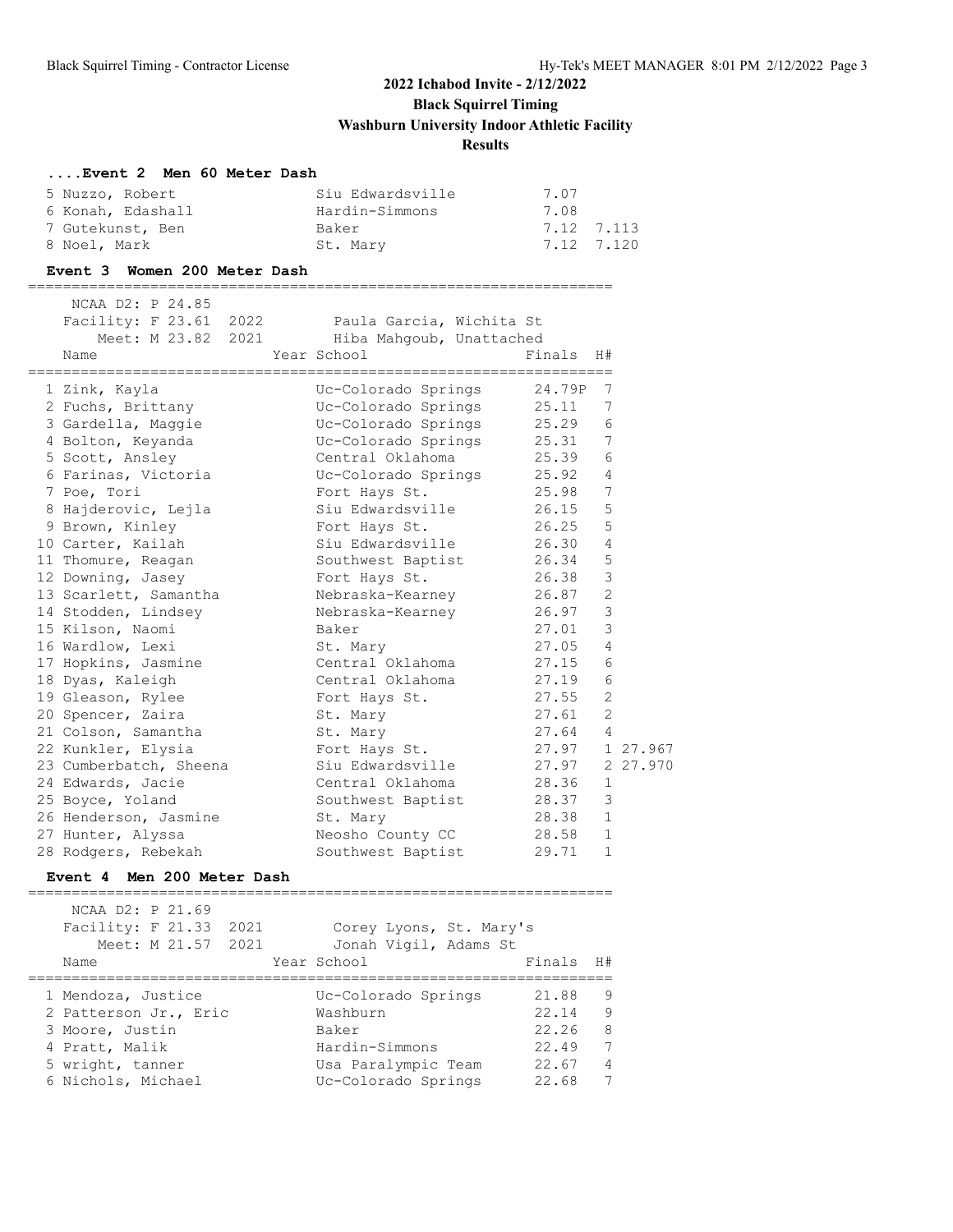## 2022 Ichabod Invite - 2/12/2022

**Black Squirrel Timing**

**Washburn University Indoor Athletic Facility**

**Results**

### ....Event 2 Men 60 Meter Dash

| Place | Name | School | Finals | |
|---|---|---|---|---|
| 5 | Nuzzo, Robert | Siu Edwardsville | 7.07 | |
| 6 | Konah, Edashall | Hardin-Simmons | 7.08 | |
| 7 | Gutekunst, Ben | Baker | 7.12 | 7.113 |
| 8 | Noel, Mark | St. Mary | 7.12 | 7.120 |

### Event 3 Women 200 Meter Dash

NCAA D2: P 24.85
Facility: F 23.61 2022 Paula Garcia, Wichita St
Meet: M 23.82 2021 Hiba Mahgoub, Unattached

| Place | Name | Year School | Finals | H# | |
|---|---|---|---|---|---|
| 1 | Zink, Kayla | Uc-Colorado Springs | 24.79P | 7 | |
| 2 | Fuchs, Brittany | Uc-Colorado Springs | 25.11 | 7 | |
| 3 | Gardella, Maggie | Uc-Colorado Springs | 25.29 | 6 | |
| 4 | Bolton, Keyanda | Uc-Colorado Springs | 25.31 | 7 | |
| 5 | Scott, Ansley | Central Oklahoma | 25.39 | 6 | |
| 6 | Farinas, Victoria | Uc-Colorado Springs | 25.92 | 4 | |
| 7 | Poe, Tori | Fort Hays St. | 25.98 | 7 | |
| 8 | Hajderovic, Lejla | Siu Edwardsville | 26.15 | 5 | |
| 9 | Brown, Kinley | Fort Hays St. | 26.25 | 5 | |
| 10 | Carter, Kailah | Siu Edwardsville | 26.30 | 4 | |
| 11 | Thomure, Reagan | Southwest Baptist | 26.34 | 5 | |
| 12 | Downing, Jasey | Fort Hays St. | 26.38 | 3 | |
| 13 | Scarlett, Samantha | Nebraska-Kearney | 26.87 | 2 | |
| 14 | Stodden, Lindsey | Nebraska-Kearney | 26.97 | 3 | |
| 15 | Kilson, Naomi | Baker | 27.01 | 3 | |
| 16 | Wardlow, Lexi | St. Mary | 27.05 | 4 | |
| 17 | Hopkins, Jasmine | Central Oklahoma | 27.15 | 6 | |
| 18 | Dyas, Kaleigh | Central Oklahoma | 27.19 | 6 | |
| 19 | Gleason, Rylee | Fort Hays St. | 27.55 | 2 | |
| 20 | Spencer, Zaira | St. Mary | 27.61 | 2 | |
| 21 | Colson, Samantha | St. Mary | 27.64 | 4 | |
| 22 | Kunkler, Elysia | Fort Hays St. | 27.97 | 1 | 27.967 |
| 23 | Cumberbatch, Sheena | Siu Edwardsville | 27.97 | 2 | 27.970 |
| 24 | Edwards, Jacie | Central Oklahoma | 28.36 | 1 | |
| 25 | Boyce, Yoland | Southwest Baptist | 28.37 | 3 | |
| 26 | Henderson, Jasmine | St. Mary | 28.38 | 1 | |
| 27 | Hunter, Alyssa | Neosho County CC | 28.58 | 1 | |
| 28 | Rodgers, Rebekah | Southwest Baptist | 29.71 | 1 | |

### Event 4 Men 200 Meter Dash

NCAA D2: P 21.69
Facility: F 21.33 2021 Corey Lyons, St. Mary's
Meet: M 21.57 2021 Jonah Vigil, Adams St

| Place | Name | Year School | Finals | H# |
|---|---|---|---|---|
| 1 | Mendoza, Justice | Uc-Colorado Springs | 21.88 | 9 |
| 2 | Patterson Jr., Eric | Washburn | 22.14 | 9 |
| 3 | Moore, Justin | Baker | 22.26 | 8 |
| 4 | Pratt, Malik | Hardin-Simmons | 22.49 | 7 |
| 5 | wright, tanner | Usa Paralympic Team | 22.67 | 4 |
| 6 | Nichols, Michael | Uc-Colorado Springs | 22.68 | 7 |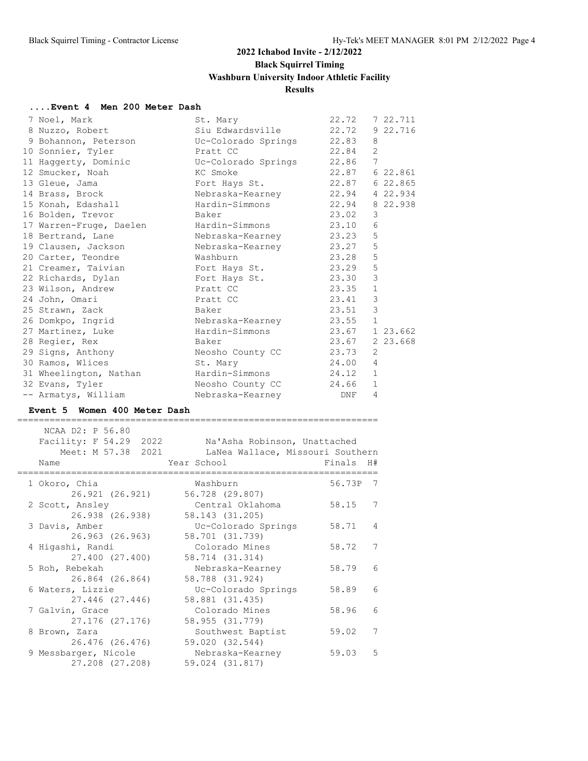## 2022 Ichabod Invite - 2/12/2022

**Black Squirrel Timing**

**Washburn University Indoor Athletic Facility**

**Results**

### ....Event 4 Men 200 Meter Dash

| Place | Name | School | Finals | H# | Tiebreak |
|---|---|---|---|---|---|
| 7 | Noel, Mark | St. Mary | 22.72 | 7 | 22.711 |
| 8 | Nuzzo, Robert | Siu Edwardsville | 22.72 | 9 | 22.716 |
| 9 | Bohannon, Peterson | Uc-Colorado Springs | 22.83 | 8 | |
| 10 | Sonnier, Tyler | Pratt CC | 22.84 | 2 | |
| 11 | Haggerty, Dominic | Uc-Colorado Springs | 22.86 | 7 | |
| 12 | Smucker, Noah | KC Smoke | 22.87 | 6 | 22.861 |
| 13 | Gleue, Jama | Fort Hays St. | 22.87 | 6 | 22.865 |
| 14 | Brass, Brock | Nebraska-Kearney | 22.94 | 4 | 22.934 |
| 15 | Konah, Edashall | Hardin-Simmons | 22.94 | 8 | 22.938 |
| 16 | Bolden, Trevor | Baker | 23.02 | 3 | |
| 17 | Warren-Fruge, Daelen | Hardin-Simmons | 23.10 | 6 | |
| 18 | Bertrand, Lane | Nebraska-Kearney | 23.23 | 5 | |
| 19 | Clausen, Jackson | Nebraska-Kearney | 23.27 | 5 | |
| 20 | Carter, Teondre | Washburn | 23.28 | 5 | |
| 21 | Creamer, Taivian | Fort Hays St. | 23.29 | 5 | |
| 22 | Richards, Dylan | Fort Hays St. | 23.30 | 3 | |
| 23 | Wilson, Andrew | Pratt CC | 23.35 | 1 | |
| 24 | John, Omari | Pratt CC | 23.41 | 3 | |
| 25 | Strawn, Zack | Baker | 23.51 | 3 | |
| 26 | Domkpo, Ingrid | Nebraska-Kearney | 23.55 | 1 | |
| 27 | Martinez, Luke | Hardin-Simmons | 23.67 | 1 | 23.662 |
| 28 | Regier, Rex | Baker | 23.67 | 2 | 23.668 |
| 29 | Signs, Anthony | Neosho County CC | 23.73 | 2 | |
| 30 | Ramos, Wlices | St. Mary | 24.00 | 4 | |
| 31 | Wheelington, Nathan | Hardin-Simmons | 24.12 | 1 | |
| 32 | Evans, Tyler | Neosho County CC | 24.66 | 1 | |
| -- | Armatys, William | Nebraska-Kearney | DNF | 4 | |

### Event 5 Women 400 Meter Dash

NCAA D2: P 56.80
Facility: F 54.29 2022 Na'Asha Robinson, Unattached
Meet: M 57.38 2021 LaNea Wallace, Missouri Southern

| Place | Name | Year School | Finals | H# |
|---|---|---|---|---|
| 1 | Okoro, Chia | Washburn | 56.73P | 7 |
| | 26.921 (26.921) | 56.728 (29.807) | | |
| 2 | Scott, Ansley | Central Oklahoma | 58.15 | 7 |
| | 26.938 (26.938) | 58.143 (31.205) | | |
| 3 | Davis, Amber | Uc-Colorado Springs | 58.71 | 4 |
| | 26.963 (26.963) | 58.701 (31.739) | | |
| 4 | Higashi, Randi | Colorado Mines | 58.72 | 7 |
| | 27.400 (27.400) | 58.714 (31.314) | | |
| 5 | Roh, Rebekah | Nebraska-Kearney | 58.79 | 6 |
| | 26.864 (26.864) | 58.788 (31.924) | | |
| 6 | Waters, Lizzie | Uc-Colorado Springs | 58.89 | 6 |
| | 27.446 (27.446) | 58.881 (31.435) | | |
| 7 | Galvin, Grace | Colorado Mines | 58.96 | 6 |
| | 27.176 (27.176) | 58.955 (31.779) | | |
| 8 | Brown, Zara | Southwest Baptist | 59.02 | 7 |
| | 26.476 (26.476) | 59.020 (32.544) | | |
| 9 | Messbarger, Nicole | Nebraska-Kearney | 59.03 | 5 |
| | 27.208 (27.208) | 59.024 (31.817) | | |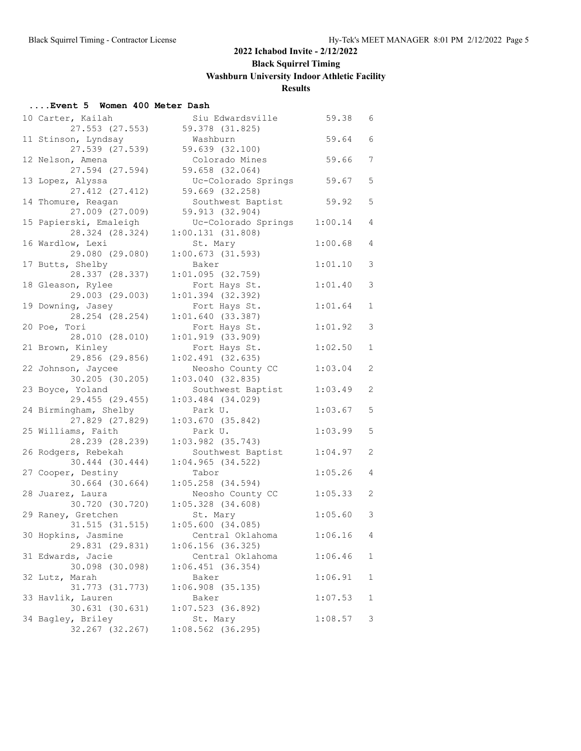## 2022 Ichabod Invite - 2/12/2022

**Black Squirrel Timing**

**Washburn University Indoor Athletic Facility**

**Results**

### ....Event 5 Women 400 Meter Dash

| Place | Name | School | Finals | H# |
|---|---|---|---|---|
| 10 | Carter, Kailah | Siu Edwardsville | 59.38 | 6 |
| | 27.553 (27.553) | 59.378 (31.825) | | |
| 11 | Stinson, Lyndsay | Washburn | 59.64 | 6 |
| | 27.539 (27.539) | 59.639 (32.100) | | |
| 12 | Nelson, Amena | Colorado Mines | 59.66 | 7 |
| | 27.594 (27.594) | 59.658 (32.064) | | |
| 13 | Lopez, Alyssa | Uc-Colorado Springs | 59.67 | 5 |
| | 27.412 (27.412) | 59.669 (32.258) | | |
| 14 | Thomure, Reagan | Southwest Baptist | 59.92 | 5 |
| | 27.009 (27.009) | 59.913 (32.904) | | |
| 15 | Papierski, Emaleigh | Uc-Colorado Springs | 1:00.14 | 4 |
| | 28.324 (28.324) | 1:00.131 (31.808) | | |
| 16 | Wardlow, Lexi | St. Mary | 1:00.68 | 4 |
| | 29.080 (29.080) | 1:00.673 (31.593) | | |
| 17 | Butts, Shelby | Baker | 1:01.10 | 3 |
| | 28.337 (28.337) | 1:01.095 (32.759) | | |
| 18 | Gleason, Rylee | Fort Hays St. | 1:01.40 | 3 |
| | 29.003 (29.003) | 1:01.394 (32.392) | | |
| 19 | Downing, Jasey | Fort Hays St. | 1:01.64 | 1 |
| | 28.254 (28.254) | 1:01.640 (33.387) | | |
| 20 | Poe, Tori | Fort Hays St. | 1:01.92 | 3 |
| | 28.010 (28.010) | 1:01.919 (33.909) | | |
| 21 | Brown, Kinley | Fort Hays St. | 1:02.50 | 1 |
| | 29.856 (29.856) | 1:02.491 (32.635) | | |
| 22 | Johnson, Jaycee | Neosho County CC | 1:03.04 | 2 |
| | 30.205 (30.205) | 1:03.040 (32.835) | | |
| 23 | Boyce, Yoland | Southwest Baptist | 1:03.49 | 2 |
| | 29.455 (29.455) | 1:03.484 (34.029) | | |
| 24 | Birmingham, Shelby | Park U. | 1:03.67 | 5 |
| | 27.829 (27.829) | 1:03.670 (35.842) | | |
| 25 | Williams, Faith | Park U. | 1:03.99 | 5 |
| | 28.239 (28.239) | 1:03.982 (35.743) | | |
| 26 | Rodgers, Rebekah | Southwest Baptist | 1:04.97 | 2 |
| | 30.444 (30.444) | 1:04.965 (34.522) | | |
| 27 | Cooper, Destiny | Tabor | 1:05.26 | 4 |
| | 30.664 (30.664) | 1:05.258 (34.594) | | |
| 28 | Juarez, Laura | Neosho County CC | 1:05.33 | 2 |
| | 30.720 (30.720) | 1:05.328 (34.608) | | |
| 29 | Raney, Gretchen | St. Mary | 1:05.60 | 3 |
| | 31.515 (31.515) | 1:05.600 (34.085) | | |
| 30 | Hopkins, Jasmine | Central Oklahoma | 1:06.16 | 4 |
| | 29.831 (29.831) | 1:06.156 (36.325) | | |
| 31 | Edwards, Jacie | Central Oklahoma | 1:06.46 | 1 |
| | 30.098 (30.098) | 1:06.451 (36.354) | | |
| 32 | Lutz, Marah | Baker | 1:06.91 | 1 |
| | 31.773 (31.773) | 1:06.908 (35.135) | | |
| 33 | Havlik, Lauren | Baker | 1:07.53 | 1 |
| | 30.631 (30.631) | 1:07.523 (36.892) | | |
| 34 | Bagley, Briley | St. Mary | 1:08.57 | 3 |
| | 32.267 (32.267) | 1:08.562 (36.295) | | |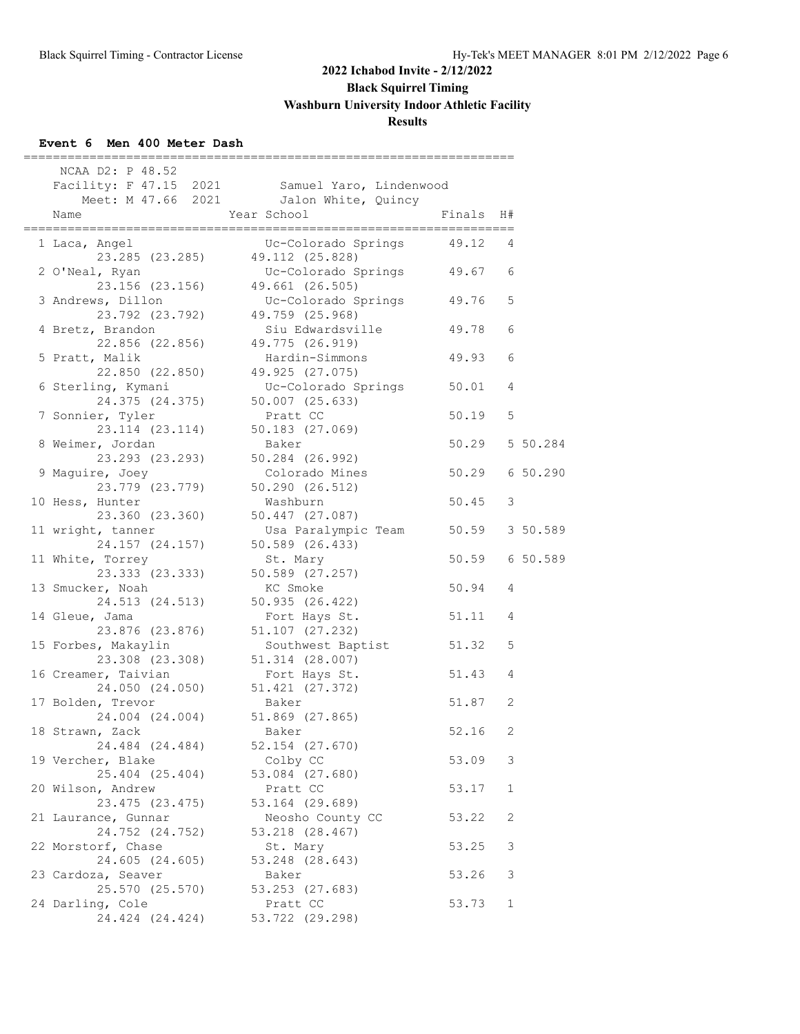## 2022 Ichabod Invite - 2/12/2022

**Black Squirrel Timing**

**Washburn University Indoor Athletic Facility**

**Results**

### Event 6 Men 400 Meter Dash

NCAA D2: P 48.52
Facility: F 47.15 2021 Samuel Yaro, Lindenwood
Meet: M 47.66 2021 Jalon White, Quincy

| Place | Name | Year | School | Finals | H# | Tiebreak |
|---|---|---|---|---|---|---|
| 1 | Laca, Angel | | Uc-Colorado Springs | 49.12 | 4 | |
| | 23.285 (23.285) 49.112 (25.828) | | | | | |
| 2 | O'Neal, Ryan | | Uc-Colorado Springs | 49.67 | 6 | |
| | 23.156 (23.156) 49.661 (26.505) | | | | | |
| 3 | Andrews, Dillon | | Uc-Colorado Springs | 49.76 | 5 | |
| | 23.792 (23.792) 49.759 (25.968) | | | | | |
| 4 | Bretz, Brandon | | Siu Edwardsville | 49.78 | 6 | |
| | 22.856 (22.856) 49.775 (26.919) | | | | | |
| 5 | Pratt, Malik | | Hardin-Simmons | 49.93 | 6 | |
| | 22.850 (22.850) 49.925 (27.075) | | | | | |
| 6 | Sterling, Kymani | | Uc-Colorado Springs | 50.01 | 4 | |
| | 24.375 (24.375) 50.007 (25.633) | | | | | |
| 7 | Sonnier, Tyler | | Pratt CC | 50.19 | 5 | |
| | 23.114 (23.114) 50.183 (27.069) | | | | | |
| 8 | Weimer, Jordan | | Baker | 50.29 | 5 | 50.284 |
| | 23.293 (23.293) 50.284 (26.992) | | | | | |
| 9 | Maguire, Joey | | Colorado Mines | 50.29 | 6 | 50.290 |
| | 23.779 (23.779) 50.290 (26.512) | | | | | |
| 10 | Hess, Hunter | | Washburn | 50.45 | 3 | |
| | 23.360 (23.360) 50.447 (27.087) | | | | | |
| 11 | wright, tanner | | Usa Paralympic Team | 50.59 | 3 | 50.589 |
| | 24.157 (24.157) 50.589 (26.433) | | | | | |
| 11 | White, Torrey | | St. Mary | 50.59 | 6 | 50.589 |
| | 23.333 (23.333) 50.589 (27.257) | | | | | |
| 13 | Smucker, Noah | | KC Smoke | 50.94 | 4 | |
| | 24.513 (24.513) 50.935 (26.422) | | | | | |
| 14 | Gleue, Jama | | Fort Hays St. | 51.11 | 4 | |
| | 23.876 (23.876) 51.107 (27.232) | | | | | |
| 15 | Forbes, Makaylin | | Southwest Baptist | 51.32 | 5 | |
| | 23.308 (23.308) 51.314 (28.007) | | | | | |
| 16 | Creamer, Taivian | | Fort Hays St. | 51.43 | 4 | |
| | 24.050 (24.050) 51.421 (27.372) | | | | | |
| 17 | Bolden, Trevor | | Baker | 51.87 | 2 | |
| | 24.004 (24.004) 51.869 (27.865) | | | | | |
| 18 | Strawn, Zack | | Baker | 52.16 | 2 | |
| | 24.484 (24.484) 52.154 (27.670) | | | | | |
| 19 | Vercher, Blake | | Colby CC | 53.09 | 3 | |
| | 25.404 (25.404) 53.084 (27.680) | | | | | |
| 20 | Wilson, Andrew | | Pratt CC | 53.17 | 1 | |
| | 23.475 (23.475) 53.164 (29.689) | | | | | |
| 21 | Laurance, Gunnar | | Neosho County CC | 53.22 | 2 | |
| | 24.752 (24.752) 53.218 (28.467) | | | | | |
| 22 | Morstorf, Chase | | St. Mary | 53.25 | 3 | |
| | 24.605 (24.605) 53.248 (28.643) | | | | | |
| 23 | Cardoza, Seaver | | Baker | 53.26 | 3 | |
| | 25.570 (25.570) 53.253 (27.683) | | | | | |
| 24 | Darling, Cole | | Pratt CC | 53.73 | 1 | |
| | 24.424 (24.424) 53.722 (29.298) | | | | | |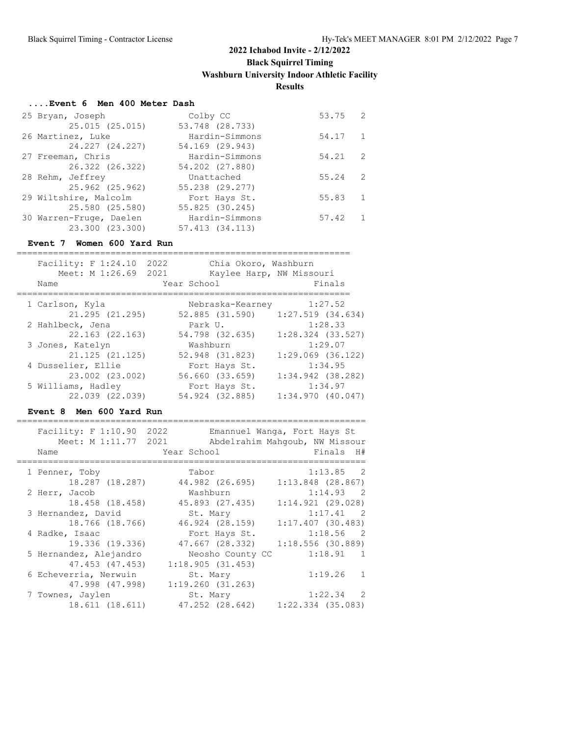## 2022 Ichabod Invite - 2/12/2022

**Black Squirrel Timing**

**Washburn University Indoor Athletic Facility**

**Results**

### ....Event 6 Men 400 Meter Dash

| Place | Name | School | Finals | H# |
|---|---|---|---|---|
| 25 | Bryan, Joseph | Colby CC | 53.75 | 2 |
| | 25.015 (25.015) | 53.748 (28.733) | | |
| 26 | Martinez, Luke | Hardin-Simmons | 54.17 | 1 |
| | 24.227 (24.227) | 54.169 (29.943) | | |
| 27 | Freeman, Chris | Hardin-Simmons | 54.21 | 2 |
| | 26.322 (26.322) | 54.202 (27.880) | | |
| 28 | Rehm, Jeffrey | Unattached | 55.24 | 2 |
| | 25.962 (25.962) | 55.238 (29.277) | | |
| 29 | Wiltshire, Malcolm | Fort Hays St. | 55.83 | 1 |
| | 25.580 (25.580) | 55.825 (30.245) | | |
| 30 | Warren-Fruge, Daelen | Hardin-Simmons | 57.42 | 1 |
| | 23.300 (23.300) | 57.413 (34.113) | | |

### Event 7 Women 600 Yard Run

Facility: F 1:24.10 2022 Chia Okoro, Washburn
Meet: M 1:26.69 2021 Kaylee Harp, NW Missouri

| Place | Name | Year School | | Finals |
|---|---|---|---|---|
| 1 | Carlson, Kyla | Nebraska-Kearney | | 1:27.52 |
| | 21.295 (21.295) | 52.885 (31.590) | 1:27.519 (34.634) | |
| 2 | Hahlbeck, Jena | Park U. | | 1:28.33 |
| | 22.163 (22.163) | 54.798 (32.635) | 1:28.324 (33.527) | |
| 3 | Jones, Katelyn | Washburn | | 1:29.07 |
| | 21.125 (21.125) | 52.948 (31.823) | 1:29.069 (36.122) | |
| 4 | Dusselier, Ellie | Fort Hays St. | | 1:34.95 |
| | 23.002 (23.002) | 56.660 (33.659) | 1:34.942 (38.282) | |
| 5 | Williams, Hadley | Fort Hays St. | | 1:34.97 |
| | 22.039 (22.039) | 54.924 (32.885) | 1:34.970 (40.047) | |

### Event 8 Men 600 Yard Run

Facility: F 1:10.90 2022 Emannuel Wanga, Fort Hays St
Meet: M 1:11.77 2021 Abdelrahim Mahgoub, NW Missour

| Place | Name | Year School | | Finals | H# |
|---|---|---|---|---|---|
| 1 | Penner, Toby | Tabor | | 1:13.85 | 2 |
| | 18.287 (18.287) | 44.982 (26.695) | 1:13.848 (28.867) | | |
| 2 | Herr, Jacob | Washburn | | 1:14.93 | 2 |
| | 18.458 (18.458) | 45.893 (27.435) | 1:14.921 (29.028) | | |
| 3 | Hernandez, David | St. Mary | | 1:17.41 | 2 |
| | 18.766 (18.766) | 46.924 (28.159) | 1:17.407 (30.483) | | |
| 4 | Radke, Isaac | Fort Hays St. | | 1:18.56 | 2 |
| | 19.336 (19.336) | 47.667 (28.332) | 1:18.556 (30.889) | | |
| 5 | Hernandez, Alejandro | Neosho County CC | | 1:18.91 | 1 |
| | 47.453 (47.453) | 1:18.905 (31.453) | | | |
| 6 | Echeverria, Nerwuin | St. Mary | | 1:19.26 | 1 |
| | 47.998 (47.998) | 1:19.260 (31.263) | | | |
| 7 | Townes, Jaylen | St. Mary | | 1:22.34 | 2 |
| | 18.611 (18.611) | 47.252 (28.642) | 1:22.334 (35.083) | | |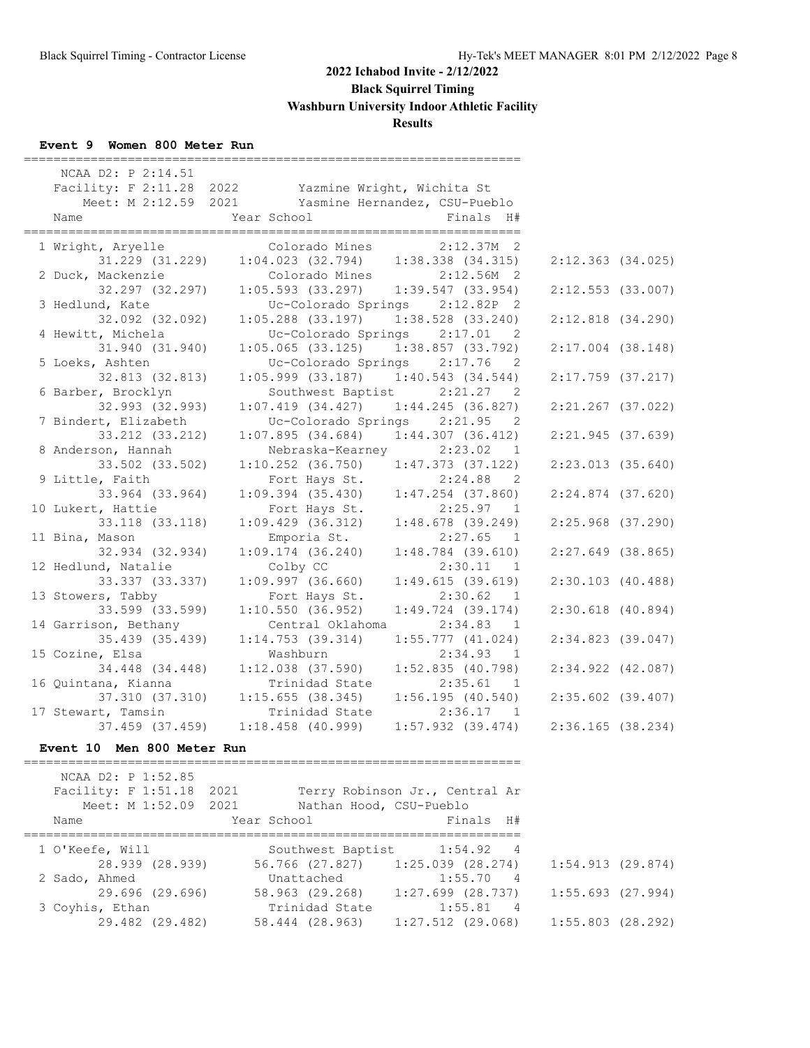# 2022 Ichabod Invite - 2/12/2022

## Black Squirrel Timing

## Washburn University Indoor Athletic Facility

## Results

### Event 9 Women 800 Meter Run

NCAA D2: P 2:14.51
Facility: F 2:11.28 2022 Yazmine Wright, Wichita St
Meet: M 2:12.59 2021 Yasmine Hernandez, CSU-Pueblo

| Place | Name | Year | School | Finals | H# |
|---|---|---|---|---|---|
| 1 | Wright, Aryelle | | Colorado Mines | 2:12.37M | 2 |
| | 31.229 (31.229) | 1:04.023 (32.794) | 1:38.338 (34.315) | 2:12.363 (34.025) | |
| 2 | Duck, Mackenzie | | Colorado Mines | 2:12.56M | 2 |
| | 32.297 (32.297) | 1:05.593 (33.297) | 1:39.547 (33.954) | 2:12.553 (33.007) | |
| 3 | Hedlund, Kate | | Uc-Colorado Springs | 2:12.82P | 2 |
| | 32.092 (32.092) | 1:05.288 (33.197) | 1:38.528 (33.240) | 2:12.818 (34.290) | |
| 4 | Hewitt, Michela | | Uc-Colorado Springs | 2:17.01 | 2 |
| | 31.940 (31.940) | 1:05.065 (33.125) | 1:38.857 (33.792) | 2:17.004 (38.148) | |
| 5 | Loeks, Ashten | | Uc-Colorado Springs | 2:17.76 | 2 |
| | 32.813 (32.813) | 1:05.999 (33.187) | 1:40.543 (34.544) | 2:17.759 (37.217) | |
| 6 | Barber, Brocklyn | | Southwest Baptist | 2:21.27 | 2 |
| | 32.993 (32.993) | 1:07.419 (34.427) | 1:44.245 (36.827) | 2:21.267 (37.022) | |
| 7 | Bindert, Elizabeth | | Uc-Colorado Springs | 2:21.95 | 2 |
| | 33.212 (33.212) | 1:07.895 (34.684) | 1:44.307 (36.412) | 2:21.945 (37.639) | |
| 8 | Anderson, Hannah | | Nebraska-Kearney | 2:23.02 | 1 |
| | 33.502 (33.502) | 1:10.252 (36.750) | 1:47.373 (37.122) | 2:23.013 (35.640) | |
| 9 | Little, Faith | | Fort Hays St. | 2:24.88 | 2 |
| | 33.964 (33.964) | 1:09.394 (35.430) | 1:47.254 (37.860) | 2:24.874 (37.620) | |
| 10 | Lukert, Hattie | | Fort Hays St. | 2:25.97 | 1 |
| | 33.118 (33.118) | 1:09.429 (36.312) | 1:48.678 (39.249) | 2:25.968 (37.290) | |
| 11 | Bina, Mason | | Emporia St. | 2:27.65 | 1 |
| | 32.934 (32.934) | 1:09.174 (36.240) | 1:48.784 (39.610) | 2:27.649 (38.865) | |
| 12 | Hedlund, Natalie | | Colby CC | 2:30.11 | 1 |
| | 33.337 (33.337) | 1:09.997 (36.660) | 1:49.615 (39.619) | 2:30.103 (40.488) | |
| 13 | Stowers, Tabby | | Fort Hays St. | 2:30.62 | 1 |
| | 33.599 (33.599) | 1:10.550 (36.952) | 1:49.724 (39.174) | 2:30.618 (40.894) | |
| 14 | Garrison, Bethany | | Central Oklahoma | 2:34.83 | 1 |
| | 35.439 (35.439) | 1:14.753 (39.314) | 1:55.777 (41.024) | 2:34.823 (39.047) | |
| 15 | Cozine, Elsa | | Washburn | 2:34.93 | 1 |
| | 34.448 (34.448) | 1:12.038 (37.590) | 1:52.835 (40.798) | 2:34.922 (42.087) | |
| 16 | Quintana, Kianna | | Trinidad State | 2:35.61 | 1 |
| | 37.310 (37.310) | 1:15.655 (38.345) | 1:56.195 (40.540) | 2:35.602 (39.407) | |
| 17 | Stewart, Tamsin | | Trinidad State | 2:36.17 | 1 |
| | 37.459 (37.459) | 1:18.458 (40.999) | 1:57.932 (39.474) | 2:36.165 (38.234) | |

### Event 10 Men 800 Meter Run

NCAA D2: P 1:52.85
Facility: F 1:51.18 2021 Terry Robinson Jr., Central Ar
Meet: M 1:52.09 2021 Nathan Hood, CSU-Pueblo

| Place | Name | Year | School | Finals | H# |
|---|---|---|---|---|---|
| 1 | O'Keefe, Will | | Southwest Baptist | 1:54.92 | 4 |
| | 28.939 (28.939) | 56.766 (27.827) | 1:25.039 (28.274) | 1:54.913 (29.874) | |
| 2 | Sado, Ahmed | | Unattached | 1:55.70 | 4 |
| | 29.696 (29.696) | 58.963 (29.268) | 1:27.699 (28.737) | 1:55.693 (27.994) | |
| 3 | Coyhis, Ethan | | Trinidad State | 1:55.81 | 4 |
| | 29.482 (29.482) | 58.444 (28.963) | 1:27.512 (29.068) | 1:55.803 (28.292) | |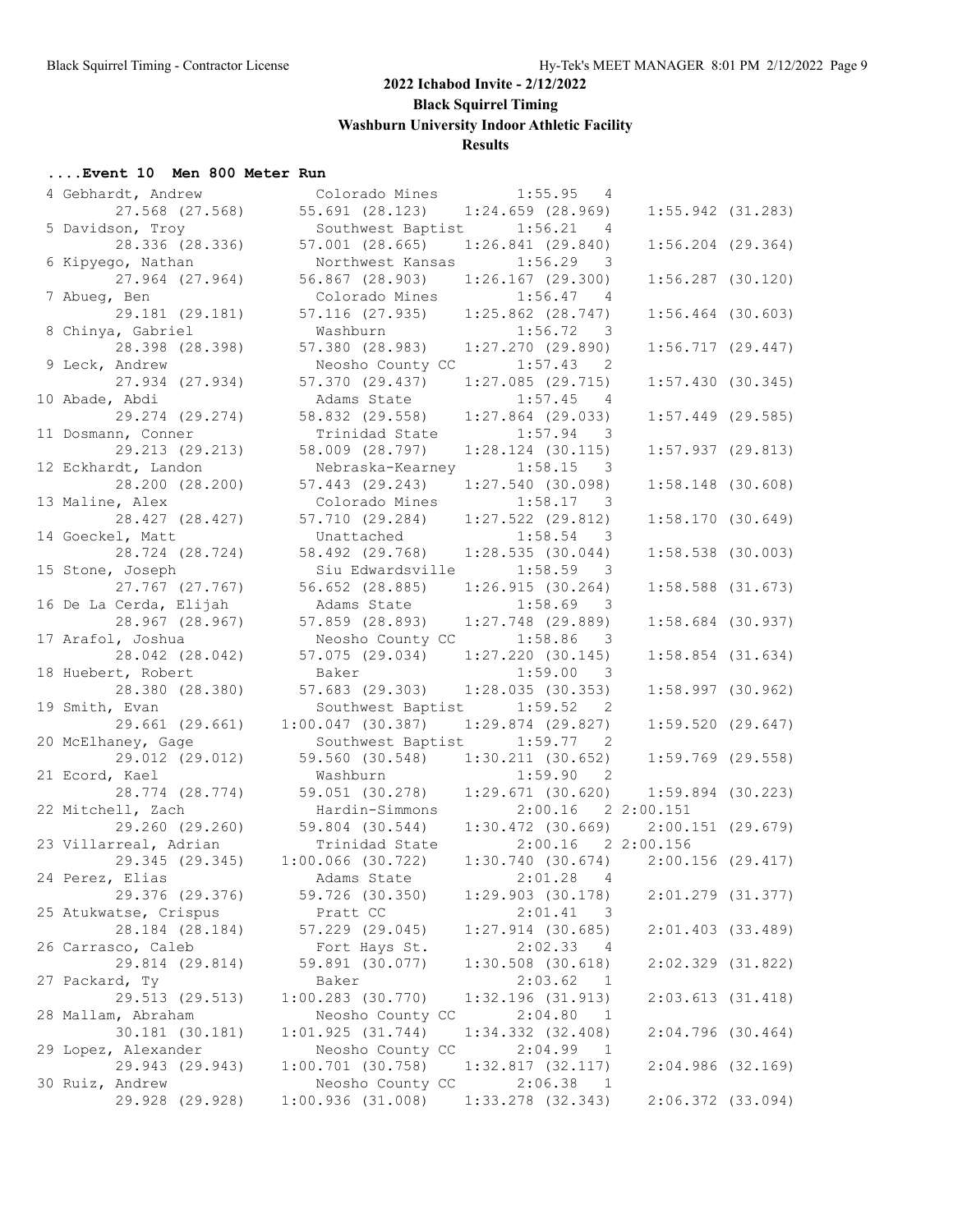## 2022 Ichabod Invite - 2/12/2022

**Black Squirrel Timing**

**Washburn University Indoor Athletic Facility**

**Results**

### ....Event 10 Men 800 Meter Run

```
  4 Gebhardt, Andrew           Colorado Mines          1:55.95  4 
        27.568 (27.568)      55.691 (28.123)    1:24.659 (28.969)    1:55.942 (31.283)
  5 Davidson, Troy             Southwest Baptist       1:56.21  4 
        28.336 (28.336)      57.001 (28.665)    1:26.841 (29.840)    1:56.204 (29.364)
  6 Kipyego, Nathan            Northwest Kansas        1:56.29  3 
        27.964 (27.964)      56.867 (28.903)    1:26.167 (29.300)    1:56.287 (30.120)
  7 Abueg, Ben                 Colorado Mines          1:56.47  4 
        29.181 (29.181)      57.116 (27.935)    1:25.862 (28.747)    1:56.464 (30.603)
  8 Chinya, Gabriel            Washburn                1:56.72  3 
        28.398 (28.398)      57.380 (28.983)    1:27.270 (29.890)    1:56.717 (29.447)
  9 Leck, Andrew               Neosho County CC        1:57.43  2 
        27.934 (27.934)      57.370 (29.437)    1:27.085 (29.715)    1:57.430 (30.345)
 10 Abade, Abdi                Adams State             1:57.45  4 
        29.274 (29.274)      58.832 (29.558)    1:27.864 (29.033)    1:57.449 (29.585)
 11 Dosmann, Conner            Trinidad State          1:57.94  3 
        29.213 (29.213)      58.009 (28.797)    1:28.124 (30.115)    1:57.937 (29.813)
 12 Eckhardt, Landon           Nebraska-Kearney        1:58.15  3 
        28.200 (28.200)      57.443 (29.243)    1:27.540 (30.098)    1:58.148 (30.608)
 13 Maline, Alex               Colorado Mines          1:58.17  3 
        28.427 (28.427)      57.710 (29.284)    1:27.522 (29.812)    1:58.170 (30.649)
 14 Goeckel, Matt              Unattached              1:58.54  3 
        28.724 (28.724)      58.492 (29.768)    1:28.535 (30.044)    1:58.538 (30.003)
 15 Stone, Joseph              Siu Edwardsville        1:58.59  3 
        27.767 (27.767)      56.652 (28.885)    1:26.915 (30.264)    1:58.588 (31.673)
 16 De La Cerda, Elijah        Adams State             1:58.69  3 
        28.967 (28.967)      57.859 (28.893)    1:27.748 (29.889)    1:58.684 (30.937)
 17 Arafol, Joshua             Neosho County CC        1:58.86  3 
        28.042 (28.042)      57.075 (29.034)    1:27.220 (30.145)    1:58.854 (31.634)
 18 Huebert, Robert            Baker                   1:59.00  3 
        28.380 (28.380)      57.683 (29.303)    1:28.035 (30.353)    1:58.997 (30.962)
 19 Smith, Evan                Southwest Baptist       1:59.52  2 
        29.661 (29.661)    1:00.047 (30.387)    1:29.874 (29.827)    1:59.520 (29.647)
 20 McElhaney, Gage            Southwest Baptist       1:59.77  2 
        29.012 (29.012)      59.560 (30.548)    1:30.211 (30.652)    1:59.769 (29.558)
 21 Ecord, Kael                Washburn                1:59.90  2 
        28.774 (28.774)      59.051 (30.278)    1:29.671 (30.620)    1:59.894 (30.223)
 22 Mitchell, Zach             Hardin-Simmons          2:00.16  2 2:00.151
        29.260 (29.260)      59.804 (30.544)    1:30.472 (30.669)    2:00.151 (29.679)
 23 Villarreal, Adrian         Trinidad State          2:00.16  2 2:00.156
        29.345 (29.345)    1:00.066 (30.722)    1:30.740 (30.674)    2:00.156 (29.417)
 24 Perez, Elias               Adams State             2:01.28  4 
        29.376 (29.376)      59.726 (30.350)    1:29.903 (30.178)    2:01.279 (31.377)
 25 Atukwatse, Crispus         Pratt CC                2:01.41  3 
        28.184 (28.184)      57.229 (29.045)    1:27.914 (30.685)    2:01.403 (33.489)
 26 Carrasco, Caleb            Fort Hays St.           2:02.33  4 
        29.814 (29.814)      59.891 (30.077)    1:30.508 (30.618)    2:02.329 (31.822)
 27 Packard, Ty                Baker                   2:03.62  1 
        29.513 (29.513)    1:00.283 (30.770)    1:32.196 (31.913)    2:03.613 (31.418)
 28 Mallam, Abraham            Neosho County CC        2:04.80  1 
        30.181 (30.181)    1:01.925 (31.744)    1:34.332 (32.408)    2:04.796 (30.464)
 29 Lopez, Alexander           Neosho County CC        2:04.99  1 
        29.943 (29.943)    1:00.701 (30.758)    1:32.817 (32.117)    2:04.986 (32.169)
 30 Ruiz, Andrew               Neosho County CC        2:06.38  1 
        29.928 (29.928)    1:00.936 (31.008)    1:33.278 (32.343)    2:06.372 (33.094)
```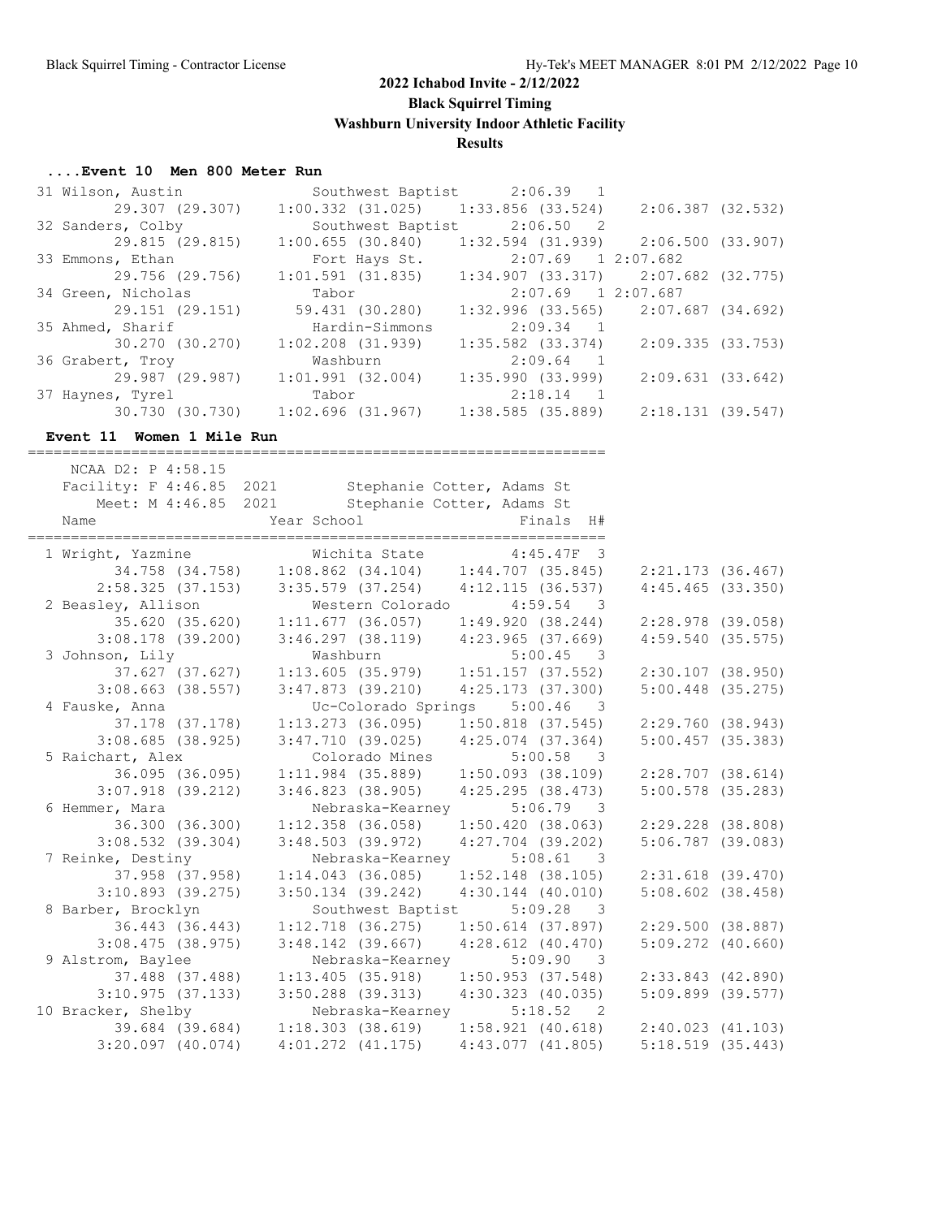# 2022 Ichabod Invite - 2/12/2022

## Black Squirrel Timing

## Washburn University Indoor Athletic Facility

## Results

### ....Event 10 Men 800 Meter Run

```
 31 Wilson, Austin              Southwest Baptist      2:06.39  1 
        29.307 (29.307)     1:00.332 (31.025)     1:33.856 (33.524)     2:06.387 (32.532)
 32 Sanders, Colby              Southwest Baptist      2:06.50  2 
        29.815 (29.815)     1:00.655 (30.840)     1:32.594 (31.939)     2:06.500 (33.907)
 33 Emmons, Ethan               Fort Hays St.          2:07.69  1 2:07.682
        29.756 (29.756)     1:01.591 (31.835)     1:34.907 (33.317)     2:07.682 (32.775)
 34 Green, Nicholas             Tabor                  2:07.69  1 2:07.687
        29.151 (29.151)       59.431 (30.280)     1:32.996 (33.565)     2:07.687 (34.692)
 35 Ahmed, Sharif               Hardin-Simmons         2:09.34  1 
        30.270 (30.270)     1:02.208 (31.939)     1:35.582 (33.374)     2:09.335 (33.753)
 36 Grabert, Troy               Washburn               2:09.64  1 
        29.987 (29.987)     1:01.991 (32.004)     1:35.990 (33.999)     2:09.631 (33.642)
 37 Haynes, Tyrel               Tabor                  2:18.14  1 
        30.730 (30.730)     1:02.696 (31.967)     1:38.585 (35.889)     2:18.131 (39.547)
```

### Event 11 Women 1 Mile Run

```
===================================================================
    NCAA D2: P 4:58.15
   Facility: F 4:46.85  2021        Stephanie Cotter, Adams St
       Meet: M 4:46.85  2021        Stephanie Cotter, Adams St
    Name                    Year School                  Finals  H#
===================================================================
  1 Wright, Yazmine              Wichita State          4:45.47F  3 
        34.758 (34.758)     1:08.862 (34.104)     1:44.707 (35.845)     2:21.173 (36.467)
      2:58.325 (37.153)     3:35.579 (37.254)     4:12.115 (36.537)     4:45.465 (33.350)
  2 Beasley, Allison             Western Colorado       4:59.54  3 
        35.620 (35.620)     1:11.677 (36.057)     1:49.920 (38.244)     2:28.978 (39.058)
      3:08.178 (39.200)     3:46.297 (38.119)     4:23.965 (37.669)     4:59.540 (35.575)
  3 Johnson, Lily                Washburn               5:00.45  3 
        37.627 (37.627)     1:13.605 (35.979)     1:51.157 (37.552)     2:30.107 (38.950)
      3:08.663 (38.557)     3:47.873 (39.210)     4:25.173 (37.300)     5:00.448 (35.275)
  4 Fauske, Anna                 Uc-Colorado Springs    5:00.46  3 
        37.178 (37.178)     1:13.273 (36.095)     1:50.818 (37.545)     2:29.760 (38.943)
      3:08.685 (38.925)     3:47.710 (39.025)     4:25.074 (37.364)     5:00.457 (35.383)
  5 Raichart, Alex               Colorado Mines         5:00.58  3 
        36.095 (36.095)     1:11.984 (35.889)     1:50.093 (38.109)     2:28.707 (38.614)
      3:07.918 (39.212)     3:46.823 (38.905)     4:25.295 (38.473)     5:00.578 (35.283)
  6 Hemmer, Mara                 Nebraska-Kearney       5:06.79  3 
        36.300 (36.300)     1:12.358 (36.058)     1:50.420 (38.063)     2:29.228 (38.808)
      3:08.532 (39.304)     3:48.503 (39.972)     4:27.704 (39.202)     5:06.787 (39.083)
  7 Reinke, Destiny              Nebraska-Kearney       5:08.61  3 
        37.958 (37.958)     1:14.043 (36.085)     1:52.148 (38.105)     2:31.618 (39.470)
      3:10.893 (39.275)     3:50.134 (39.242)     4:30.144 (40.010)     5:08.602 (38.458)
  8 Barber, Brocklyn             Southwest Baptist      5:09.28  3 
        36.443 (36.443)     1:12.718 (36.275)     1:50.614 (37.897)     2:29.500 (38.887)
      3:08.475 (38.975)     3:48.142 (39.667)     4:28.612 (40.470)     5:09.272 (40.660)
  9 Alstrom, Baylee              Nebraska-Kearney       5:09.90  3 
        37.488 (37.488)     1:13.405 (35.918)     1:50.953 (37.548)     2:33.843 (42.890)
      3:10.975 (37.133)     3:50.288 (39.313)     4:30.323 (40.035)     5:09.899 (39.577)
 10 Bracker, Shelby              Nebraska-Kearney       5:18.52  2 
        39.684 (39.684)     1:18.303 (38.619)     1:58.921 (40.618)     2:40.023 (41.103)
      3:20.097 (40.074)     4:01.272 (41.175)     4:43.077 (41.805)     5:18.519 (35.443)
```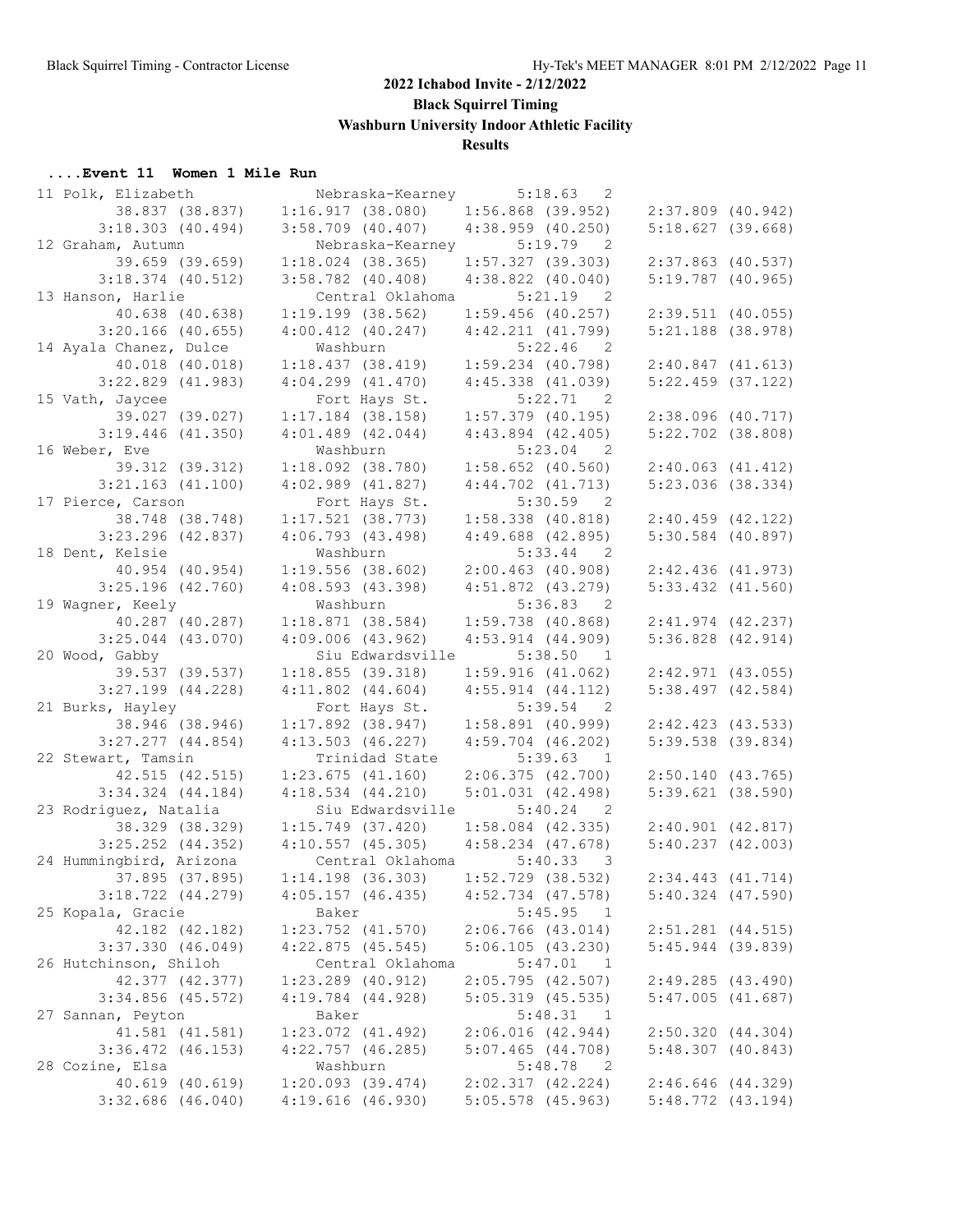# 2022 Ichabod Invite - 2/12/2022

## Black Squirrel Timing

## Washburn University Indoor Athletic Facility

## Results

### ....Event 11 Women 1 Mile Run

```
11 Polk, Elizabeth            Nebraska-Kearney       5:18.63  2
         38.837 (38.837)    1:16.917 (38.080)    1:56.868 (39.952)    2:37.809 (40.942)
       3:18.303 (40.494)    3:58.709 (40.407)    4:38.959 (40.250)    5:18.627 (39.668)
12 Graham, Autumn             Nebraska-Kearney       5:19.79  2
         39.659 (39.659)    1:18.024 (38.365)    1:57.327 (39.303)    2:37.863 (40.537)
       3:18.374 (40.512)    3:58.782 (40.408)    4:38.822 (40.040)    5:19.787 (40.965)
13 Hanson, Harlie             Central Oklahoma       5:21.19  2
         40.638 (40.638)    1:19.199 (38.562)    1:59.456 (40.257)    2:39.511 (40.055)
       3:20.166 (40.655)    4:00.412 (40.247)    4:42.211 (41.799)    5:21.188 (38.978)
14 Ayala Chanez, Dulce        Washburn               5:22.46  2
         40.018 (40.018)    1:18.437 (38.419)    1:59.234 (40.798)    2:40.847 (41.613)
       3:22.829 (41.983)    4:04.299 (41.470)    4:45.338 (41.039)    5:22.459 (37.122)
15 Vath, Jaycee               Fort Hays St.          5:22.71  2
         39.027 (39.027)    1:17.184 (38.158)    1:57.379 (40.195)    2:38.096 (40.717)
       3:19.446 (41.350)    4:01.489 (42.044)    4:43.894 (42.405)    5:22.702 (38.808)
16 Weber, Eve                 Washburn               5:23.04  2
         39.312 (39.312)    1:18.092 (38.780)    1:58.652 (40.560)    2:40.063 (41.412)
       3:21.163 (41.100)    4:02.989 (41.827)    4:44.702 (41.713)    5:23.036 (38.334)
17 Pierce, Carson             Fort Hays St.          5:30.59  2
         38.748 (38.748)    1:17.521 (38.773)    1:58.338 (40.818)    2:40.459 (42.122)
       3:23.296 (42.837)    4:06.793 (43.498)    4:49.688 (42.895)    5:30.584 (40.897)
18 Dent, Kelsie               Washburn               5:33.44  2
         40.954 (40.954)    1:19.556 (38.602)    2:00.463 (40.908)    2:42.436 (41.973)
       3:25.196 (42.760)    4:08.593 (43.398)    4:51.872 (43.279)    5:33.432 (41.560)
19 Wagner, Keely              Washburn               5:36.83  2
         40.287 (40.287)    1:18.871 (38.584)    1:59.738 (40.868)    2:41.974 (42.237)
       3:25.044 (43.070)    4:09.006 (43.962)    4:53.914 (44.909)    5:36.828 (42.914)
20 Wood, Gabby                Siu Edwardsville       5:38.50  1
         39.537 (39.537)    1:18.855 (39.318)    1:59.916 (41.062)    2:42.971 (43.055)
       3:27.199 (44.228)    4:11.802 (44.604)    4:55.914 (44.112)    5:38.497 (42.584)
21 Burks, Hayley              Fort Hays St.          5:39.54  2
         38.946 (38.946)    1:17.892 (38.947)    1:58.891 (40.999)    2:42.423 (43.533)
       3:27.277 (44.854)    4:13.503 (46.227)    4:59.704 (46.202)    5:39.538 (39.834)
22 Stewart, Tamsin            Trinidad State         5:39.63  1
         42.515 (42.515)    1:23.675 (41.160)    2:06.375 (42.700)    2:50.140 (43.765)
       3:34.324 (44.184)    4:18.534 (44.210)    5:01.031 (42.498)    5:39.621 (38.590)
23 Rodriguez, Natalia         Siu Edwardsville       5:40.24  2
         38.329 (38.329)    1:15.749 (37.420)    1:58.084 (42.335)    2:40.901 (42.817)
       3:25.252 (44.352)    4:10.557 (45.305)    4:58.234 (47.678)    5:40.237 (42.003)
24 Hummingbird, Arizona       Central Oklahoma       5:40.33  3
         37.895 (37.895)    1:14.198 (36.303)    1:52.729 (38.532)    2:34.443 (41.714)
       3:18.722 (44.279)    4:05.157 (46.435)    4:52.734 (47.578)    5:40.324 (47.590)
25 Kopala, Gracie             Baker                  5:45.95  1
         42.182 (42.182)    1:23.752 (41.570)    2:06.766 (43.014)    2:51.281 (44.515)
       3:37.330 (46.049)    4:22.875 (45.545)    5:06.105 (43.230)    5:45.944 (39.839)
26 Hutchinson, Shiloh         Central Oklahoma       5:47.01  1
         42.377 (42.377)    1:23.289 (40.912)    2:05.795 (42.507)    2:49.285 (43.490)
       3:34.856 (45.572)    4:19.784 (44.928)    5:05.319 (45.535)    5:47.005 (41.687)
27 Sannan, Peyton             Baker                  5:48.31  1
         41.581 (41.581)    1:23.072 (41.492)    2:06.016 (42.944)    2:50.320 (44.304)
       3:36.472 (46.153)    4:22.757 (46.285)    5:07.465 (44.708)    5:48.307 (40.843)
28 Cozine, Elsa               Washburn               5:48.78  2
         40.619 (40.619)    1:20.093 (39.474)    2:02.317 (42.224)    2:46.646 (44.329)
       3:32.686 (46.040)    4:19.616 (46.930)    5:05.578 (45.963)    5:48.772 (43.194)
```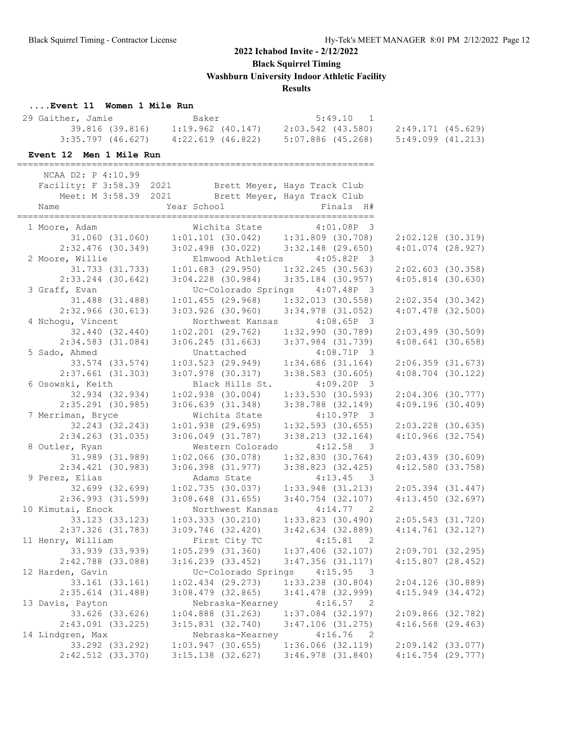# 2022 Ichabod Invite - 2/12/2022

**Black Squirrel Timing**

**Washburn University Indoor Athletic Facility**

**Results**

### ....Event 11 Women 1 Mile Run

```
 29 Gaither, Jamie            Baker                     5:49.10   1 
         39.816 (39.816)    1:19.962 (40.147)    2:03.542 (43.580)    2:49.171 (45.629)
       3:35.797 (46.627)    4:22.619 (46.822)    5:07.886 (45.268)    5:49.099 (41.213)
```

### Event 12 Men 1 Mile Run

```
===================================================================
    NCAA D2: P 4:10.99
   Facility: F 3:58.39  2021        Brett Meyer, Hays Track Club
       Meet: M 3:58.39  2021        Brett Meyer, Hays Track Club
    Name                    Year School                  Finals  H# 
===================================================================
  1 Moore, Adam                 Wichita State           4:01.08P  3 
         31.060 (31.060)    1:01.101 (30.042)    1:31.809 (30.708)    2:02.128 (30.319)
       2:32.476 (30.349)    3:02.498 (30.022)    3:32.148 (29.650)    4:01.074 (28.927)
  2 Moore, Willie               Elmwood Athletics       4:05.82P  3 
         31.733 (31.733)    1:01.683 (29.950)    1:32.245 (30.563)    2:02.603 (30.358)
       2:33.244 (30.642)    3:04.228 (30.984)    3:35.184 (30.957)    4:05.814 (30.630)
  3 Graff, Evan                 Uc-Colorado Springs     4:07.48P  3 
         31.488 (31.488)    1:01.455 (29.968)    1:32.013 (30.558)    2:02.354 (30.342)
       2:32.966 (30.613)    3:03.926 (30.960)    3:34.978 (31.052)    4:07.478 (32.500)
  4 Nchogu, Vincent             Northwest Kansas        4:08.65P  3 
         32.440 (32.440)    1:02.201 (29.762)    1:32.990 (30.789)    2:03.499 (30.509)
       2:34.583 (31.084)    3:06.245 (31.663)    3:37.984 (31.739)    4:08.641 (30.658)
  5 Sado, Ahmed                 Unattached              4:08.71P  3 
         33.574 (33.574)    1:03.523 (29.949)    1:34.686 (31.164)    2:06.359 (31.673)
       2:37.661 (31.303)    3:07.978 (30.317)    3:38.583 (30.605)    4:08.704 (30.122)
  6 Osowski, Keith              Black Hills St.         4:09.20P  3 
         32.934 (32.934)    1:02.938 (30.004)    1:33.530 (30.593)    2:04.306 (30.777)
       2:35.291 (30.985)    3:06.639 (31.348)    3:38.788 (32.149)    4:09.196 (30.409)
  7 Merriman, Bryce             Wichita State           4:10.97P  3 
         32.243 (32.243)    1:01.938 (29.695)    1:32.593 (30.655)    2:03.228 (30.635)
       2:34.263 (31.035)    3:06.049 (31.787)    3:38.213 (32.164)    4:10.966 (32.754)
  8 Outler, Ryan                Western Colorado        4:12.58   3 
         31.989 (31.989)    1:02.066 (30.078)    1:32.830 (30.764)    2:03.439 (30.609)
       2:34.421 (30.983)    3:06.398 (31.977)    3:38.823 (32.425)    4:12.580 (33.758)
  9 Perez, Elias                Adams State             4:13.45   3 
         32.699 (32.699)    1:02.735 (30.037)    1:33.948 (31.213)    2:05.394 (31.447)
       2:36.993 (31.599)    3:08.648 (31.655)    3:40.754 (32.107)    4:13.450 (32.697)
 10 Kimutai, Enock              Northwest Kansas        4:14.77   2 
         33.123 (33.123)    1:03.333 (30.210)    1:33.823 (30.490)    2:05.543 (31.720)
       2:37.326 (31.783)    3:09.746 (32.420)    3:42.634 (32.889)    4:14.761 (32.127)
 11 Henry, William              First City TC           4:15.81   2 
         33.939 (33.939)    1:05.299 (31.360)    1:37.406 (32.107)    2:09.701 (32.295)
       2:42.788 (33.088)    3:16.239 (33.452)    3:47.356 (31.117)    4:15.807 (28.452)
 12 Harden, Gavin               Uc-Colorado Springs     4:15.95   3 
         33.161 (33.161)    1:02.434 (29.273)    1:33.238 (30.804)    2:04.126 (30.889)
       2:35.614 (31.488)    3:08.479 (32.865)    3:41.478 (32.999)    4:15.949 (34.472)
 13 Davis, Payton               Nebraska-Kearney        4:16.57   2 
         33.626 (33.626)    1:04.888 (31.263)    1:37.084 (32.197)    2:09.866 (32.782)
       2:43.091 (33.225)    3:15.831 (32.740)    3:47.106 (31.275)    4:16.568 (29.463)
 14 Lindgren, Max               Nebraska-Kearney        4:16.76   2 
         33.292 (33.292)    1:03.947 (30.655)    1:36.066 (32.119)    2:09.142 (33.077)
       2:42.512 (33.370)    3:15.138 (32.627)    3:46.978 (31.840)    4:16.754 (29.777)
```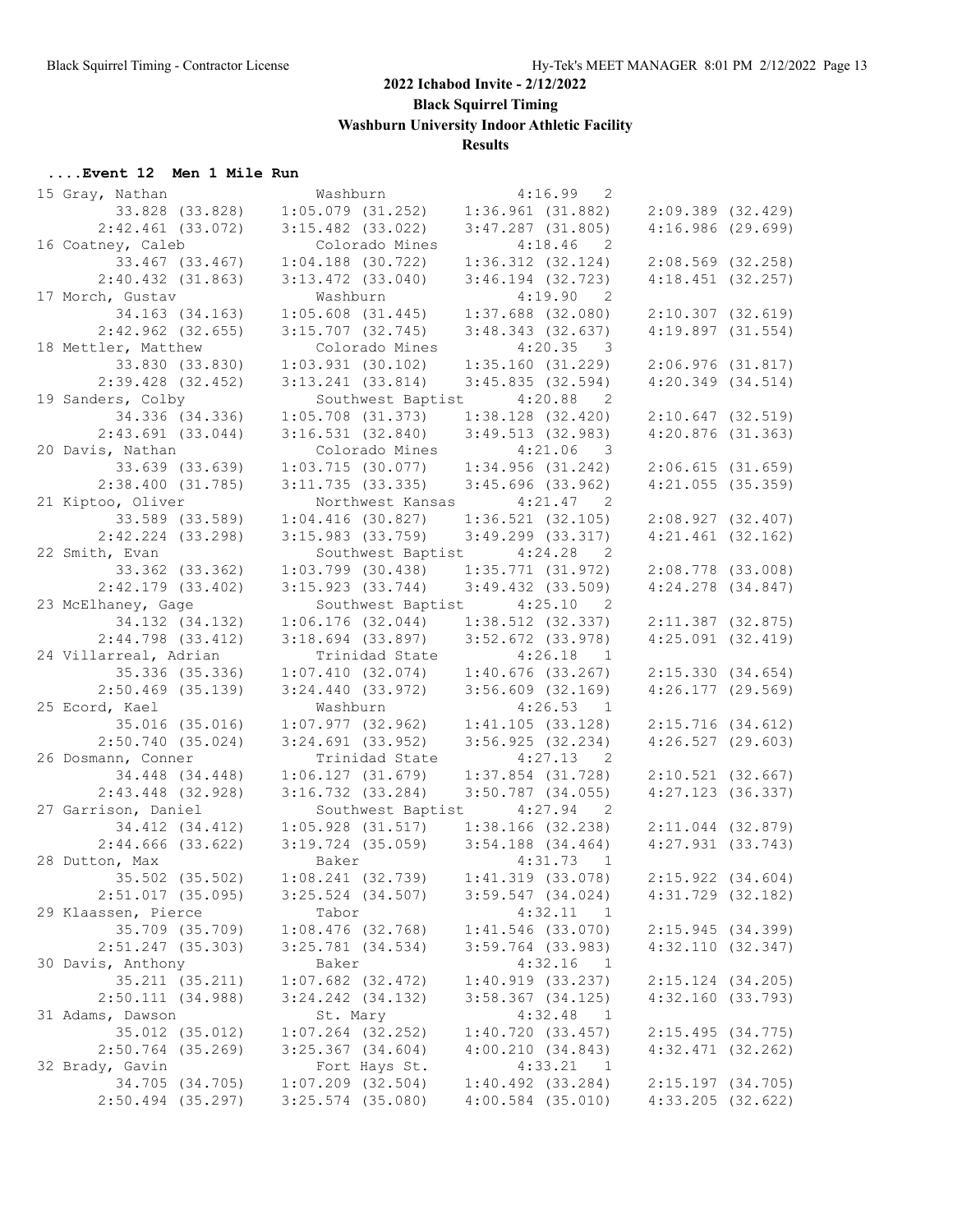**2022 Ichabod Invite - 2/12/2022**

**Black Squirrel Timing**

**Washburn University Indoor Athletic Facility**

**Results**

### ....Event 12 Men 1 Mile Run

```
 15 Gray, Nathan                 Washburn                4:16.99  2 
        33.828 (33.828)     1:05.079 (31.252)     1:36.961 (31.882)     2:09.389 (32.429)
      2:42.461 (33.072)     3:15.482 (33.022)     3:47.287 (31.805)     4:16.986 (29.699)
 16 Coatney, Caleb               Colorado Mines          4:18.46  2 
        33.467 (33.467)     1:04.188 (30.722)     1:36.312 (32.124)     2:08.569 (32.258)
      2:40.432 (31.863)     3:13.472 (33.040)     3:46.194 (32.723)     4:18.451 (32.257)
 17 Morch, Gustav                Washburn                4:19.90  2 
        34.163 (34.163)     1:05.608 (31.445)     1:37.688 (32.080)     2:10.307 (32.619)
      2:42.962 (32.655)     3:15.707 (32.745)     3:48.343 (32.637)     4:19.897 (31.554)
 18 Mettler, Matthew             Colorado Mines          4:20.35  3 
        33.830 (33.830)     1:03.931 (30.102)     1:35.160 (31.229)     2:06.976 (31.817)
      2:39.428 (32.452)     3:13.241 (33.814)     3:45.835 (32.594)     4:20.349 (34.514)
 19 Sanders, Colby               Southwest Baptist       4:20.88  2 
        34.336 (34.336)     1:05.708 (31.373)     1:38.128 (32.420)     2:10.647 (32.519)
      2:43.691 (33.044)     3:16.531 (32.840)     3:49.513 (32.983)     4:20.876 (31.363)
 20 Davis, Nathan                Colorado Mines          4:21.06  3 
        33.639 (33.639)     1:03.715 (30.077)     1:34.956 (31.242)     2:06.615 (31.659)
      2:38.400 (31.785)     3:11.735 (33.335)     3:45.696 (33.962)     4:21.055 (35.359)
 21 Kiptoo, Oliver               Northwest Kansas        4:21.47  2 
        33.589 (33.589)     1:04.416 (30.827)     1:36.521 (32.105)     2:08.927 (32.407)
      2:42.224 (33.298)     3:15.983 (33.759)     3:49.299 (33.317)     4:21.461 (32.162)
 22 Smith, Evan                  Southwest Baptist       4:24.28  2 
        33.362 (33.362)     1:03.799 (30.438)     1:35.771 (31.972)     2:08.778 (33.008)
      2:42.179 (33.402)     3:15.923 (33.744)     3:49.432 (33.509)     4:24.278 (34.847)
 23 McElhaney, Gage              Southwest Baptist       4:25.10  2 
        34.132 (34.132)     1:06.176 (32.044)     1:38.512 (32.337)     2:11.387 (32.875)
      2:44.798 (33.412)     3:18.694 (33.897)     3:52.672 (33.978)     4:25.091 (32.419)
 24 Villarreal, Adrian           Trinidad State          4:26.18  1 
        35.336 (35.336)     1:07.410 (32.074)     1:40.676 (33.267)     2:15.330 (34.654)
      2:50.469 (35.139)     3:24.440 (33.972)     3:56.609 (32.169)     4:26.177 (29.569)
 25 Ecord, Kael                  Washburn                4:26.53  1 
        35.016 (35.016)     1:07.977 (32.962)     1:41.105 (33.128)     2:15.716 (34.612)
      2:50.740 (35.024)     3:24.691 (33.952)     3:56.925 (32.234)     4:26.527 (29.603)
 26 Dosmann, Conner              Trinidad State          4:27.13  2 
        34.448 (34.448)     1:06.127 (31.679)     1:37.854 (31.728)     2:10.521 (32.667)
      2:43.448 (32.928)     3:16.732 (33.284)     3:50.787 (34.055)     4:27.123 (36.337)
 27 Garrison, Daniel             Southwest Baptist       4:27.94  2 
        34.412 (34.412)     1:05.928 (31.517)     1:38.166 (32.238)     2:11.044 (32.879)
      2:44.666 (33.622)     3:19.724 (35.059)     3:54.188 (34.464)     4:27.931 (33.743)
 28 Dutton, Max                  Baker                   4:31.73  1 
        35.502 (35.502)     1:08.241 (32.739)     1:41.319 (33.078)     2:15.922 (34.604)
      2:51.017 (35.095)     3:25.524 (34.507)     3:59.547 (34.024)     4:31.729 (32.182)
 29 Klaassen, Pierce             Tabor                   4:32.11  1 
        35.709 (35.709)     1:08.476 (32.768)     1:41.546 (33.070)     2:15.945 (34.399)
      2:51.247 (35.303)     3:25.781 (34.534)     3:59.764 (33.983)     4:32.110 (32.347)
 30 Davis, Anthony               Baker                   4:32.16  1 
        35.211 (35.211)     1:07.682 (32.472)     1:40.919 (33.237)     2:15.124 (34.205)
      2:50.111 (34.988)     3:24.242 (34.132)     3:58.367 (34.125)     4:32.160 (33.793)
 31 Adams, Dawson                St. Mary                4:32.48  1 
        35.012 (35.012)     1:07.264 (32.252)     1:40.720 (33.457)     2:15.495 (34.775)
      2:50.764 (35.269)     3:25.367 (34.604)     4:00.210 (34.843)     4:32.471 (32.262)
 32 Brady, Gavin                 Fort Hays St.           4:33.21  1 
        34.705 (34.705)     1:07.209 (32.504)     1:40.492 (33.284)     2:15.197 (34.705)
      2:50.494 (35.297)     3:25.574 (35.080)     4:00.584 (35.010)     4:33.205 (32.622)
```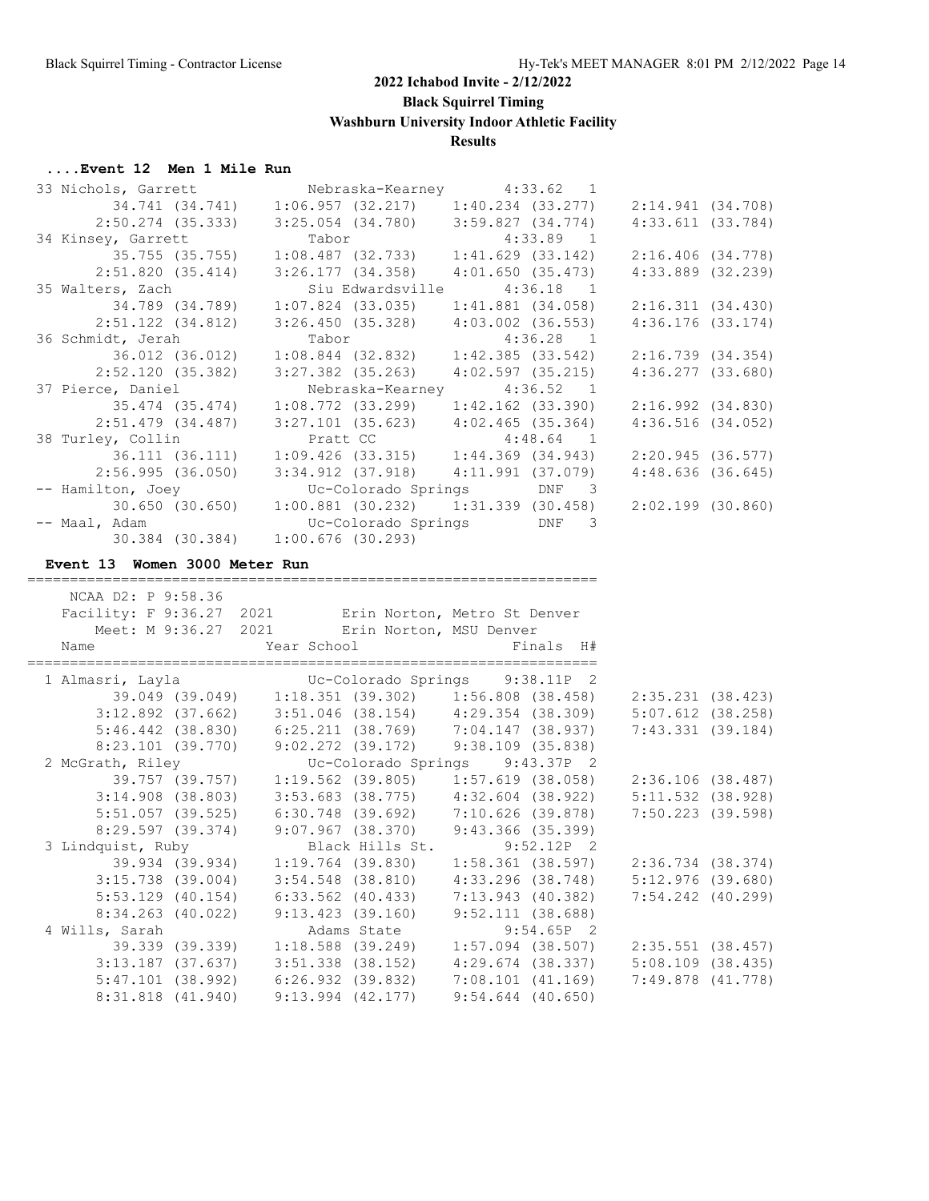# 2022 Ichabod Invite - 2/12/2022

**Black Squirrel Timing**

**Washburn University Indoor Athletic Facility**

**Results**

### ....Event 12 Men 1 Mile Run

```
 33 Nichols, Garrett           Nebraska-Kearney      4:33.62  1 
         34.741 (34.741)    1:06.957 (32.217)    1:40.234 (33.277)    2:14.941 (34.708)
       2:50.274 (35.333)    3:25.054 (34.780)    3:59.827 (34.774)    4:33.611 (33.784)
 34 Kinsey, Garrett            Tabor                 4:33.89  1 
         35.755 (35.755)    1:08.487 (32.733)    1:41.629 (33.142)    2:16.406 (34.778)
       2:51.820 (35.414)    3:26.177 (34.358)    4:01.650 (35.473)    4:33.889 (32.239)
 35 Walters, Zach              Siu Edwardsville      4:36.18  1 
         34.789 (34.789)    1:07.824 (33.035)    1:41.881 (34.058)    2:16.311 (34.430)
       2:51.122 (34.812)    3:26.450 (35.328)    4:03.002 (36.553)    4:36.176 (33.174)
 36 Schmidt, Jerah             Tabor                 4:36.28  1 
         36.012 (36.012)    1:08.844 (32.832)    1:42.385 (33.542)    2:16.739 (34.354)
       2:52.120 (35.382)    3:27.382 (35.263)    4:02.597 (35.215)    4:36.277 (33.680)
 37 Pierce, Daniel             Nebraska-Kearney      4:36.52  1 
         35.474 (35.474)    1:08.772 (33.299)    1:42.162 (33.390)    2:16.992 (34.830)
       2:51.479 (34.487)    3:27.101 (35.623)    4:02.465 (35.364)    4:36.516 (34.052)
 38 Turley, Collin             Pratt CC              4:48.64  1 
         36.111 (36.111)    1:09.426 (33.315)    1:44.369 (34.943)    2:20.945 (36.577)
       2:56.995 (36.050)    3:34.912 (37.918)    4:11.991 (37.079)    4:48.636 (36.645)
 -- Hamilton, Joey             Uc-Colorado Springs       DNF  3 
         30.650 (30.650)    1:00.881 (30.232)    1:31.339 (30.458)    2:02.199 (30.860)
 -- Maal, Adam                 Uc-Colorado Springs       DNF  3 
         30.384 (30.384)    1:00.676 (30.293)
```

### Event 13 Women 3000 Meter Run

```
===================================================================
    NCAA D2: P 9:58.36 
   Facility: F 9:36.27  2021        Erin Norton, Metro St Denver
       Meet: M 9:36.27  2021        Erin Norton, MSU Denver
    Name                    Year School                 Finals  H# 
===================================================================
  1 Almasri, Layla               Uc-Colorado Springs    9:38.11P  2 
         39.049 (39.049)    1:18.351 (39.302)    1:56.808 (38.458)    2:35.231 (38.423)
       3:12.892 (37.662)    3:51.046 (38.154)    4:29.354 (38.309)    5:07.612 (38.258)
       5:46.442 (38.830)    6:25.211 (38.769)    7:04.147 (38.937)    7:43.331 (39.184)
       8:23.101 (39.770)    9:02.272 (39.172)    9:38.109 (35.838)
  2 McGrath, Riley               Uc-Colorado Springs    9:43.37P  2 
         39.757 (39.757)    1:19.562 (39.805)    1:57.619 (38.058)    2:36.106 (38.487)
       3:14.908 (38.803)    3:53.683 (38.775)    4:32.604 (38.922)    5:11.532 (38.928)
       5:51.057 (39.525)    6:30.748 (39.692)    7:10.626 (39.878)    7:50.223 (39.598)
       8:29.597 (39.374)    9:07.967 (38.370)    9:43.366 (35.399)
  3 Lindquist, Ruby              Black Hills St.        9:52.12P  2 
         39.934 (39.934)    1:19.764 (39.830)    1:58.361 (38.597)    2:36.734 (38.374)
       3:15.738 (39.004)    3:54.548 (38.810)    4:33.296 (38.748)    5:12.976 (39.680)
       5:53.129 (40.154)    6:33.562 (40.433)    7:13.943 (40.382)    7:54.242 (40.299)
       8:34.263 (40.022)    9:13.423 (39.160)    9:52.111 (38.688)
  4 Wills, Sarah                 Adams State            9:54.65P  2 
         39.339 (39.339)    1:18.588 (39.249)    1:57.094 (38.507)    2:35.551 (38.457)
       3:13.187 (37.637)    3:51.338 (38.152)    4:29.674 (38.337)    5:08.109 (38.435)
       5:47.101 (38.992)    6:26.932 (39.832)    7:08.101 (41.169)    7:49.878 (41.778)
       8:31.818 (41.940)    9:13.994 (42.177)    9:54.644 (40.650)
```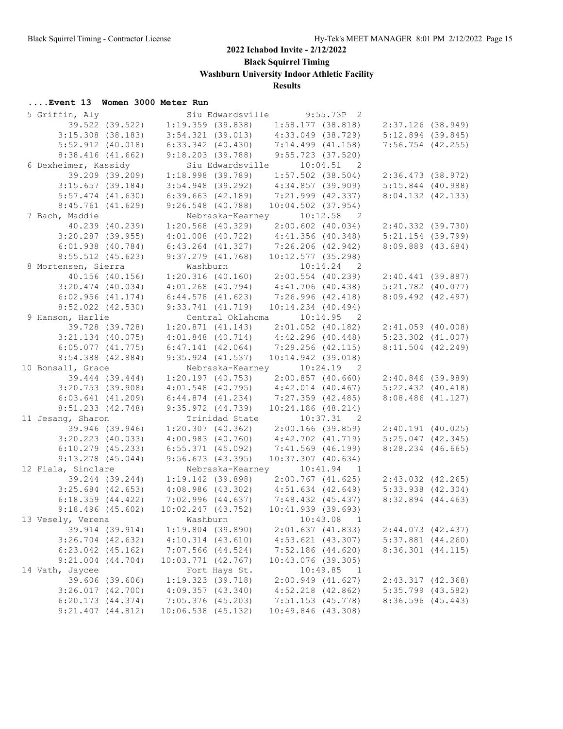# 2022 Ichabod Invite - 2/12/2022

**Black Squirrel Timing**

**Washburn University Indoor Athletic Facility**

**Results**

### ....Event 13 Women 3000 Meter Run

```
  5 Griffin, Aly               Siu Edwardsville       9:55.73P  2 
         39.522 (39.522)    1:19.359 (39.838)     1:58.177 (38.818)     2:37.126 (38.949)
       3:15.308 (38.183)    3:54.321 (39.013)     4:33.049 (38.729)     5:12.894 (39.845)
       5:52.912 (40.018)    6:33.342 (40.430)     7:14.499 (41.158)     7:56.754 (42.255)
       8:38.416 (41.662)    9:18.203 (39.788)     9:55.723 (37.520)
  6 Dexheimer, Kassidy         Siu Edwardsville      10:04.51   2 
         39.209 (39.209)    1:18.998 (39.789)     1:57.502 (38.504)     2:36.473 (38.972)
       3:15.657 (39.184)    3:54.948 (39.292)     4:34.857 (39.909)     5:15.844 (40.988)
       5:57.474 (41.630)    6:39.663 (42.189)     7:21.999 (42.337)     8:04.132 (42.133)
       8:45.761 (41.629)    9:26.548 (40.788)    10:04.502 (37.954)
  7 Bach, Maddie               Nebraska-Kearney      10:12.58   2 
         40.239 (40.239)    1:20.568 (40.329)     2:00.602 (40.034)     2:40.332 (39.730)
       3:20.287 (39.955)    4:01.008 (40.722)     4:41.356 (40.348)     5:21.154 (39.799)
       6:01.938 (40.784)    6:43.264 (41.327)     7:26.206 (42.942)     8:09.889 (43.684)
       8:55.512 (45.623)    9:37.279 (41.768)    10:12.577 (35.298)
  8 Mortensen, Sierra          Washburn              10:14.24   2 
         40.156 (40.156)    1:20.316 (40.160)     2:00.554 (40.239)     2:40.441 (39.887)
       3:20.474 (40.034)    4:01.268 (40.794)     4:41.706 (40.438)     5:21.782 (40.077)
       6:02.956 (41.174)    6:44.578 (41.623)     7:26.996 (42.418)     8:09.492 (42.497)
       8:52.022 (42.530)    9:33.741 (41.719)    10:14.234 (40.494)
  9 Hanson, Harlie             Central Oklahoma      10:14.95   2 
         39.728 (39.728)    1:20.871 (41.143)     2:01.052 (40.182)     2:41.059 (40.008)
       3:21.134 (40.075)    4:01.848 (40.714)     4:42.296 (40.448)     5:23.302 (41.007)
       6:05.077 (41.775)    6:47.141 (42.064)     7:29.256 (42.115)     8:11.504 (42.249)
       8:54.388 (42.884)    9:35.924 (41.537)    10:14.942 (39.018)
 10 Bonsall, Grace             Nebraska-Kearney      10:24.19   2 
         39.444 (39.444)    1:20.197 (40.753)     2:00.857 (40.660)     2:40.846 (39.989)
       3:20.753 (39.908)    4:01.548 (40.795)     4:42.014 (40.467)     5:22.432 (40.418)
       6:03.641 (41.209)    6:44.874 (41.234)     7:27.359 (42.485)     8:08.486 (41.127)
       8:51.233 (42.748)    9:35.972 (44.739)    10:24.186 (48.214)
 11 Jesang, Sharon             Trinidad State        10:37.31   2 
         39.946 (39.946)    1:20.307 (40.362)     2:00.166 (39.859)     2:40.191 (40.025)
       3:20.223 (40.033)    4:00.983 (40.760)     4:42.702 (41.719)     5:25.047 (42.345)
       6:10.279 (45.233)    6:55.371 (45.092)     7:41.569 (46.199)     8:28.234 (46.665)
       9:13.278 (45.044)    9:56.673 (43.395)    10:37.307 (40.634)
 12 Fiala, Sinclare            Nebraska-Kearney      10:41.94   1 
         39.244 (39.244)    1:19.142 (39.898)     2:00.767 (41.625)     2:43.032 (42.265)
       3:25.684 (42.653)    4:08.986 (43.302)     4:51.634 (42.649)     5:33.938 (42.304)
       6:18.359 (44.422)    7:02.996 (44.637)     7:48.432 (45.437)     8:32.894 (44.463)
       9:18.496 (45.602)   10:02.247 (43.752)    10:41.939 (39.693)
 13 Vesely, Verena             Washburn              10:43.08   1 
         39.914 (39.914)    1:19.804 (39.890)     2:01.637 (41.833)     2:44.073 (42.437)
       3:26.704 (42.632)    4:10.314 (43.610)     4:53.621 (43.307)     5:37.881 (44.260)
       6:23.042 (45.162)    7:07.566 (44.524)     7:52.186 (44.620)     8:36.301 (44.115)
       9:21.004 (44.704)   10:03.771 (42.767)    10:43.076 (39.305)
 14 Vath, Jaycee               Fort Hays St.         10:49.85   1 
         39.606 (39.606)    1:19.323 (39.718)     2:00.949 (41.627)     2:43.317 (42.368)
       3:26.017 (42.700)    4:09.357 (43.340)     4:52.218 (42.862)     5:35.799 (43.582)
       6:20.173 (44.374)    7:05.376 (45.203)     7:51.153 (45.778)     8:36.596 (45.443)
       9:21.407 (44.812)   10:06.538 (45.132)    10:49.846 (43.308)
```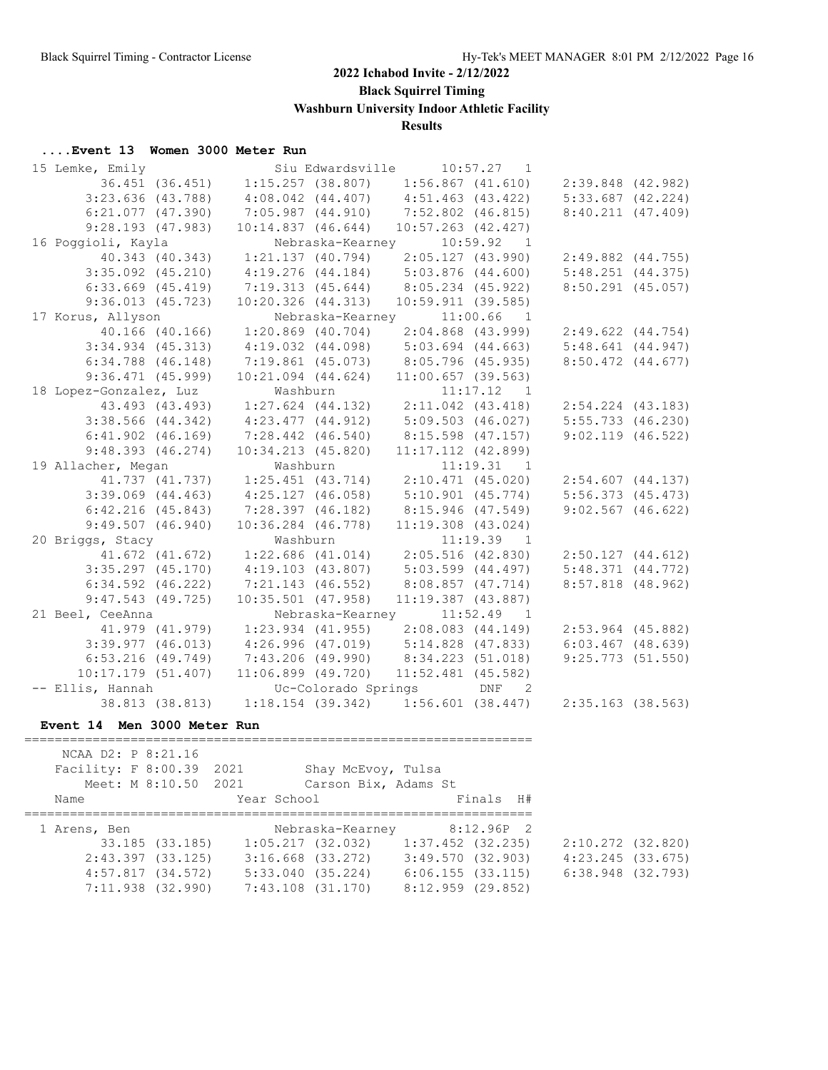## 2022 Ichabod Invite - 2/12/2022

### Black Squirrel Timing

### Washburn University Indoor Athletic Facility

### Results

**....Event 13 Women 3000 Meter Run**

```
 15 Lemke, Emily              Siu Edwardsville      10:57.27   1
         36.451 (36.451)    1:15.257 (38.807)    1:56.867 (41.610)    2:39.848 (42.982)
       3:23.636 (43.788)    4:08.042 (44.407)    4:51.463 (43.422)    5:33.687 (42.224)
       6:21.077 (47.390)    7:05.987 (44.910)    7:52.802 (46.815)    8:40.211 (47.409)
       9:28.193 (47.983)   10:14.837 (46.644)   10:57.263 (42.427)
 16 Poggioli, Kayla           Nebraska-Kearney      10:59.92   1
         40.343 (40.343)    1:21.137 (40.794)    2:05.127 (43.990)    2:49.882 (44.755)
       3:35.092 (45.210)    4:19.276 (44.184)    5:03.876 (44.600)    5:48.251 (44.375)
       6:33.669 (45.419)    7:19.313 (45.644)    8:05.234 (45.922)    8:50.291 (45.057)
       9:36.013 (45.723)   10:20.326 (44.313)   10:59.911 (39.585)
 17 Korus, Allyson            Nebraska-Kearney      11:00.66   1
         40.166 (40.166)    1:20.869 (40.704)    2:04.868 (43.999)    2:49.622 (44.754)
       3:34.934 (45.313)    4:19.032 (44.098)    5:03.694 (44.663)    5:48.641 (44.947)
       6:34.788 (46.148)    7:19.861 (45.073)    8:05.796 (45.935)    8:50.472 (44.677)
       9:36.471 (45.999)   10:21.094 (44.624)   11:00.657 (39.563)
 18 Lopez-Gonzalez, Luz       Washburn              11:17.12   1
         43.493 (43.493)    1:27.624 (44.132)    2:11.042 (43.418)    2:54.224 (43.183)
       3:38.566 (44.342)    4:23.477 (44.912)    5:09.503 (46.027)    5:55.733 (46.230)
       6:41.902 (46.169)    7:28.442 (46.540)    8:15.598 (47.157)    9:02.119 (46.522)
       9:48.393 (46.274)   10:34.213 (45.820)   11:17.112 (42.899)
 19 Allacher, Megan           Washburn              11:19.31   1
         41.737 (41.737)    1:25.451 (43.714)    2:10.471 (45.020)    2:54.607 (44.137)
       3:39.069 (44.463)    4:25.127 (46.058)    5:10.901 (45.774)    5:56.373 (45.473)
       6:42.216 (45.843)    7:28.397 (46.182)    8:15.946 (47.549)    9:02.567 (46.622)
       9:49.507 (46.940)   10:36.284 (46.778)   11:19.308 (43.024)
 20 Briggs, Stacy             Washburn              11:19.39   1
         41.672 (41.672)    1:22.686 (41.014)    2:05.516 (42.830)    2:50.127 (44.612)
       3:35.297 (45.170)    4:19.103 (43.807)    5:03.599 (44.497)    5:48.371 (44.772)
       6:34.592 (46.222)    7:21.143 (46.552)    8:08.857 (47.714)    8:57.818 (48.962)
       9:47.543 (49.725)   10:35.501 (47.958)   11:19.387 (43.887)
 21 Beel, CeeAnna             Nebraska-Kearney      11:52.49   1
         41.979 (41.979)    1:23.934 (41.955)    2:08.083 (44.149)    2:53.964 (45.882)
       3:39.977 (46.013)    4:26.996 (47.019)    5:14.828 (47.833)    6:03.467 (48.639)
       6:53.216 (49.749)    7:43.206 (49.990)    8:34.223 (51.018)    9:25.773 (51.550)
      10:17.179 (51.407)   11:06.899 (49.720)   11:52.481 (45.582)
 -- Ellis, Hannah             Uc-Colorado Springs        DNF   2
         38.813 (38.813)    1:18.154 (39.342)    1:56.601 (38.447)    2:35.163 (38.563)
```

**Event 14 Men 3000 Meter Run**

```
===================================================================
    NCAA D2: P 8:21.16
   Facility: F 8:00.39  2021        Shay McEvoy, Tulsa
       Meet: M 8:10.50  2021        Carson Bix, Adams St
    Name                    Year School                  Finals  H#
===================================================================
  1 Arens, Ben                   Nebraska-Kearney       8:12.96P  2
         33.185 (33.185)    1:05.217 (32.032)    1:37.452 (32.235)    2:10.272 (32.820)
       2:43.397 (33.125)    3:16.668 (33.272)    3:49.570 (32.903)    4:23.245 (33.675)
       4:57.817 (34.572)    5:33.040 (35.224)    6:06.155 (33.115)    6:38.948 (32.793)
       7:11.938 (32.990)    7:43.108 (31.170)    8:12.959 (29.852)
```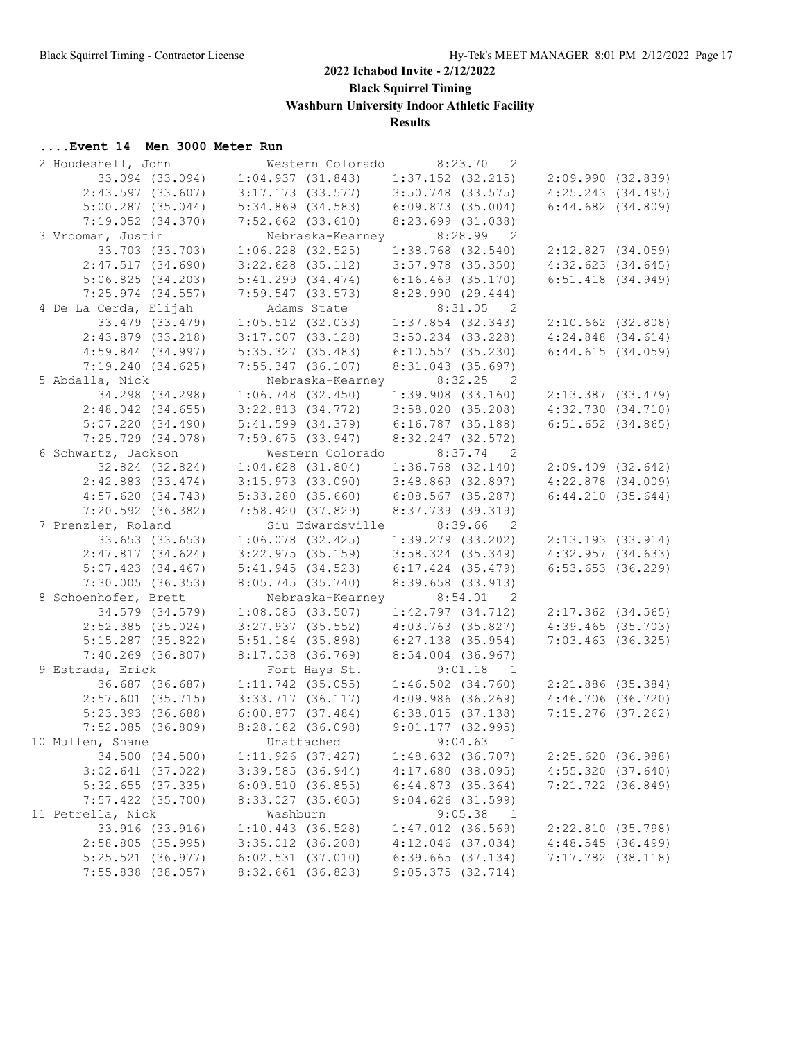## 2022 Ichabod Invite - 2/12/2022

**Black Squirrel Timing**

**Washburn University Indoor Athletic Facility**

**Results**

### ....Event 14 Men 3000 Meter Run

```
  2 Houdeshell, John           Western Colorado       8:23.70   2
       33.094 (33.094)     1:04.937 (31.843)     1:37.152 (32.215)     2:09.990 (32.839)
     2:43.597 (33.607)     3:17.173 (33.577)     3:50.748 (33.575)     4:25.243 (34.495)
     5:00.287 (35.044)     5:34.869 (34.583)     6:09.873 (35.004)     6:44.682 (34.809)
     7:19.052 (34.370)     7:52.662 (33.610)     8:23.699 (31.038)
  3 Vrooman, Justin            Nebraska-Kearney       8:28.99   2
       33.703 (33.703)     1:06.228 (32.525)     1:38.768 (32.540)     2:12.827 (34.059)
     2:47.517 (34.690)     3:22.628 (35.112)     3:57.978 (35.350)     4:32.623 (34.645)
     5:06.825 (34.203)     5:41.299 (34.474)     6:16.469 (35.170)     6:51.418 (34.949)
     7:25.974 (34.557)     7:59.547 (33.573)     8:28.990 (29.444)
  4 De La Cerda, Elijah        Adams State            8:31.05   2
       33.479 (33.479)     1:05.512 (32.033)     1:37.854 (32.343)     2:10.662 (32.808)
     2:43.879 (33.218)     3:17.007 (33.128)     3:50.234 (33.228)     4:24.848 (34.614)
     4:59.844 (34.997)     5:35.327 (35.483)     6:10.557 (35.230)     6:44.615 (34.059)
     7:19.240 (34.625)     7:55.347 (36.107)     8:31.043 (35.697)
  5 Abdalla, Nick              Nebraska-Kearney       8:32.25   2
       34.298 (34.298)     1:06.748 (32.450)     1:39.908 (33.160)     2:13.387 (33.479)
     2:48.042 (34.655)     3:22.813 (34.772)     3:58.020 (35.208)     4:32.730 (34.710)
     5:07.220 (34.490)     5:41.599 (34.379)     6:16.787 (35.188)     6:51.652 (34.865)
     7:25.729 (34.078)     7:59.675 (33.947)     8:32.247 (32.572)
  6 Schwartz, Jackson          Western Colorado       8:37.74   2
       32.824 (32.824)     1:04.628 (31.804)     1:36.768 (32.140)     2:09.409 (32.642)
     2:42.883 (33.474)     3:15.973 (33.090)     3:48.869 (32.897)     4:22.878 (34.009)
     4:57.620 (34.743)     5:33.280 (35.660)     6:08.567 (35.287)     6:44.210 (35.644)
     7:20.592 (36.382)     7:58.420 (37.829)     8:37.739 (39.319)
  7 Prenzler, Roland           Siu Edwardsville       8:39.66   2
       33.653 (33.653)     1:06.078 (32.425)     1:39.279 (33.202)     2:13.193 (33.914)
     2:47.817 (34.624)     3:22.975 (35.159)     3:58.324 (35.349)     4:32.957 (34.633)
     5:07.423 (34.467)     5:41.945 (34.523)     6:17.424 (35.479)     6:53.653 (36.229)
     7:30.005 (36.353)     8:05.745 (35.740)     8:39.658 (33.913)
  8 Schoenhofer, Brett         Nebraska-Kearney       8:54.01   2
       34.579 (34.579)     1:08.085 (33.507)     1:42.797 (34.712)     2:17.362 (34.565)
     2:52.385 (35.024)     3:27.937 (35.552)     4:03.763 (35.827)     4:39.465 (35.703)
     5:15.287 (35.822)     5:51.184 (35.898)     6:27.138 (35.954)     7:03.463 (36.325)
     7:40.269 (36.807)     8:17.038 (36.769)     8:54.004 (36.967)
  9 Estrada, Erick             Fort Hays St.          9:01.18   1
       36.687 (36.687)     1:11.742 (35.055)     1:46.502 (34.760)     2:21.886 (35.384)
     2:57.601 (35.715)     3:33.717 (36.117)     4:09.986 (36.269)     4:46.706 (36.720)
     5:23.393 (36.688)     6:00.877 (37.484)     6:38.015 (37.138)     7:15.276 (37.262)
     7:52.085 (36.809)     8:28.182 (36.098)     9:01.177 (32.995)
 10 Mullen, Shane              Unattached             9:04.63   1
       34.500 (34.500)     1:11.926 (37.427)     1:48.632 (36.707)     2:25.620 (36.988)
     3:02.641 (37.022)     3:39.585 (36.944)     4:17.680 (38.095)     4:55.320 (37.640)
     5:32.655 (37.335)     6:09.510 (36.855)     6:44.873 (35.364)     7:21.722 (36.849)
     7:57.422 (35.700)     8:33.027 (35.605)     9:04.626 (31.599)
 11 Petrella, Nick             Washburn               9:05.38   1
       33.916 (33.916)     1:10.443 (36.528)     1:47.012 (36.569)     2:22.810 (35.798)
     2:58.805 (35.995)     3:35.012 (36.208)     4:12.046 (37.034)     4:48.545 (36.499)
     5:25.521 (36.977)     6:02.531 (37.010)     6:39.665 (37.134)     7:17.782 (38.118)
     7:55.838 (38.057)     8:32.661 (36.823)     9:05.375 (32.714)
```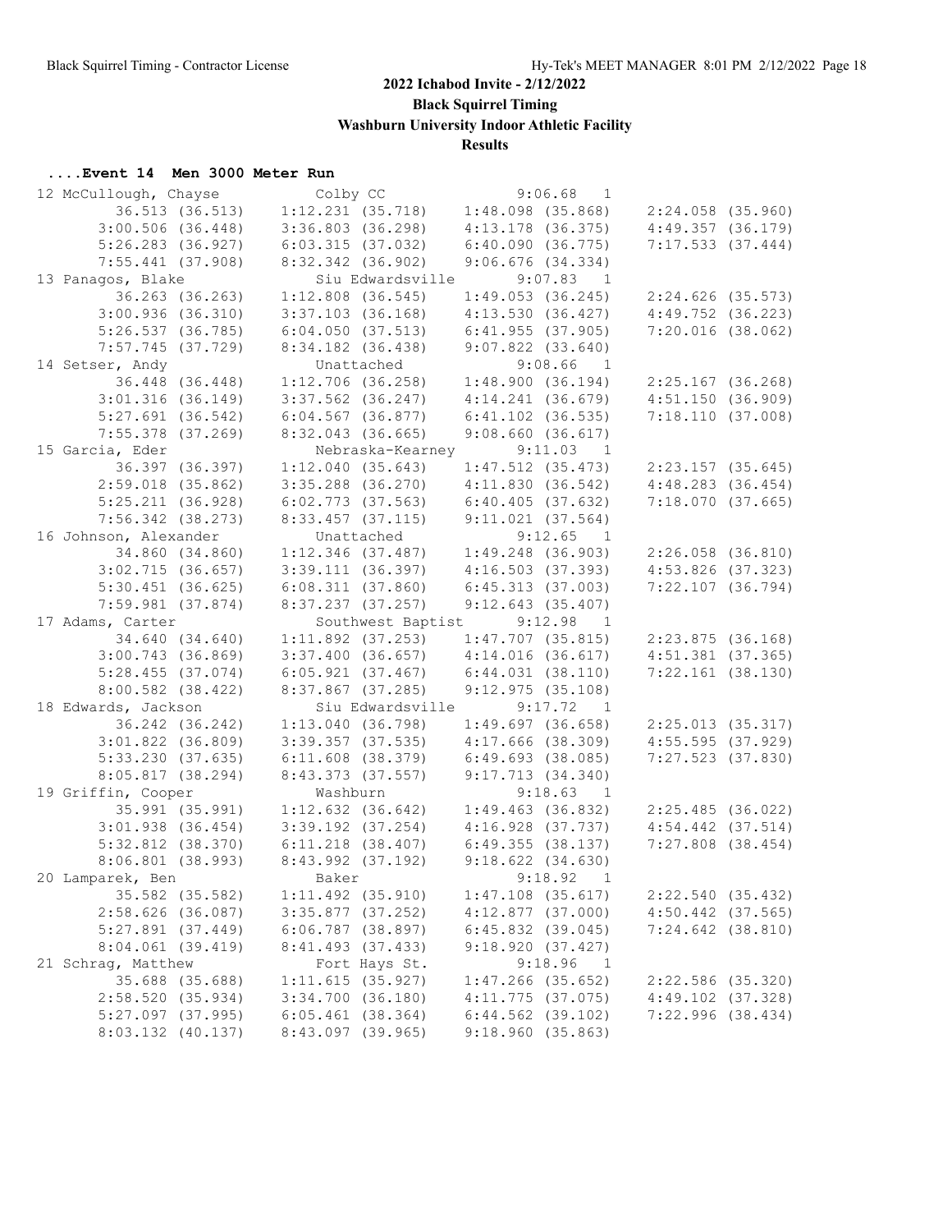# 2022 Ichabod Invite - 2/12/2022

**Black Squirrel Timing**

**Washburn University Indoor Athletic Facility**

**Results**

### ....Event 14 Men 3000 Meter Run

```
12 McCullough, Chayse          Colby CC                9:06.68   1  
        36.513 (36.513)     1:12.231 (35.718)     1:48.098 (35.868)     2:24.058 (35.960)
      3:00.506 (36.448)     3:36.803 (36.298)     4:13.178 (36.375)     4:49.357 (36.179)
      5:26.283 (36.927)     6:03.315 (37.032)     6:40.090 (36.775)     7:17.533 (37.444)
      7:55.441 (37.908)     8:32.342 (36.902)     9:06.676 (34.334)
13 Panagos, Blake              Siu Edwardsville        9:07.83   1  
        36.263 (36.263)     1:12.808 (36.545)     1:49.053 (36.245)     2:24.626 (35.573)
      3:00.936 (36.310)     3:37.103 (36.168)     4:13.530 (36.427)     4:49.752 (36.223)
      5:26.537 (36.785)     6:04.050 (37.513)     6:41.955 (37.905)     7:20.016 (38.062)
      7:57.745 (37.729)     8:34.182 (36.438)     9:07.822 (33.640)
14 Setser, Andy                Unattached              9:08.66   1  
        36.448 (36.448)     1:12.706 (36.258)     1:48.900 (36.194)     2:25.167 (36.268)
      3:01.316 (36.149)     3:37.562 (36.247)     4:14.241 (36.679)     4:51.150 (36.909)
      5:27.691 (36.542)     6:04.567 (36.877)     6:41.102 (36.535)     7:18.110 (37.008)
      7:55.378 (37.269)     8:32.043 (36.665)     9:08.660 (36.617)
15 Garcia, Eder                Nebraska-Kearney        9:11.03   1  
        36.397 (36.397)     1:12.040 (35.643)     1:47.512 (35.473)     2:23.157 (35.645)
      2:59.018 (35.862)     3:35.288 (36.270)     4:11.830 (36.542)     4:48.283 (36.454)
      5:25.211 (36.928)     6:02.773 (37.563)     6:40.405 (37.632)     7:18.070 (37.665)
      7:56.342 (38.273)     8:33.457 (37.115)     9:11.021 (37.564)
16 Johnson, Alexander          Unattached              9:12.65   1  
        34.860 (34.860)     1:12.346 (37.487)     1:49.248 (36.903)     2:26.058 (36.810)
      3:02.715 (36.657)     3:39.111 (36.397)     4:16.503 (37.393)     4:53.826 (37.323)
      5:30.451 (36.625)     6:08.311 (37.860)     6:45.313 (37.003)     7:22.107 (36.794)
      7:59.981 (37.874)     8:37.237 (37.257)     9:12.643 (35.407)
17 Adams, Carter               Southwest Baptist       9:12.98   1  
        34.640 (34.640)     1:11.892 (37.253)     1:47.707 (35.815)     2:23.875 (36.168)
      3:00.743 (36.869)     3:37.400 (36.657)     4:14.016 (36.617)     4:51.381 (37.365)
      5:28.455 (37.074)     6:05.921 (37.467)     6:44.031 (38.110)     7:22.161 (38.130)
      8:00.582 (38.422)     8:37.867 (37.285)     9:12.975 (35.108)
18 Edwards, Jackson            Siu Edwardsville        9:17.72   1  
        36.242 (36.242)     1:13.040 (36.798)     1:49.697 (36.658)     2:25.013 (35.317)
      3:01.822 (36.809)     3:39.357 (37.535)     4:17.666 (38.309)     4:55.595 (37.929)
      5:33.230 (37.635)     6:11.608 (38.379)     6:49.693 (38.085)     7:27.523 (37.830)
      8:05.817 (38.294)     8:43.373 (37.557)     9:17.713 (34.340)
19 Griffin, Cooper             Washburn                9:18.63   1  
        35.991 (35.991)     1:12.632 (36.642)     1:49.463 (36.832)     2:25.485 (36.022)
      3:01.938 (36.454)     3:39.192 (37.254)     4:16.928 (37.737)     4:54.442 (37.514)
      5:32.812 (38.370)     6:11.218 (38.407)     6:49.355 (38.137)     7:27.808 (38.454)
      8:06.801 (38.993)     8:43.992 (37.192)     9:18.622 (34.630)
20 Lamparek, Ben               Baker                   9:18.92   1  
        35.582 (35.582)     1:11.492 (35.910)     1:47.108 (35.617)     2:22.540 (35.432)
      2:58.626 (36.087)     3:35.877 (37.252)     4:12.877 (37.000)     4:50.442 (37.565)
      5:27.891 (37.449)     6:06.787 (38.897)     6:45.832 (39.045)     7:24.642 (38.810)
      8:04.061 (39.419)     8:41.493 (37.433)     9:18.920 (37.427)
21 Schrag, Matthew             Fort Hays St.           9:18.96   1  
        35.688 (35.688)     1:11.615 (35.927)     1:47.266 (35.652)     2:22.586 (35.320)
      2:58.520 (35.934)     3:34.700 (36.180)     4:11.775 (37.075)     4:49.102 (37.328)
      5:27.097 (37.995)     6:05.461 (38.364)     6:44.562 (39.102)     7:22.996 (38.434)
      8:03.132 (40.137)     8:43.097 (39.965)     9:18.960 (35.863)
```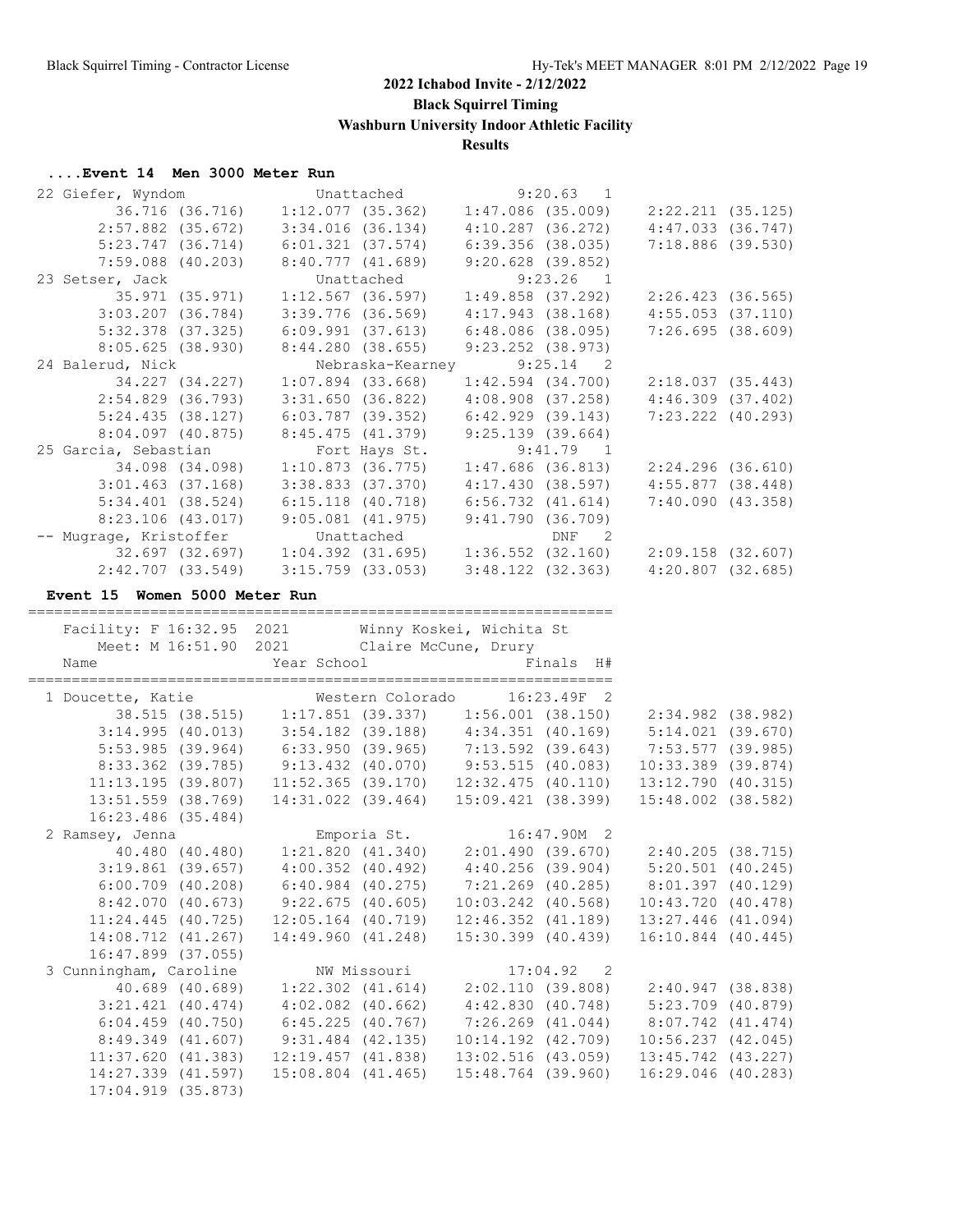# 2022 Ichabod Invite - 2/12/2022

**Black Squirrel Timing**

**Washburn University Indoor Athletic Facility**

**Results**

### ....Event 14 Men 3000 Meter Run

```
 22 Giefer, Wyndom              Unattached               9:20.63   1 
         36.716 (36.716)    1:12.077 (35.362)    1:47.086 (35.009)    2:22.211 (35.125)
       2:57.882 (35.672)    3:34.016 (36.134)    4:10.287 (36.272)    4:47.033 (36.747)
       5:23.747 (36.714)    6:01.321 (37.574)    6:39.356 (38.035)    7:18.886 (39.530)
       7:59.088 (40.203)    8:40.777 (41.689)    9:20.628 (39.852)
 23 Setser, Jack                Unattached               9:23.26   1 
         35.971 (35.971)    1:12.567 (36.597)    1:49.858 (37.292)    2:26.423 (36.565)
       3:03.207 (36.784)    3:39.776 (36.569)    4:17.943 (38.168)    4:55.053 (37.110)
       5:32.378 (37.325)    6:09.991 (37.613)    6:48.086 (38.095)    7:26.695 (38.609)
       8:05.625 (38.930)    8:44.280 (38.655)    9:23.252 (38.973)
 24 Balerud, Nick               Nebraska-Kearney         9:25.14   2 
         34.227 (34.227)    1:07.894 (33.668)    1:42.594 (34.700)    2:18.037 (35.443)
       2:54.829 (36.793)    3:31.650 (36.822)    4:08.908 (37.258)    4:46.309 (37.402)
       5:24.435 (38.127)    6:03.787 (39.352)    6:42.929 (39.143)    7:23.222 (40.293)
       8:04.097 (40.875)    8:45.475 (41.379)    9:25.139 (39.664)
 25 Garcia, Sebastian           Fort Hays St.            9:41.79   1 
         34.098 (34.098)    1:10.873 (36.775)    1:47.686 (36.813)    2:24.296 (36.610)
       3:01.463 (37.168)    3:38.833 (37.370)    4:17.430 (38.597)    4:55.877 (38.448)
       5:34.401 (38.524)    6:15.118 (40.718)    6:56.732 (41.614)    7:40.090 (43.358)
       8:23.106 (43.017)    9:05.081 (41.975)    9:41.790 (36.709)
 -- Mugrage, Kristoffer         Unattached                   DNF   2 
         32.697 (32.697)    1:04.392 (31.695)    1:36.552 (32.160)    2:09.158 (32.607)
       2:42.707 (33.549)    3:15.759 (33.053)    3:48.122 (32.363)    4:20.807 (32.685)
```

### Event 15 Women 5000 Meter Run

```
===================================================================
    Facility: F 16:32.95  2021        Winny Koskei, Wichita St      
        Meet: M 16:51.90  2021        Claire McCune, Drury          
    Name                    Year School                 Finals  H# 
===================================================================
  1 Doucette, Katie              Western Colorado      16:23.49F  2 
         38.515 (38.515)    1:17.851 (39.337)    1:56.001 (38.150)    2:34.982 (38.982)
       3:14.995 (40.013)    3:54.182 (39.188)    4:34.351 (40.169)    5:14.021 (39.670)
       5:53.985 (39.964)    6:33.950 (39.965)    7:13.592 (39.643)    7:53.577 (39.985)
       8:33.362 (39.785)    9:13.432 (40.070)    9:53.515 (40.083)   10:33.389 (39.874)
      11:13.195 (39.807)   11:52.365 (39.170)   12:32.475 (40.110)   13:12.790 (40.315)
      13:51.559 (38.769)   14:31.022 (39.464)   15:09.421 (38.399)   15:48.002 (38.582)
      16:23.486 (35.484)
  2 Ramsey, Jenna                Emporia St.           16:47.90M  2 
         40.480 (40.480)    1:21.820 (41.340)    2:01.490 (39.670)    2:40.205 (38.715)
       3:19.861 (39.657)    4:00.352 (40.492)    4:40.256 (39.904)    5:20.501 (40.245)
       6:00.709 (40.208)    6:40.984 (40.275)    7:21.269 (40.285)    8:01.397 (40.129)
       8:42.070 (40.673)    9:22.675 (40.605)   10:03.242 (40.568)   10:43.720 (40.478)
      11:24.445 (40.725)   12:05.164 (40.719)   12:46.352 (41.189)   13:27.446 (41.094)
      14:08.712 (41.267)   14:49.960 (41.248)   15:30.399 (40.439)   16:10.844 (40.445)
      16:47.899 (37.055)
  3 Cunningham, Caroline         NW Missouri            17:04.92   2 
         40.689 (40.689)    1:22.302 (41.614)    2:02.110 (39.808)    2:40.947 (38.838)
       3:21.421 (40.474)    4:02.082 (40.662)    4:42.830 (40.748)    5:23.709 (40.879)
       6:04.459 (40.750)    6:45.225 (40.767)    7:26.269 (41.044)    8:07.742 (41.474)
       8:49.349 (41.607)    9:31.484 (42.135)   10:14.192 (42.709)   10:56.237 (42.045)
      11:37.620 (41.383)   12:19.457 (41.838)   13:02.516 (43.059)   13:45.742 (43.227)
      14:27.339 (41.597)   15:08.804 (41.465)   15:48.764 (39.960)   16:29.046 (40.283)
      17:04.919 (35.873)
```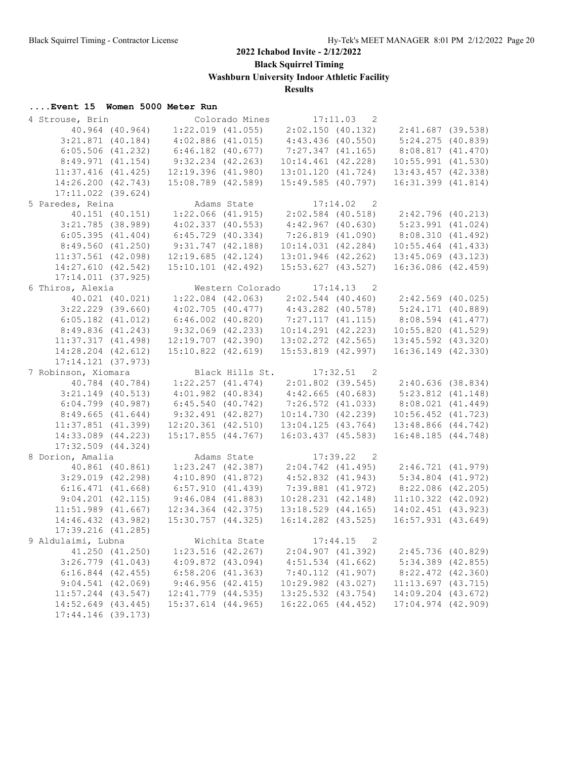## 2022 Ichabod Invite - 2/12/2022

**Black Squirrel Timing**

**Washburn University Indoor Athletic Facility**

**Results**

### ....Event 15 Women 5000 Meter Run

```
4 Strouse, Brin              Colorado Mines          17:11.03   2
        40.964 (40.964)    1:22.019 (41.055)    2:02.150 (40.132)    2:41.687 (39.538)
      3:21.871 (40.184)    4:02.886 (41.015)    4:43.436 (40.550)    5:24.275 (40.839)
      6:05.506 (41.232)    6:46.182 (40.677)    7:27.347 (41.165)    8:08.817 (41.470)
      8:49.971 (41.154)    9:32.234 (42.263)   10:14.461 (42.228)   10:55.991 (41.530)
     11:37.416 (41.425)   12:19.396 (41.980)   13:01.120 (41.724)   13:43.457 (42.338)
     14:26.200 (42.743)   15:08.789 (42.589)   15:49.585 (40.797)   16:31.399 (41.814)
     17:11.022 (39.624)
5 Paredes, Reina             Adams State             17:14.02   2
        40.151 (40.151)    1:22.066 (41.915)    2:02.584 (40.518)    2:42.796 (40.213)
      3:21.785 (38.989)    4:02.337 (40.553)    4:42.967 (40.630)    5:23.991 (41.024)
      6:05.395 (41.404)    6:45.729 (40.334)    7:26.819 (41.090)    8:08.310 (41.492)
      8:49.560 (41.250)    9:31.747 (42.188)   10:14.031 (42.284)   10:55.464 (41.433)
     11:37.561 (42.098)   12:19.685 (42.124)   13:01.946 (42.262)   13:45.069 (43.123)
     14:27.610 (42.542)   15:10.101 (42.492)   15:53.627 (43.527)   16:36.086 (42.459)
     17:14.011 (37.925)
6 Thiros, Alexia             Western Colorado        17:14.13   2
        40.021 (40.021)    1:22.084 (42.063)    2:02.544 (40.460)    2:42.569 (40.025)
      3:22.229 (39.660)    4:02.705 (40.477)    4:43.282 (40.578)    5:24.171 (40.889)
      6:05.182 (41.012)    6:46.002 (40.820)    7:27.117 (41.115)    8:08.594 (41.477)
      8:49.836 (41.243)    9:32.069 (42.233)   10:14.291 (42.223)   10:55.820 (41.529)
     11:37.317 (41.498)   12:19.707 (42.390)   13:02.272 (42.565)   13:45.592 (43.320)
     14:28.204 (42.612)   15:10.822 (42.619)   15:53.819 (42.997)   16:36.149 (42.330)
     17:14.121 (37.973)
7 Robinson, Xiomara          Black Hills St.         17:32.51   2
        40.784 (40.784)    1:22.257 (41.474)    2:01.802 (39.545)    2:40.636 (38.834)
      3:21.149 (40.513)    4:01.982 (40.834)    4:42.665 (40.683)    5:23.812 (41.148)
      6:04.799 (40.987)    6:45.540 (40.742)    7:26.572 (41.033)    8:08.021 (41.449)
      8:49.665 (41.644)    9:32.491 (42.827)   10:14.730 (42.239)   10:56.452 (41.723)
     11:37.851 (41.399)   12:20.361 (42.510)   13:04.125 (43.764)   13:48.866 (44.742)
     14:33.089 (44.223)   15:17.855 (44.767)   16:03.437 (45.583)   16:48.185 (44.748)
     17:32.509 (44.324)
8 Dorion, Amalia             Adams State             17:39.22   2
        40.861 (40.861)    1:23.247 (42.387)    2:04.742 (41.495)    2:46.721 (41.979)
      3:29.019 (42.298)    4:10.890 (41.872)    4:52.832 (41.943)    5:34.804 (41.972)
      6:16.471 (41.668)    6:57.910 (41.439)    7:39.881 (41.972)    8:22.086 (42.205)
      9:04.201 (42.115)    9:46.084 (41.883)   10:28.231 (42.148)   11:10.322 (42.092)
     11:51.989 (41.667)   12:34.364 (42.375)   13:18.529 (44.165)   14:02.451 (43.923)
     14:46.432 (43.982)   15:30.757 (44.325)   16:14.282 (43.525)   16:57.931 (43.649)
     17:39.216 (41.285)
9 Aldulaimi, Lubna           Wichita State           17:44.15   2
        41.250 (41.250)    1:23.516 (42.267)    2:04.907 (41.392)    2:45.736 (40.829)
      3:26.779 (41.043)    4:09.872 (43.094)    4:51.534 (41.662)    5:34.389 (42.855)
      6:16.844 (42.455)    6:58.206 (41.363)    7:40.112 (41.907)    8:22.472 (42.360)
      9:04.541 (42.069)    9:46.956 (42.415)   10:29.982 (43.027)   11:13.697 (43.715)
     11:57.244 (43.547)   12:41.779 (44.535)   13:25.532 (43.754)   14:09.204 (43.672)
     14:52.649 (43.445)   15:37.614 (44.965)   16:22.065 (44.452)   17:04.974 (42.909)
     17:44.146 (39.173)
```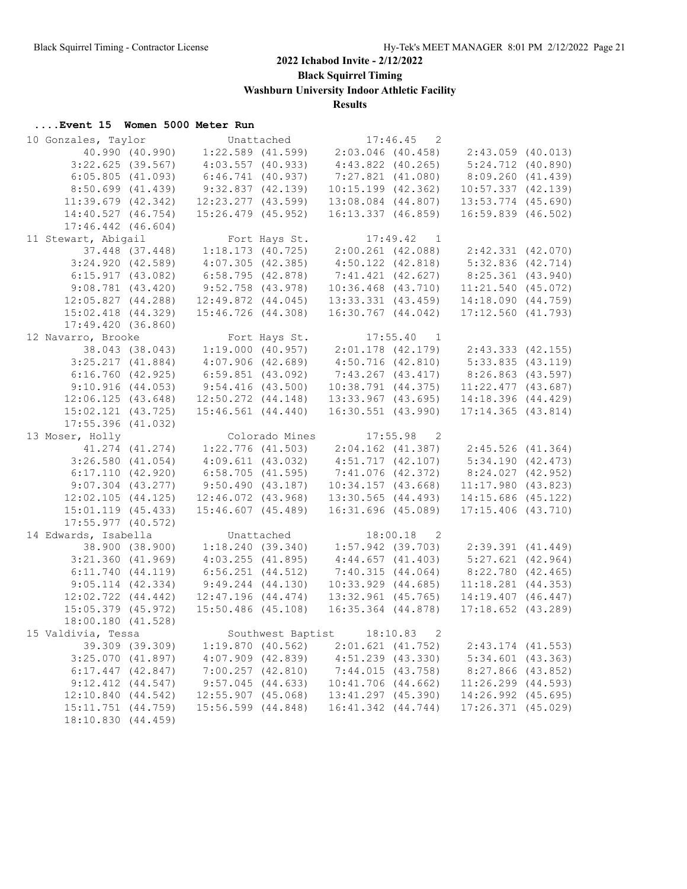## 2022 Ichabod Invite - 2/12/2022

### Black Squirrel Timing

### Washburn University Indoor Athletic Facility

### Results

#### ....Event 15 Women 5000 Meter Run

```
10 Gonzales, Taylor            Unattached               17:46.45   2
        40.990 (40.990)    1:22.589 (41.599)    2:03.046 (40.458)    2:43.059 (40.013)
      3:22.625 (39.567)    4:03.557 (40.933)    4:43.822 (40.265)    5:24.712 (40.890)
      6:05.805 (41.093)    6:46.741 (40.937)    7:27.821 (41.080)    8:09.260 (41.439)
      8:50.699 (41.439)    9:32.837 (42.139)   10:15.199 (42.362)   10:57.337 (42.139)
     11:39.679 (42.342)   12:23.277 (43.599)   13:08.084 (44.807)   13:53.774 (45.690)
     14:40.527 (46.754)   15:26.479 (45.952)   16:13.337 (46.859)   16:59.839 (46.502)
     17:46.442 (46.604)
11 Stewart, Abigail            Fort Hays St.            17:49.42   1
        37.448 (37.448)    1:18.173 (40.725)    2:00.261 (42.088)    2:42.331 (42.070)
      3:24.920 (42.589)    4:07.305 (42.385)    4:50.122 (42.818)    5:32.836 (42.714)
      6:15.917 (43.082)    6:58.795 (42.878)    7:41.421 (42.627)    8:25.361 (43.940)
      9:08.781 (43.420)    9:52.758 (43.978)   10:36.468 (43.710)   11:21.540 (45.072)
     12:05.827 (44.288)   12:49.872 (44.045)   13:33.331 (43.459)   14:18.090 (44.759)
     15:02.418 (44.329)   15:46.726 (44.308)   16:30.767 (44.042)   17:12.560 (41.793)
     17:49.420 (36.860)
12 Navarro, Brooke             Fort Hays St.            17:55.40   1
        38.043 (38.043)    1:19.000 (40.957)    2:01.178 (42.179)    2:43.333 (42.155)
      3:25.217 (41.884)    4:07.906 (42.689)    4:50.716 (42.810)    5:33.835 (43.119)
      6:16.760 (42.925)    6:59.851 (43.092)    7:43.267 (43.417)    8:26.863 (43.597)
      9:10.916 (44.053)    9:54.416 (43.500)   10:38.791 (44.375)   11:22.477 (43.687)
     12:06.125 (43.648)   12:50.272 (44.148)   13:33.967 (43.695)   14:18.396 (44.429)
     15:02.121 (43.725)   15:46.561 (44.440)   16:30.551 (43.990)   17:14.365 (43.814)
     17:55.396 (41.032)
13 Moser, Holly                Colorado Mines           17:55.98   2
        41.274 (41.274)    1:22.776 (41.503)    2:04.162 (41.387)    2:45.526 (41.364)
      3:26.580 (41.054)    4:09.611 (43.032)    4:51.717 (42.107)    5:34.190 (42.473)
      6:17.110 (42.920)    6:58.705 (41.595)    7:41.076 (42.372)    8:24.027 (42.952)
      9:07.304 (43.277)    9:50.490 (43.187)   10:34.157 (43.668)   11:17.980 (43.823)
     12:02.105 (44.125)   12:46.072 (43.968)   13:30.565 (44.493)   14:15.686 (45.122)
     15:01.119 (45.433)   15:46.607 (45.489)   16:31.696 (45.089)   17:15.406 (43.710)
     17:55.977 (40.572)
14 Edwards, Isabella           Unattached               18:00.18   2
        38.900 (38.900)    1:18.240 (39.340)    1:57.942 (39.703)    2:39.391 (41.449)
      3:21.360 (41.969)    4:03.255 (41.895)    4:44.657 (41.403)    5:27.621 (42.964)
      6:11.740 (44.119)    6:56.251 (44.512)    7:40.315 (44.064)    8:22.780 (42.465)
      9:05.114 (42.334)    9:49.244 (44.130)   10:33.929 (44.685)   11:18.281 (44.353)
     12:02.722 (44.442)   12:47.196 (44.474)   13:32.961 (45.765)   14:19.407 (46.447)
     15:05.379 (45.972)   15:50.486 (45.108)   16:35.364 (44.878)   17:18.652 (43.289)
     18:00.180 (41.528)
15 Valdivia, Tessa             Southwest Baptist        18:10.83   2
        39.309 (39.309)    1:19.870 (40.562)    2:01.621 (41.752)    2:43.174 (41.553)
      3:25.070 (41.897)    4:07.909 (42.839)    4:51.239 (43.330)    5:34.601 (43.363)
      6:17.447 (42.847)    7:00.257 (42.810)    7:44.015 (43.758)    8:27.866 (43.852)
      9:12.412 (44.547)    9:57.045 (44.633)   10:41.706 (44.662)   11:26.299 (44.593)
     12:10.840 (44.542)   12:55.907 (45.068)   13:41.297 (45.390)   14:26.992 (45.695)
     15:11.751 (44.759)   15:56.599 (44.848)   16:41.342 (44.744)   17:26.371 (45.029)
     18:10.830 (44.459)
```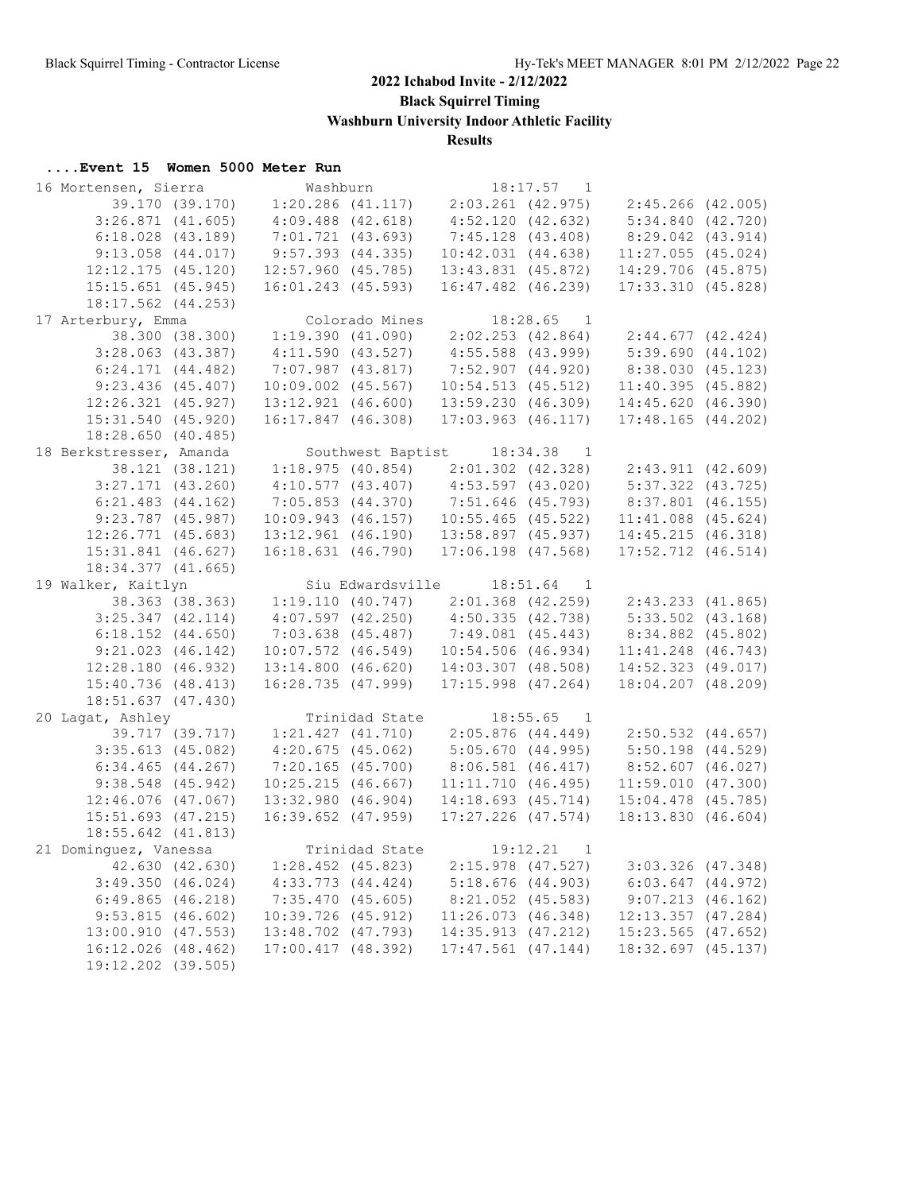## 2022 Ichabod Invite - 2/12/2022

### Black Squirrel Timing

### Washburn University Indoor Athletic Facility

### Results

#### ....Event 15 Women 5000 Meter Run

```
16 Mortensen, Sierra          Washburn                18:17.57   1 
         39.170 (39.170)    1:20.286 (41.117)    2:03.261 (42.975)    2:45.266 (42.005)
       3:26.871 (41.605)    4:09.488 (42.618)    4:52.120 (42.632)    5:34.840 (42.720)
       6:18.028 (43.189)    7:01.721 (43.693)    7:45.128 (43.408)    8:29.042 (43.914)
       9:13.058 (44.017)    9:57.393 (44.335)   10:42.031 (44.638)   11:27.055 (45.024)
      12:12.175 (45.120)   12:57.960 (45.785)   13:43.831 (45.872)   14:29.706 (45.875)
      15:15.651 (45.945)   16:01.243 (45.593)   16:47.482 (46.239)   17:33.310 (45.828)
      18:17.562 (44.253)
17 Arterbury, Emma            Colorado Mines          18:28.65   1 
         38.300 (38.300)    1:19.390 (41.090)    2:02.253 (42.864)    2:44.677 (42.424)
       3:28.063 (43.387)    4:11.590 (43.527)    4:55.588 (43.999)    5:39.690 (44.102)
       6:24.171 (44.482)    7:07.987 (43.817)    7:52.907 (44.920)    8:38.030 (45.123)
       9:23.436 (45.407)   10:09.002 (45.567)   10:54.513 (45.512)   11:40.395 (45.882)
      12:26.321 (45.927)   13:12.921 (46.600)   13:59.230 (46.309)   14:45.620 (46.390)
      15:31.540 (45.920)   16:17.847 (46.308)   17:03.963 (46.117)   17:48.165 (44.202)
      18:28.650 (40.485)
18 Berkstresser, Amanda       Southwest Baptist       18:34.38   1 
         38.121 (38.121)    1:18.975 (40.854)    2:01.302 (42.328)    2:43.911 (42.609)
       3:27.171 (43.260)    4:10.577 (43.407)    4:53.597 (43.020)    5:37.322 (43.725)
       6:21.483 (44.162)    7:05.853 (44.370)    7:51.646 (45.793)    8:37.801 (46.155)
       9:23.787 (45.987)   10:09.943 (46.157)   10:55.465 (45.522)   11:41.088 (45.624)
      12:26.771 (45.683)   13:12.961 (46.190)   13:58.897 (45.937)   14:45.215 (46.318)
      15:31.841 (46.627)   16:18.631 (46.790)   17:06.198 (47.568)   17:52.712 (46.514)
      18:34.377 (41.665)
19 Walker, Kaitlyn            Siu Edwardsville        18:51.64   1 
         38.363 (38.363)    1:19.110 (40.747)    2:01.368 (42.259)    2:43.233 (41.865)
       3:25.347 (42.114)    4:07.597 (42.250)    4:50.335 (42.738)    5:33.502 (43.168)
       6:18.152 (44.650)    7:03.638 (45.487)    7:49.081 (45.443)    8:34.882 (45.802)
       9:21.023 (46.142)   10:07.572 (46.549)   10:54.506 (46.934)   11:41.248 (46.743)
      12:28.180 (46.932)   13:14.800 (46.620)   14:03.307 (48.508)   14:52.323 (49.017)
      15:40.736 (48.413)   16:28.735 (47.999)   17:15.998 (47.264)   18:04.207 (48.209)
      18:51.637 (47.430)
20 Lagat, Ashley              Trinidad State          18:55.65   1 
         39.717 (39.717)    1:21.427 (41.710)    2:05.876 (44.449)    2:50.532 (44.657)
       3:35.613 (45.082)    4:20.675 (45.062)    5:05.670 (44.995)    5:50.198 (44.529)
       6:34.465 (44.267)    7:20.165 (45.700)    8:06.581 (46.417)    8:52.607 (46.027)
       9:38.548 (45.942)   10:25.215 (46.667)   11:11.710 (46.495)   11:59.010 (47.300)
      12:46.076 (47.067)   13:32.980 (46.904)   14:18.693 (45.714)   15:04.478 (45.785)
      15:51.693 (47.215)   16:39.652 (47.959)   17:27.226 (47.574)   18:13.830 (46.604)
      18:55.642 (41.813)
21 Dominguez, Vanessa         Trinidad State          19:12.21   1 
         42.630 (42.630)    1:28.452 (45.823)    2:15.978 (47.527)    3:03.326 (47.348)
       3:49.350 (46.024)    4:33.773 (44.424)    5:18.676 (44.903)    6:03.647 (44.972)
       6:49.865 (46.218)    7:35.470 (45.605)    8:21.052 (45.583)    9:07.213 (46.162)
       9:53.815 (46.602)   10:39.726 (45.912)   11:26.073 (46.348)   12:13.357 (47.284)
      13:00.910 (47.553)   13:48.702 (47.793)   14:35.913 (47.212)   15:23.565 (47.652)
      16:12.026 (48.462)   17:00.417 (48.392)   17:47.561 (47.144)   18:32.697 (45.137)
      19:12.202 (39.505)
```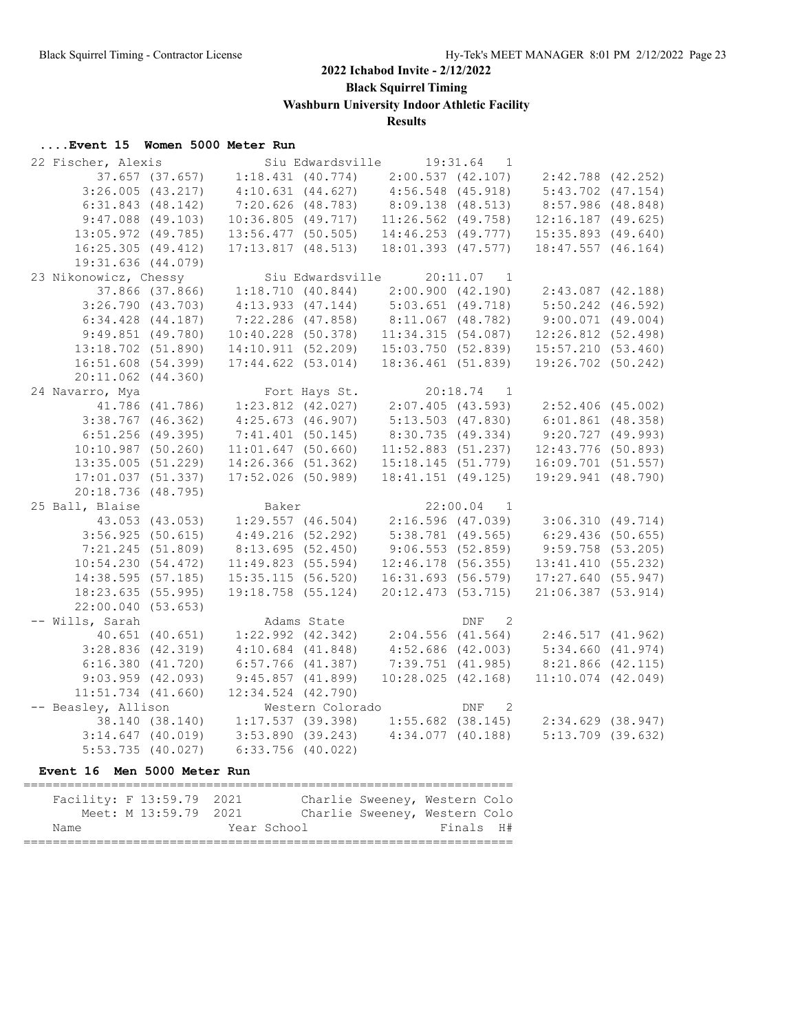## 2022 Ichabod Invite - 2/12/2022

**Black Squirrel Timing**

**Washburn University Indoor Athletic Facility**

**Results**

### ....Event 15 Women 5000 Meter Run

```
 22 Fischer, Alexis            Siu Edwardsville      19:31.64   1  
         37.657 (37.657)    1:18.431 (40.774)    2:00.537 (42.107)    2:42.788 (42.252)
       3:26.005 (43.217)    4:10.631 (44.627)    4:56.548 (45.918)    5:43.702 (47.154)
       6:31.843 (48.142)    7:20.626 (48.783)    8:09.138 (48.513)    8:57.986 (48.848)
       9:47.088 (49.103)   10:36.805 (49.717)   11:26.562 (49.758)   12:16.187 (49.625)
      13:05.972 (49.785)   13:56.477 (50.505)   14:46.253 (49.777)   15:35.893 (49.640)
      16:25.305 (49.412)   17:13.817 (48.513)   18:01.393 (47.577)   18:47.557 (46.164)
      19:31.636 (44.079)
 23 Nikonowicz, Chessy         Siu Edwardsville      20:11.07   1  
         37.866 (37.866)    1:18.710 (40.844)    2:00.900 (42.190)    2:43.087 (42.188)
       3:26.790 (43.703)    4:13.933 (47.144)    5:03.651 (49.718)    5:50.242 (46.592)
       6:34.428 (44.187)    7:22.286 (47.858)    8:11.067 (48.782)    9:00.071 (49.004)
       9:49.851 (49.780)   10:40.228 (50.378)   11:34.315 (54.087)   12:26.812 (52.498)
      13:18.702 (51.890)   14:10.911 (52.209)   15:03.750 (52.839)   15:57.210 (53.460)
      16:51.608 (54.399)   17:44.622 (53.014)   18:36.461 (51.839)   19:26.702 (50.242)
      20:11.062 (44.360)
 24 Navarro, Mya               Fort Hays St.         20:18.74   1  
         41.786 (41.786)    1:23.812 (42.027)    2:07.405 (43.593)    2:52.406 (45.002)
       3:38.767 (46.362)    4:25.673 (46.907)    5:13.503 (47.830)    6:01.861 (48.358)
       6:51.256 (49.395)    7:41.401 (50.145)    8:30.735 (49.334)    9:20.727 (49.993)
      10:10.987 (50.260)   11:01.647 (50.660)   11:52.883 (51.237)   12:43.776 (50.893)
      13:35.005 (51.229)   14:26.366 (51.362)   15:18.145 (51.779)   16:09.701 (51.557)
      17:01.037 (51.337)   17:52.026 (50.989)   18:41.151 (49.125)   19:29.941 (48.790)
      20:18.736 (48.795)
 25 Ball, Blaise               Baker                 22:00.04   1  
         43.053 (43.053)    1:29.557 (46.504)    2:16.596 (47.039)    3:06.310 (49.714)
       3:56.925 (50.615)    4:49.216 (52.292)    5:38.781 (49.565)    6:29.436 (50.655)
       7:21.245 (51.809)    8:13.695 (52.450)    9:06.553 (52.859)    9:59.758 (53.205)
      10:54.230 (54.472)   11:49.823 (55.594)   12:46.178 (56.355)   13:41.410 (55.232)
      14:38.595 (57.185)   15:35.115 (56.520)   16:31.693 (56.579)   17:27.640 (55.947)
      18:23.635 (55.995)   19:18.758 (55.124)   20:12.473 (53.715)   21:06.387 (53.914)
      22:00.040 (53.653)
 -- Wills, Sarah               Adams State                DNF   2  
         40.651 (40.651)    1:22.992 (42.342)    2:04.556 (41.564)    2:46.517 (41.962)
       3:28.836 (42.319)    4:10.684 (41.848)    4:52.686 (42.003)    5:34.660 (41.974)
       6:16.380 (41.720)    6:57.766 (41.387)    7:39.751 (41.985)    8:21.866 (42.115)
       9:03.959 (42.093)    9:45.857 (41.899)   10:28.025 (42.168)   11:10.074 (42.049)
      11:51.734 (41.660)   12:34.524 (42.790)
 -- Beasley, Allison           Western Colorado           DNF   2  
         38.140 (38.140)    1:17.537 (39.398)    1:55.682 (38.145)    2:34.629 (38.947)
       3:14.647 (40.019)    3:53.890 (39.243)    4:34.077 (40.188)    5:13.709 (39.632)
       5:53.735 (40.027)    6:33.756 (40.022)
```

### Event 16 Men 5000 Meter Run

```
===================================================================
   Facility: F 13:59.79  2021        Charlie Sweeney, Western Colo
       Meet: M 13:59.79  2021        Charlie Sweeney, Western Colo
    Name                    Year School                 Finals  H# 
===================================================================
```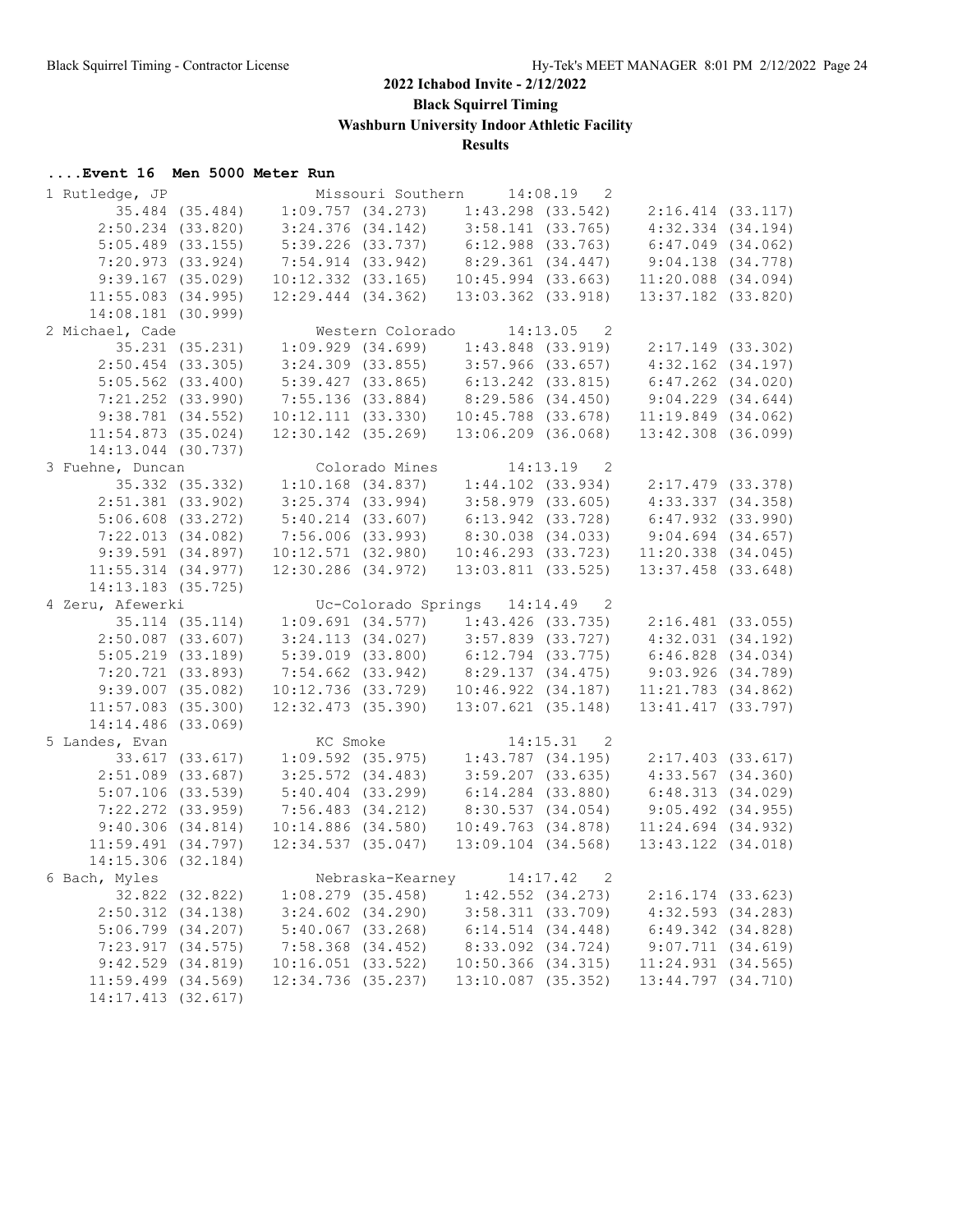# 2022 Ichabod Invite - 2/12/2022

**Black Squirrel Timing**

**Washburn University Indoor Athletic Facility**

**Results**

### ....Event 16 Men 5000 Meter Run

```
 1 Rutledge, JP                Missouri Southern      14:08.19   2 
        35.484 (35.484)     1:09.757 (34.273)     1:43.298 (33.542)     2:16.414 (33.117)
      2:50.234 (33.820)     3:24.376 (34.142)     3:58.141 (33.765)     4:32.334 (34.194)
      5:05.489 (33.155)     5:39.226 (33.737)     6:12.988 (33.763)     6:47.049 (34.062)
      7:20.973 (33.924)     7:54.914 (33.942)     8:29.361 (34.447)     9:04.138 (34.778)
      9:39.167 (35.029)    10:12.332 (33.165)    10:45.994 (33.663)    11:20.088 (34.094)
     11:55.083 (34.995)    12:29.444 (34.362)    13:03.362 (33.918)    13:37.182 (33.820)
     14:08.181 (30.999)
 2 Michael, Cade               Western Colorado       14:13.05   2 
        35.231 (35.231)     1:09.929 (34.699)     1:43.848 (33.919)     2:17.149 (33.302)
      2:50.454 (33.305)     3:24.309 (33.855)     3:57.966 (33.657)     4:32.162 (34.197)
      5:05.562 (33.400)     5:39.427 (33.865)     6:13.242 (33.815)     6:47.262 (34.020)
      7:21.252 (33.990)     7:55.136 (33.884)     8:29.586 (34.450)     9:04.229 (34.644)
      9:38.781 (34.552)    10:12.111 (33.330)    10:45.788 (33.678)    11:19.849 (34.062)
     11:54.873 (35.024)    12:30.142 (35.269)    13:06.209 (36.068)    13:42.308 (36.099)
     14:13.044 (30.737)
 3 Fuehne, Duncan              Colorado Mines         14:13.19   2 
        35.332 (35.332)     1:10.168 (34.837)     1:44.102 (33.934)     2:17.479 (33.378)
      2:51.381 (33.902)     3:25.374 (33.994)     3:58.979 (33.605)     4:33.337 (34.358)
      5:06.608 (33.272)     5:40.214 (33.607)     6:13.942 (33.728)     6:47.932 (33.990)
      7:22.013 (34.082)     7:56.006 (33.993)     8:30.038 (34.033)     9:04.694 (34.657)
      9:39.591 (34.897)    10:12.571 (32.980)    10:46.293 (33.723)    11:20.338 (34.045)
     11:55.314 (34.977)    12:30.286 (34.972)    13:03.811 (33.525)    13:37.458 (33.648)
     14:13.183 (35.725)
 4 Zeru, Afewerki              Uc-Colorado Springs    14:14.49   2 
        35.114 (35.114)     1:09.691 (34.577)     1:43.426 (33.735)     2:16.481 (33.055)
      2:50.087 (33.607)     3:24.113 (34.027)     3:57.839 (33.727)     4:32.031 (34.192)
      5:05.219 (33.189)     5:39.019 (33.800)     6:12.794 (33.775)     6:46.828 (34.034)
      7:20.721 (33.893)     7:54.662 (33.942)     8:29.137 (34.475)     9:03.926 (34.789)
      9:39.007 (35.082)    10:12.736 (33.729)    10:46.922 (34.187)    11:21.783 (34.862)
     11:57.083 (35.300)    12:32.473 (35.390)    13:07.621 (35.148)    13:41.417 (33.797)
     14:14.486 (33.069)
 5 Landes, Evan                KC Smoke               14:15.31   2 
        33.617 (33.617)     1:09.592 (35.975)     1:43.787 (34.195)     2:17.403 (33.617)
      2:51.089 (33.687)     3:25.572 (34.483)     3:59.207 (33.635)     4:33.567 (34.360)
      5:07.106 (33.539)     5:40.404 (33.299)     6:14.284 (33.880)     6:48.313 (34.029)
      7:22.272 (33.959)     7:56.483 (34.212)     8:30.537 (34.054)     9:05.492 (34.955)
      9:40.306 (34.814)    10:14.886 (34.580)    10:49.763 (34.878)    11:24.694 (34.932)
     11:59.491 (34.797)    12:34.537 (35.047)    13:09.104 (34.568)    13:43.122 (34.018)
     14:15.306 (32.184)
 6 Bach, Myles                 Nebraska-Kearney       14:17.42   2 
        32.822 (32.822)     1:08.279 (35.458)     1:42.552 (34.273)     2:16.174 (33.623)
      2:50.312 (34.138)     3:24.602 (34.290)     3:58.311 (33.709)     4:32.593 (34.283)
      5:06.799 (34.207)     5:40.067 (33.268)     6:14.514 (34.448)     6:49.342 (34.828)
      7:23.917 (34.575)     7:58.368 (34.452)     8:33.092 (34.724)     9:07.711 (34.619)
      9:42.529 (34.819)    10:16.051 (33.522)    10:50.366 (34.315)    11:24.931 (34.565)
     11:59.499 (34.569)    12:34.736 (35.237)    13:10.087 (35.352)    13:44.797 (34.710)
     14:17.413 (32.617)
```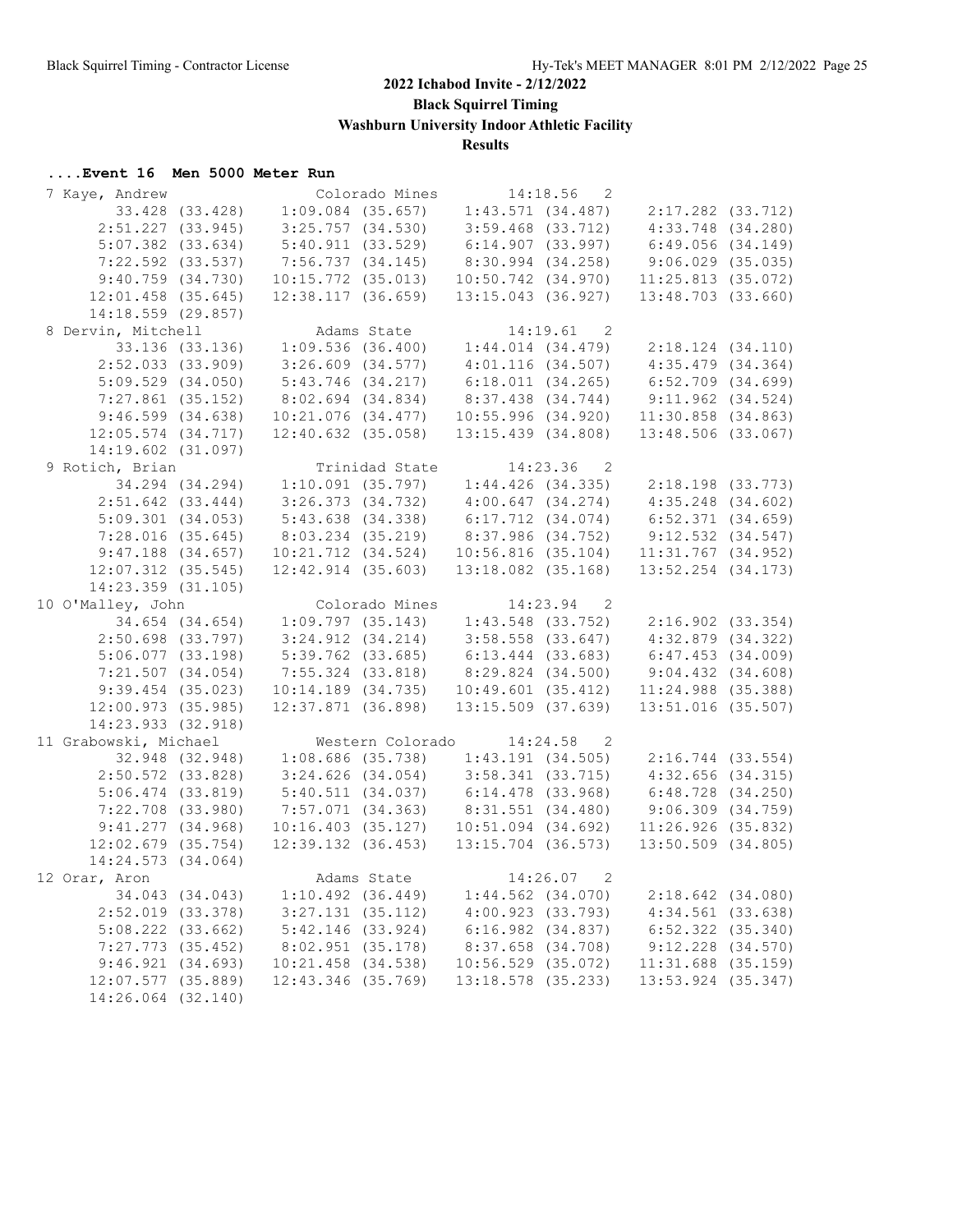## 2022 Ichabod Invite - 2/12/2022

**Black Squirrel Timing**

**Washburn University Indoor Athletic Facility**

**Results**

### ....Event 16 Men 5000 Meter Run

```
  7 Kaye, Andrew               Colorado Mines        14:18.56   2
        33.428 (33.428)     1:09.084 (35.657)     1:43.571 (34.487)     2:17.282 (33.712)
      2:51.227 (33.945)     3:25.757 (34.530)     3:59.468 (33.712)     4:33.748 (34.280)
      5:07.382 (33.634)     5:40.911 (33.529)     6:14.907 (33.997)     6:49.056 (34.149)
      7:22.592 (33.537)     7:56.737 (34.145)     8:30.994 (34.258)     9:06.029 (35.035)
      9:40.759 (34.730)    10:15.772 (35.013)    10:50.742 (34.970)    11:25.813 (35.072)
     12:01.458 (35.645)    12:38.117 (36.659)    13:15.043 (36.927)    13:48.703 (33.660)
     14:18.559 (29.857)
  8 Dervin, Mitchell           Adams State           14:19.61   2
        33.136 (33.136)     1:09.536 (36.400)     1:44.014 (34.479)     2:18.124 (34.110)
      2:52.033 (33.909)     3:26.609 (34.577)     4:01.116 (34.507)     4:35.479 (34.364)
      5:09.529 (34.050)     5:43.746 (34.217)     6:18.011 (34.265)     6:52.709 (34.699)
      7:27.861 (35.152)     8:02.694 (34.834)     8:37.438 (34.744)     9:11.962 (34.524)
      9:46.599 (34.638)    10:21.076 (34.477)    10:55.996 (34.920)    11:30.858 (34.863)
     12:05.574 (34.717)    12:40.632 (35.058)    13:15.439 (34.808)    13:48.506 (33.067)
     14:19.602 (31.097)
  9 Rotich, Brian              Trinidad State        14:23.36   2
        34.294 (34.294)     1:10.091 (35.797)     1:44.426 (34.335)     2:18.198 (33.773)
      2:51.642 (33.444)     3:26.373 (34.732)     4:00.647 (34.274)     4:35.248 (34.602)
      5:09.301 (34.053)     5:43.638 (34.338)     6:17.712 (34.074)     6:52.371 (34.659)
      7:28.016 (35.645)     8:03.234 (35.219)     8:37.986 (34.752)     9:12.532 (34.547)
      9:47.188 (34.657)    10:21.712 (34.524)    10:56.816 (35.104)    11:31.767 (34.952)
     12:07.312 (35.545)    12:42.914 (35.603)    13:18.082 (35.168)    13:52.254 (34.173)
     14:23.359 (31.105)
 10 O'Malley, John             Colorado Mines        14:23.94   2
        34.654 (34.654)     1:09.797 (35.143)     1:43.548 (33.752)     2:16.902 (33.354)
      2:50.698 (33.797)     3:24.912 (34.214)     3:58.558 (33.647)     4:32.879 (34.322)
      5:06.077 (33.198)     5:39.762 (33.685)     6:13.444 (33.683)     6:47.453 (34.009)
      7:21.507 (34.054)     7:55.324 (33.818)     8:29.824 (34.500)     9:04.432 (34.608)
      9:39.454 (35.023)    10:14.189 (34.735)    10:49.601 (35.412)    11:24.988 (35.388)
     12:00.973 (35.985)    12:37.871 (36.898)    13:15.509 (37.639)    13:51.016 (35.507)
     14:23.933 (32.918)
 11 Grabowski, Michael         Western Colorado      14:24.58   2
        32.948 (32.948)     1:08.686 (35.738)     1:43.191 (34.505)     2:16.744 (33.554)
      2:50.572 (33.828)     3:24.626 (34.054)     3:58.341 (33.715)     4:32.656 (34.315)
      5:06.474 (33.819)     5:40.511 (34.037)     6:14.478 (33.968)     6:48.728 (34.250)
      7:22.708 (33.980)     7:57.071 (34.363)     8:31.551 (34.480)     9:06.309 (34.759)
      9:41.277 (34.968)    10:16.403 (35.127)    10:51.094 (34.692)    11:26.926 (35.832)
     12:02.679 (35.754)    12:39.132 (36.453)    13:15.704 (36.573)    13:50.509 (34.805)
     14:24.573 (34.064)
 12 Orar, Aron                 Adams State           14:26.07   2
        34.043 (34.043)     1:10.492 (36.449)     1:44.562 (34.070)     2:18.642 (34.080)
      2:52.019 (33.378)     3:27.131 (35.112)     4:00.923 (33.793)     4:34.561 (33.638)
      5:08.222 (33.662)     5:42.146 (33.924)     6:16.982 (34.837)     6:52.322 (35.340)
      7:27.773 (35.452)     8:02.951 (35.178)     8:37.658 (34.708)     9:12.228 (34.570)
      9:46.921 (34.693)    10:21.458 (34.538)    10:56.529 (35.072)    11:31.688 (35.159)
     12:07.577 (35.889)    12:43.346 (35.769)    13:18.578 (35.233)    13:53.924 (35.347)
     14:26.064 (32.140)
```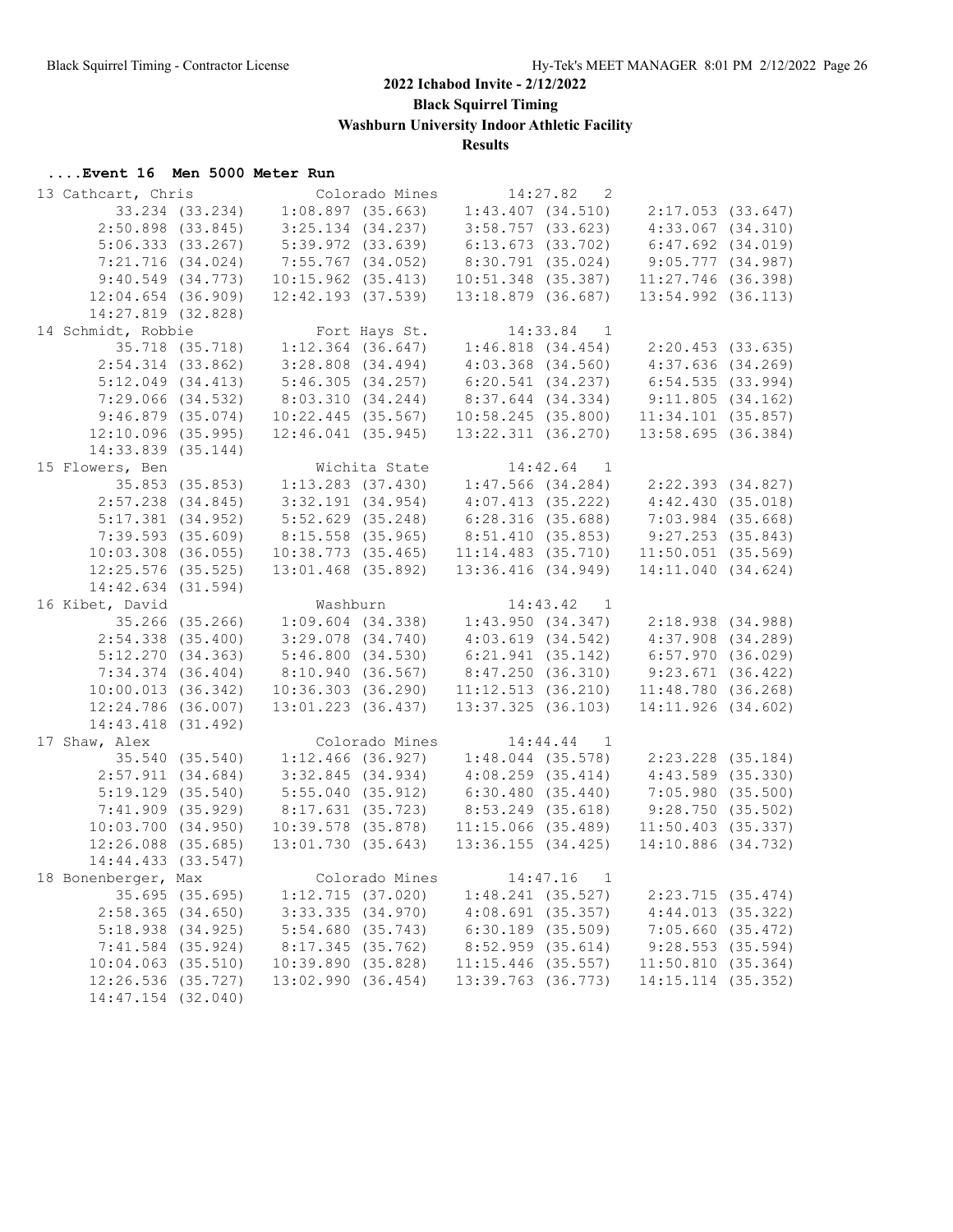# 2022 Ichabod Invite - 2/12/2022

**Black Squirrel Timing**

**Washburn University Indoor Athletic Facility**

**Results**

### ....Event 16 Men 5000 Meter Run

```
13 Cathcart, Chris            Colorado Mines         14:27.82   2
        33.234 (33.234)    1:08.897 (35.663)    1:43.407 (34.510)    2:17.053 (33.647)
      2:50.898 (33.845)    3:25.134 (34.237)    3:58.757 (33.623)    4:33.067 (34.310)
      5:06.333 (33.267)    5:39.972 (33.639)    6:13.673 (33.702)    6:47.692 (34.019)
      7:21.716 (34.024)    7:55.767 (34.052)    8:30.791 (35.024)    9:05.777 (34.987)
      9:40.549 (34.773)   10:15.962 (35.413)   10:51.348 (35.387)   11:27.746 (36.398)
     12:04.654 (36.909)   12:42.193 (37.539)   13:18.879 (36.687)   13:54.992 (36.113)
     14:27.819 (32.828)
14 Schmidt, Robbie            Fort Hays St.          14:33.84   1
        35.718 (35.718)    1:12.364 (36.647)    1:46.818 (34.454)    2:20.453 (33.635)
      2:54.314 (33.862)    3:28.808 (34.494)    4:03.368 (34.560)    4:37.636 (34.269)
      5:12.049 (34.413)    5:46.305 (34.257)    6:20.541 (34.237)    6:54.535 (33.994)
      7:29.066 (34.532)    8:03.310 (34.244)    8:37.644 (34.334)    9:11.805 (34.162)
      9:46.879 (35.074)   10:22.445 (35.567)   10:58.245 (35.800)   11:34.101 (35.857)
     12:10.096 (35.995)   12:46.041 (35.945)   13:22.311 (36.270)   13:58.695 (36.384)
     14:33.839 (35.144)
15 Flowers, Ben               Wichita State          14:42.64   1
        35.853 (35.853)    1:13.283 (37.430)    1:47.566 (34.284)    2:22.393 (34.827)
      2:57.238 (34.845)    3:32.191 (34.954)    4:07.413 (35.222)    4:42.430 (35.018)
      5:17.381 (34.952)    5:52.629 (35.248)    6:28.316 (35.688)    7:03.984 (35.668)
      7:39.593 (35.609)    8:15.558 (35.965)    8:51.410 (35.853)    9:27.253 (35.843)
     10:03.308 (36.055)   10:38.773 (35.465)   11:14.483 (35.710)   11:50.051 (35.569)
     12:25.576 (35.525)   13:01.468 (35.892)   13:36.416 (34.949)   14:11.040 (34.624)
     14:42.634 (31.594)
16 Kibet, David               Washburn               14:43.42   1
        35.266 (35.266)    1:09.604 (34.338)    1:43.950 (34.347)    2:18.938 (34.988)
      2:54.338 (35.400)    3:29.078 (34.740)    4:03.619 (34.542)    4:37.908 (34.289)
      5:12.270 (34.363)    5:46.800 (34.530)    6:21.941 (35.142)    6:57.970 (36.029)
      7:34.374 (36.404)    8:10.940 (36.567)    8:47.250 (36.310)    9:23.671 (36.422)
     10:00.013 (36.342)   10:36.303 (36.290)   11:12.513 (36.210)   11:48.780 (36.268)
     12:24.786 (36.007)   13:01.223 (36.437)   13:37.325 (36.103)   14:11.926 (34.602)
     14:43.418 (31.492)
17 Shaw, Alex                 Colorado Mines         14:44.44   1
        35.540 (35.540)    1:12.466 (36.927)    1:48.044 (35.578)    2:23.228 (35.184)
      2:57.911 (34.684)    3:32.845 (34.934)    4:08.259 (35.414)    4:43.589 (35.330)
      5:19.129 (35.540)    5:55.040 (35.912)    6:30.480 (35.440)    7:05.980 (35.500)
      7:41.909 (35.929)    8:17.631 (35.723)    8:53.249 (35.618)    9:28.750 (35.502)
     10:03.700 (34.950)   10:39.578 (35.878)   11:15.066 (35.489)   11:50.403 (35.337)
     12:26.088 (35.685)   13:01.730 (35.643)   13:36.155 (34.425)   14:10.886 (34.732)
     14:44.433 (33.547)
18 Bonenberger, Max           Colorado Mines         14:47.16   1
        35.695 (35.695)    1:12.715 (37.020)    1:48.241 (35.527)    2:23.715 (35.474)
      2:58.365 (34.650)    3:33.335 (34.970)    4:08.691 (35.357)    4:44.013 (35.322)
      5:18.938 (34.925)    5:54.680 (35.743)    6:30.189 (35.509)    7:05.660 (35.472)
      7:41.584 (35.924)    8:17.345 (35.762)    8:52.959 (35.614)    9:28.553 (35.594)
     10:04.063 (35.510)   10:39.890 (35.828)   11:15.446 (35.557)   11:50.810 (35.364)
     12:26.536 (35.727)   13:02.990 (36.454)   13:39.763 (36.773)   14:15.114 (35.352)
     14:47.154 (32.040)
```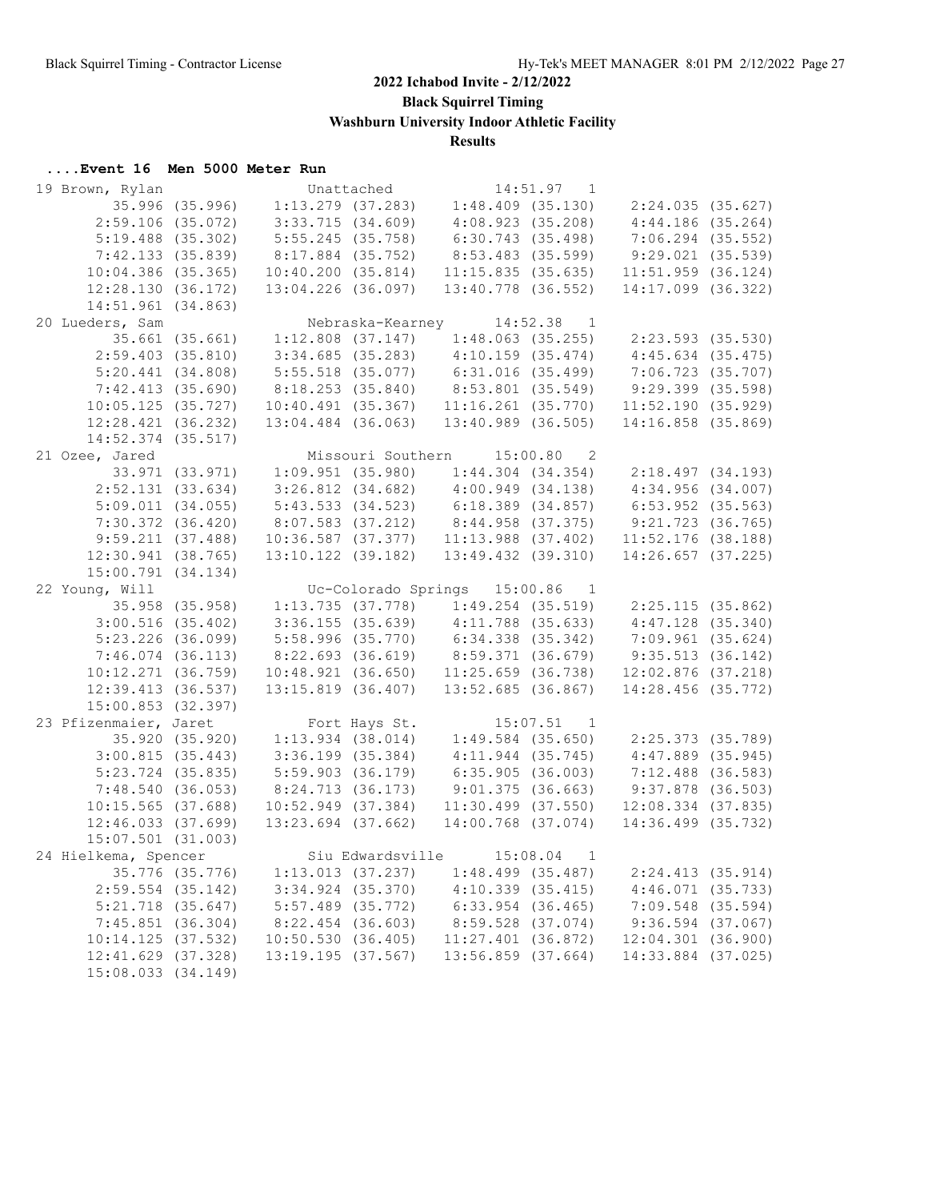## 2022 Ichabod Invite - 2/12/2022

**Black Squirrel Timing**

**Washburn University Indoor Athletic Facility**

**Results**

### ....Event 16 Men 5000 Meter Run

```
19 Brown, Rylan                    Unattached               14:51.97   1
       35.996 (35.996)    1:13.279 (37.283)    1:48.409 (35.130)    2:24.035 (35.627)
     2:59.106 (35.072)    3:33.715 (34.609)    4:08.923 (35.208)    4:44.186 (35.264)
     5:19.488 (35.302)    5:55.245 (35.758)    6:30.743 (35.498)    7:06.294 (35.552)
     7:42.133 (35.839)    8:17.884 (35.752)    8:53.483 (35.599)    9:29.021 (35.539)
    10:04.386 (35.365)   10:40.200 (35.814)   11:15.835 (35.635)   11:51.959 (36.124)
    12:28.130 (36.172)   13:04.226 (36.097)   13:40.778 (36.552)   14:17.099 (36.322)
    14:51.961 (34.863)
20 Lueders, Sam                    Nebraska-Kearney         14:52.38   1
       35.661 (35.661)    1:12.808 (37.147)    1:48.063 (35.255)    2:23.593 (35.530)
     2:59.403 (35.810)    3:34.685 (35.283)    4:10.159 (35.474)    4:45.634 (35.475)
     5:20.441 (34.808)    5:55.518 (35.077)    6:31.016 (35.499)    7:06.723 (35.707)
     7:42.413 (35.690)    8:18.253 (35.840)    8:53.801 (35.549)    9:29.399 (35.598)
    10:05.125 (35.727)   10:40.491 (35.367)   11:16.261 (35.770)   11:52.190 (35.929)
    12:28.421 (36.232)   13:04.484 (36.063)   13:40.989 (36.505)   14:16.858 (35.869)
    14:52.374 (35.517)
21 Ozee, Jared                     Missouri Southern        15:00.80   2
       33.971 (33.971)    1:09.951 (35.980)    1:44.304 (34.354)    2:18.497 (34.193)
     2:52.131 (33.634)    3:26.812 (34.682)    4:00.949 (34.138)    4:34.956 (34.007)
     5:09.011 (34.055)    5:43.533 (34.523)    6:18.389 (34.857)    6:53.952 (35.563)
     7:30.372 (36.420)    8:07.583 (37.212)    8:44.958 (37.375)    9:21.723 (36.765)
     9:59.211 (37.488)   10:36.587 (37.377)   11:13.988 (37.402)   11:52.176 (38.188)
    12:30.941 (38.765)   13:10.122 (39.182)   13:49.432 (39.310)   14:26.657 (37.225)
    15:00.791 (34.134)
22 Young, Will                     Uc-Colorado Springs      15:00.86   1
       35.958 (35.958)    1:13.735 (37.778)    1:49.254 (35.519)    2:25.115 (35.862)
     3:00.516 (35.402)    3:36.155 (35.639)    4:11.788 (35.633)    4:47.128 (35.340)
     5:23.226 (36.099)    5:58.996 (35.770)    6:34.338 (35.342)    7:09.961 (35.624)
     7:46.074 (36.113)    8:22.693 (36.619)    8:59.371 (36.679)    9:35.513 (36.142)
    10:12.271 (36.759)   10:48.921 (36.650)   11:25.659 (36.738)   12:02.876 (37.218)
    12:39.413 (36.537)   13:15.819 (36.407)   13:52.685 (36.867)   14:28.456 (35.772)
    15:00.853 (32.397)
23 Pfizenmaier, Jaret              Fort Hays St.            15:07.51   1
       35.920 (35.920)    1:13.934 (38.014)    1:49.584 (35.650)    2:25.373 (35.789)
     3:00.815 (35.443)    3:36.199 (35.384)    4:11.944 (35.745)    4:47.889 (35.945)
     5:23.724 (35.835)    5:59.903 (36.179)    6:35.905 (36.003)    7:12.488 (36.583)
     7:48.540 (36.053)    8:24.713 (36.173)    9:01.375 (36.663)    9:37.878 (36.503)
    10:15.565 (37.688)   10:52.949 (37.384)   11:30.499 (37.550)   12:08.334 (37.835)
    12:46.033 (37.699)   13:23.694 (37.662)   14:00.768 (37.074)   14:36.499 (35.732)
    15:07.501 (31.003)
24 Hielkema, Spencer               Siu Edwardsville         15:08.04   1
       35.776 (35.776)    1:13.013 (37.237)    1:48.499 (35.487)    2:24.413 (35.914)
     2:59.554 (35.142)    3:34.924 (35.370)    4:10.339 (35.415)    4:46.071 (35.733)
     5:21.718 (35.647)    5:57.489 (35.772)    6:33.954 (36.465)    7:09.548 (35.594)
     7:45.851 (36.304)    8:22.454 (36.603)    8:59.528 (37.074)    9:36.594 (37.067)
    10:14.125 (37.532)   10:50.530 (36.405)   11:27.401 (36.872)   12:04.301 (36.900)
    12:41.629 (37.328)   13:19.195 (37.567)   13:56.859 (37.664)   14:33.884 (37.025)
    15:08.033 (34.149)
```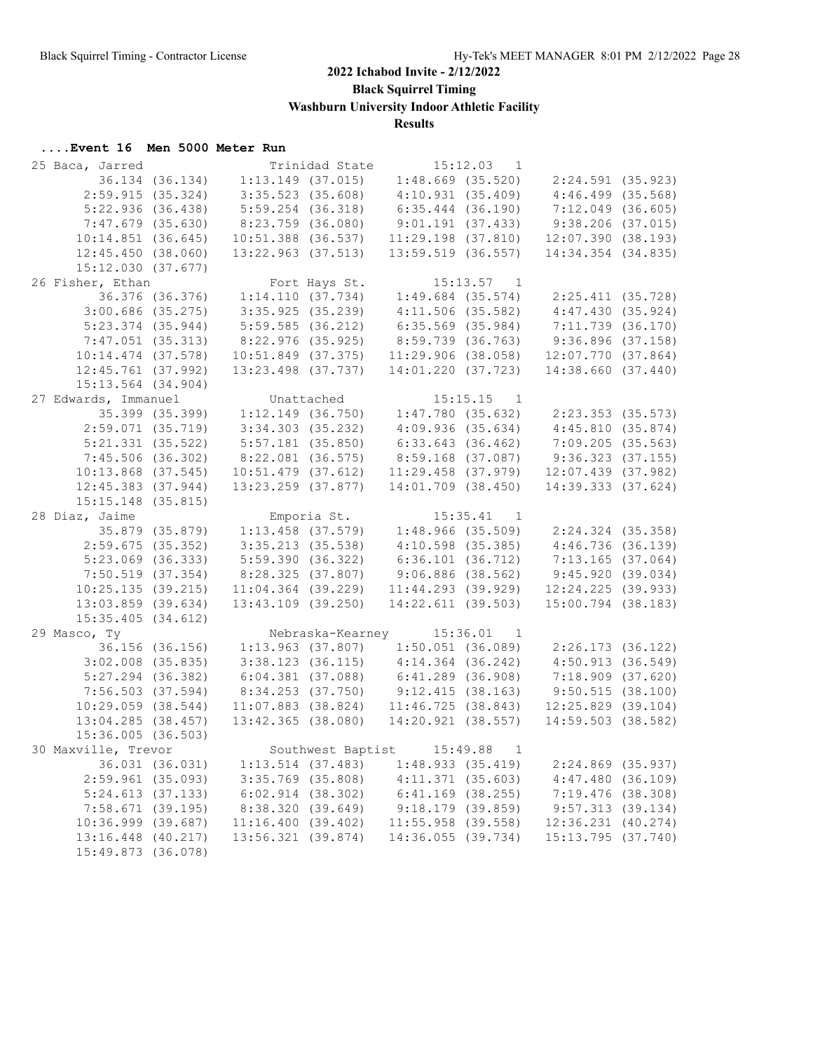## 2022 Ichabod Invite - 2/12/2022

**Black Squirrel Timing**

**Washburn University Indoor Athletic Facility**

**Results**

### ....Event 16 Men 5000 Meter Run

```
 25 Baca, Jarred                 Trinidad State         15:12.03   1
         36.134 (36.134)    1:13.149 (37.015)    1:48.669 (35.520)    2:24.591 (35.923)
       2:59.915 (35.324)    3:35.523 (35.608)    4:10.931 (35.409)    4:46.499 (35.568)
       5:22.936 (36.438)    5:59.254 (36.318)    6:35.444 (36.190)    7:12.049 (36.605)
       7:47.679 (35.630)    8:23.759 (36.080)    9:01.191 (37.433)    9:38.206 (37.015)
      10:14.851 (36.645)   10:51.388 (36.537)   11:29.198 (37.810)   12:07.390 (38.193)
      12:45.450 (38.060)   13:22.963 (37.513)   13:59.519 (36.557)   14:34.354 (34.835)
      15:12.030 (37.677)
 26 Fisher, Ethan                Fort Hays St.          15:13.57   1
         36.376 (36.376)    1:14.110 (37.734)    1:49.684 (35.574)    2:25.411 (35.728)
       3:00.686 (35.275)    3:35.925 (35.239)    4:11.506 (35.582)    4:47.430 (35.924)
       5:23.374 (35.944)    5:59.585 (36.212)    6:35.569 (35.984)    7:11.739 (36.170)
       7:47.051 (35.313)    8:22.976 (35.925)    8:59.739 (36.763)    9:36.896 (37.158)
      10:14.474 (37.578)   10:51.849 (37.375)   11:29.906 (38.058)   12:07.770 (37.864)
      12:45.761 (37.992)   13:23.498 (37.737)   14:01.220 (37.723)   14:38.660 (37.440)
      15:13.564 (34.904)
 27 Edwards, Immanuel            Unattached             15:15.15   1
         35.399 (35.399)    1:12.149 (36.750)    1:47.780 (35.632)    2:23.353 (35.573)
       2:59.071 (35.719)    3:34.303 (35.232)    4:09.936 (35.634)    4:45.810 (35.874)
       5:21.331 (35.522)    5:57.181 (35.850)    6:33.643 (36.462)    7:09.205 (35.563)
       7:45.506 (36.302)    8:22.081 (36.575)    8:59.168 (37.087)    9:36.323 (37.155)
      10:13.868 (37.545)   10:51.479 (37.612)   11:29.458 (37.979)   12:07.439 (37.982)
      12:45.383 (37.944)   13:23.259 (37.877)   14:01.709 (38.450)   14:39.333 (37.624)
      15:15.148 (35.815)
 28 Diaz, Jaime                  Emporia St.            15:35.41   1
         35.879 (35.879)    1:13.458 (37.579)    1:48.966 (35.509)    2:24.324 (35.358)
       2:59.675 (35.352)    3:35.213 (35.538)    4:10.598 (35.385)    4:46.736 (36.139)
       5:23.069 (36.333)    5:59.390 (36.322)    6:36.101 (36.712)    7:13.165 (37.064)
       7:50.519 (37.354)    8:28.325 (37.807)    9:06.886 (38.562)    9:45.920 (39.034)
      10:25.135 (39.215)   11:04.364 (39.229)   11:44.293 (39.929)   12:24.225 (39.933)
      13:03.859 (39.634)   13:43.109 (39.250)   14:22.611 (39.503)   15:00.794 (38.183)
      15:35.405 (34.612)
 29 Masco, Ty                    Nebraska-Kearney       15:36.01   1
         36.156 (36.156)    1:13.963 (37.807)    1:50.051 (36.089)    2:26.173 (36.122)
       3:02.008 (35.835)    3:38.123 (36.115)    4:14.364 (36.242)    4:50.913 (36.549)
       5:27.294 (36.382)    6:04.381 (37.088)    6:41.289 (36.908)    7:18.909 (37.620)
       7:56.503 (37.594)    8:34.253 (37.750)    9:12.415 (38.163)    9:50.515 (38.100)
      10:29.059 (38.544)   11:07.883 (38.824)   11:46.725 (38.843)   12:25.829 (39.104)
      13:04.285 (38.457)   13:42.365 (38.080)   14:20.921 (38.557)   14:59.503 (38.582)
      15:36.005 (36.503)
 30 Maxville, Trevor             Southwest Baptist      15:49.88   1
         36.031 (36.031)    1:13.514 (37.483)    1:48.933 (35.419)    2:24.869 (35.937)
       2:59.961 (35.093)    3:35.769 (35.808)    4:11.371 (35.603)    4:47.480 (36.109)
       5:24.613 (37.133)    6:02.914 (38.302)    6:41.169 (38.255)    7:19.476 (38.308)
       7:58.671 (39.195)    8:38.320 (39.649)    9:18.179 (39.859)    9:57.313 (39.134)
      10:36.999 (39.687)   11:16.400 (39.402)   11:55.958 (39.558)   12:36.231 (40.274)
      13:16.448 (40.217)   13:56.321 (39.874)   14:36.055 (39.734)   15:13.795 (37.740)
      15:49.873 (36.078)
```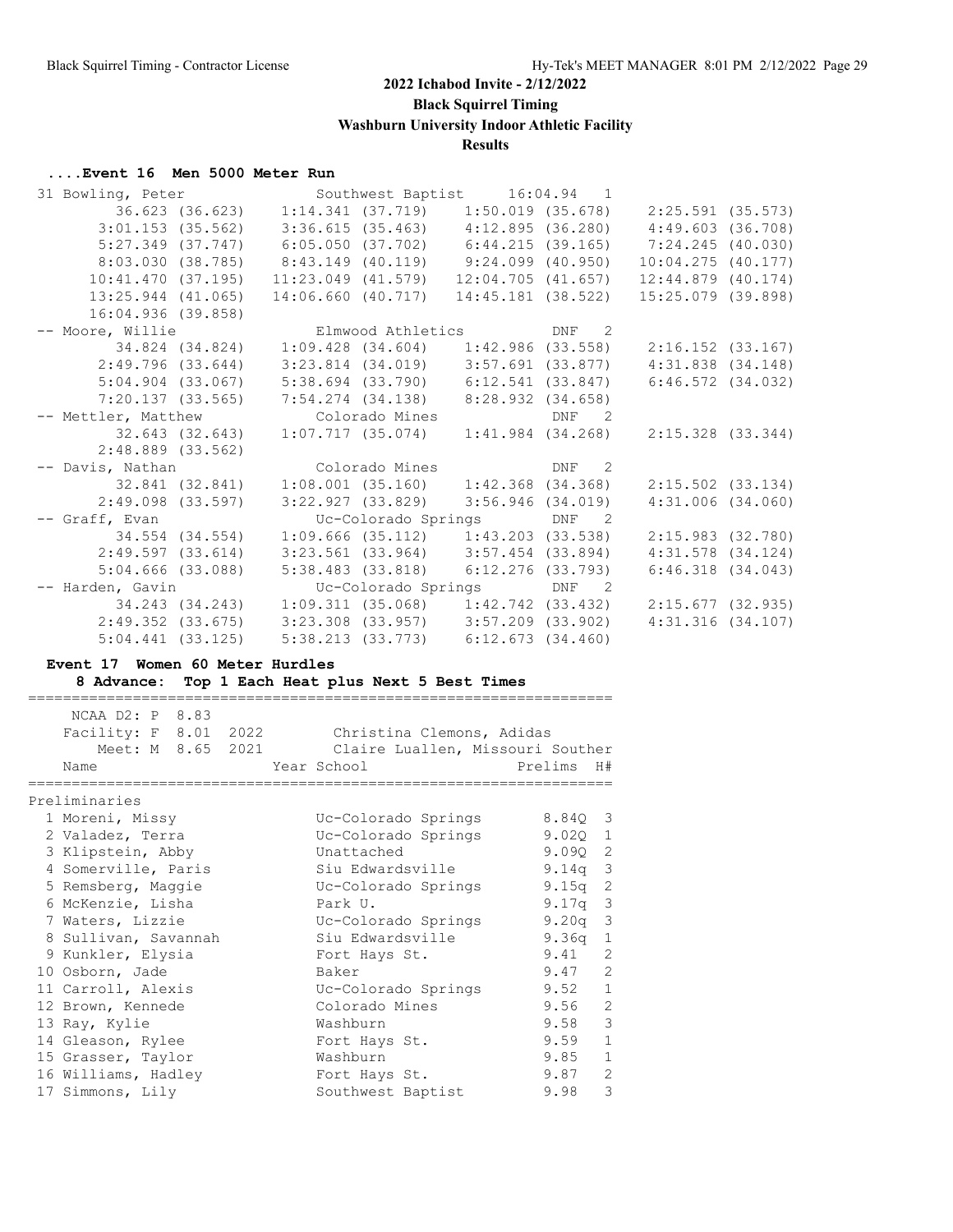## 2022 Ichabod Invite - 2/12/2022

**Black Squirrel Timing**

**Washburn University Indoor Athletic Facility**

**Results**

### ....Event 16 Men 5000 Meter Run

```
 31 Bowling, Peter               Southwest Baptist      16:04.94   1 
         36.623 (36.623)    1:14.341 (37.719)    1:50.019 (35.678)    2:25.591 (35.573)
       3:01.153 (35.562)    3:36.615 (35.463)    4:12.895 (36.280)    4:49.603 (36.708)
       5:27.349 (37.747)    6:05.050 (37.702)    6:44.215 (39.165)    7:24.245 (40.030)
       8:03.030 (38.785)    8:43.149 (40.119)    9:24.099 (40.950)   10:04.275 (40.177)
      10:41.470 (37.195)   11:23.049 (41.579)   12:04.705 (41.657)   12:44.879 (40.174)
      13:25.944 (41.065)   14:06.660 (40.717)   14:45.181 (38.522)   15:25.079 (39.898)
      16:04.936 (39.858)
 -- Moore, Willie                Elmwood Athletics           DNF   2 
         34.824 (34.824)    1:09.428 (34.604)    1:42.986 (33.558)    2:16.152 (33.167)
       2:49.796 (33.644)    3:23.814 (34.019)    3:57.691 (33.877)    4:31.838 (34.148)
       5:04.904 (33.067)    5:38.694 (33.790)    6:12.541 (33.847)    6:46.572 (34.032)
       7:20.137 (33.565)    7:54.274 (34.138)    8:28.932 (34.658)
 -- Mettler, Matthew             Colorado Mines              DNF   2 
         32.643 (32.643)    1:07.717 (35.074)    1:41.984 (34.268)    2:15.328 (33.344)
       2:48.889 (33.562)
 -- Davis, Nathan                Colorado Mines              DNF   2 
         32.841 (32.841)    1:08.001 (35.160)    1:42.368 (34.368)    2:15.502 (33.134)
       2:49.098 (33.597)    3:22.927 (33.829)    3:56.946 (34.019)    4:31.006 (34.060)
 -- Graff, Evan                  Uc-Colorado Springs         DNF   2 
         34.554 (34.554)    1:09.666 (35.112)    1:43.203 (33.538)    2:15.983 (32.780)
       2:49.597 (33.614)    3:23.561 (33.964)    3:57.454 (33.894)    4:31.578 (34.124)
       5:04.666 (33.088)    5:38.483 (33.818)    6:12.276 (33.793)    6:46.318 (34.043)
 -- Harden, Gavin                Uc-Colorado Springs         DNF   2 
         34.243 (34.243)    1:09.311 (35.068)    1:42.742 (33.432)    2:15.677 (32.935)
       2:49.352 (33.675)    3:23.308 (33.957)    3:57.209 (33.902)    4:31.316 (34.107)
       5:04.441 (33.125)    5:38.213 (33.773)    6:12.673 (34.460)
```

### Event 17 Women 60 Meter Hurdles

**8 Advance: Top 1 Each Heat plus Next 5 Best Times**

```
   NCAA D2: P  8.83
   Facility: F  8.01  2022        Christina Clemons, Adidas
       Meet: M  8.65  2021        Claire Luallen, Missouri Souther
```

Preliminaries

| Place | Name | Year | School | Prelims | H# |
|---|---|---|---|---|---|
| 1 | Moreni, Missy | | Uc-Colorado Springs | 8.84Q | 3 |
| 2 | Valadez, Terra | | Uc-Colorado Springs | 9.02Q | 1 |
| 3 | Klipstein, Abby | | Unattached | 9.09Q | 2 |
| 4 | Somerville, Paris | | Siu Edwardsville | 9.14q | 3 |
| 5 | Remsberg, Maggie | | Uc-Colorado Springs | 9.15q | 2 |
| 6 | McKenzie, Lisha | | Park U. | 9.17q | 3 |
| 7 | Waters, Lizzie | | Uc-Colorado Springs | 9.20q | 3 |
| 8 | Sullivan, Savannah | | Siu Edwardsville | 9.36q | 1 |
| 9 | Kunkler, Elysia | | Fort Hays St. | 9.41 | 2 |
| 10 | Osborn, Jade | | Baker | 9.47 | 2 |
| 11 | Carroll, Alexis | | Uc-Colorado Springs | 9.52 | 1 |
| 12 | Brown, Kennede | | Colorado Mines | 9.56 | 2 |
| 13 | Ray, Kylie | | Washburn | 9.58 | 3 |
| 14 | Gleason, Rylee | | Fort Hays St. | 9.59 | 1 |
| 15 | Grasser, Taylor | | Washburn | 9.85 | 1 |
| 16 | Williams, Hadley | | Fort Hays St. | 9.87 | 2 |
| 17 | Simmons, Lily | | Southwest Baptist | 9.98 | 3 |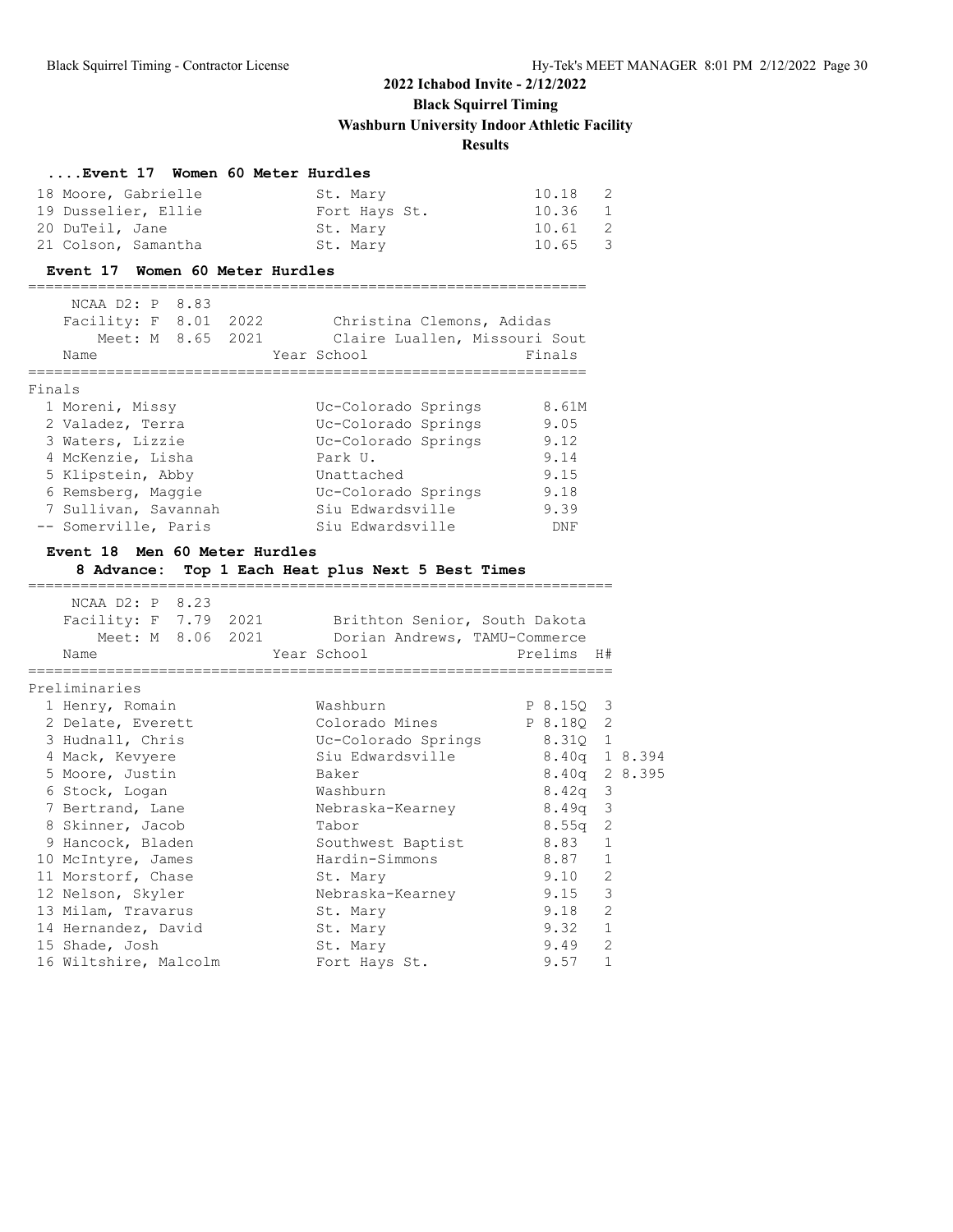# 2022 Ichabod Invite - 2/12/2022

## Black Squirrel Timing

## Washburn University Indoor Athletic Facility

## Results

### ....Event 17 Women 60 Meter Hurdles

| Place | Name | School | Prelims | H# |
|---|---|---|---|---|
| 18 | Moore, Gabrielle | St. Mary | 10.18 | 2 |
| 19 | Dusselier, Ellie | Fort Hays St. | 10.36 | 1 |
| 20 | DuTeil, Jane | St. Mary | 10.61 | 2 |
| 21 | Colson, Samantha | St. Mary | 10.65 | 3 |

### Event 17 Women 60 Meter Hurdles

NCAA D2: P 8.83
Facility: F 8.01 2022 Christina Clemons, Adidas
Meet: M 8.65 2021 Claire Luallen, Missouri Sout

**Finals**

| Place | Name | Year | School | Finals |
|---|---|---|---|---|
| 1 | Moreni, Missy | | Uc-Colorado Springs | 8.61M |
| 2 | Valadez, Terra | | Uc-Colorado Springs | 9.05 |
| 3 | Waters, Lizzie | | Uc-Colorado Springs | 9.12 |
| 4 | McKenzie, Lisha | | Park U. | 9.14 |
| 5 | Klipstein, Abby | | Unattached | 9.15 |
| 6 | Remsberg, Maggie | | Uc-Colorado Springs | 9.18 |
| 7 | Sullivan, Savannah | | Siu Edwardsville | 9.39 |
| -- | Somerville, Paris | | Siu Edwardsville | DNF |

### Event 18 Men 60 Meter Hurdles

8 Advance: Top 1 Each Heat plus Next 5 Best Times

NCAA D2: P 8.23
Facility: F 7.79 2021 Brithton Senior, South Dakota
Meet: M 8.06 2021 Dorian Andrews, TAMU-Commerce

**Preliminaries**

| Place | Name | Year | School | Prelims | H# | |
|---|---|---|---|---|---|---|
| 1 | Henry, Romain | | Washburn | P 8.15Q | 3 | |
| 2 | Delate, Everett | | Colorado Mines | P 8.18Q | 2 | |
| 3 | Hudnall, Chris | | Uc-Colorado Springs | 8.31Q | 1 | |
| 4 | Mack, Kevyere | | Siu Edwardsville | 8.40q | 1 | 8.394 |
| 5 | Moore, Justin | | Baker | 8.40q | 2 | 8.395 |
| 6 | Stock, Logan | | Washburn | 8.42q | 3 | |
| 7 | Bertrand, Lane | | Nebraska-Kearney | 8.49q | 3 | |
| 8 | Skinner, Jacob | | Tabor | 8.55q | 2 | |
| 9 | Hancock, Bladen | | Southwest Baptist | 8.83 | 1 | |
| 10 | McIntyre, James | | Hardin-Simmons | 8.87 | 1 | |
| 11 | Morstorf, Chase | | St. Mary | 9.10 | 2 | |
| 12 | Nelson, Skyler | | Nebraska-Kearney | 9.15 | 3 | |
| 13 | Milam, Travarus | | St. Mary | 9.18 | 2 | |
| 14 | Hernandez, David | | St. Mary | 9.32 | 1 | |
| 15 | Shade, Josh | | St. Mary | 9.49 | 2 | |
| 16 | Wiltshire, Malcolm | | Fort Hays St. | 9.57 | 1 | |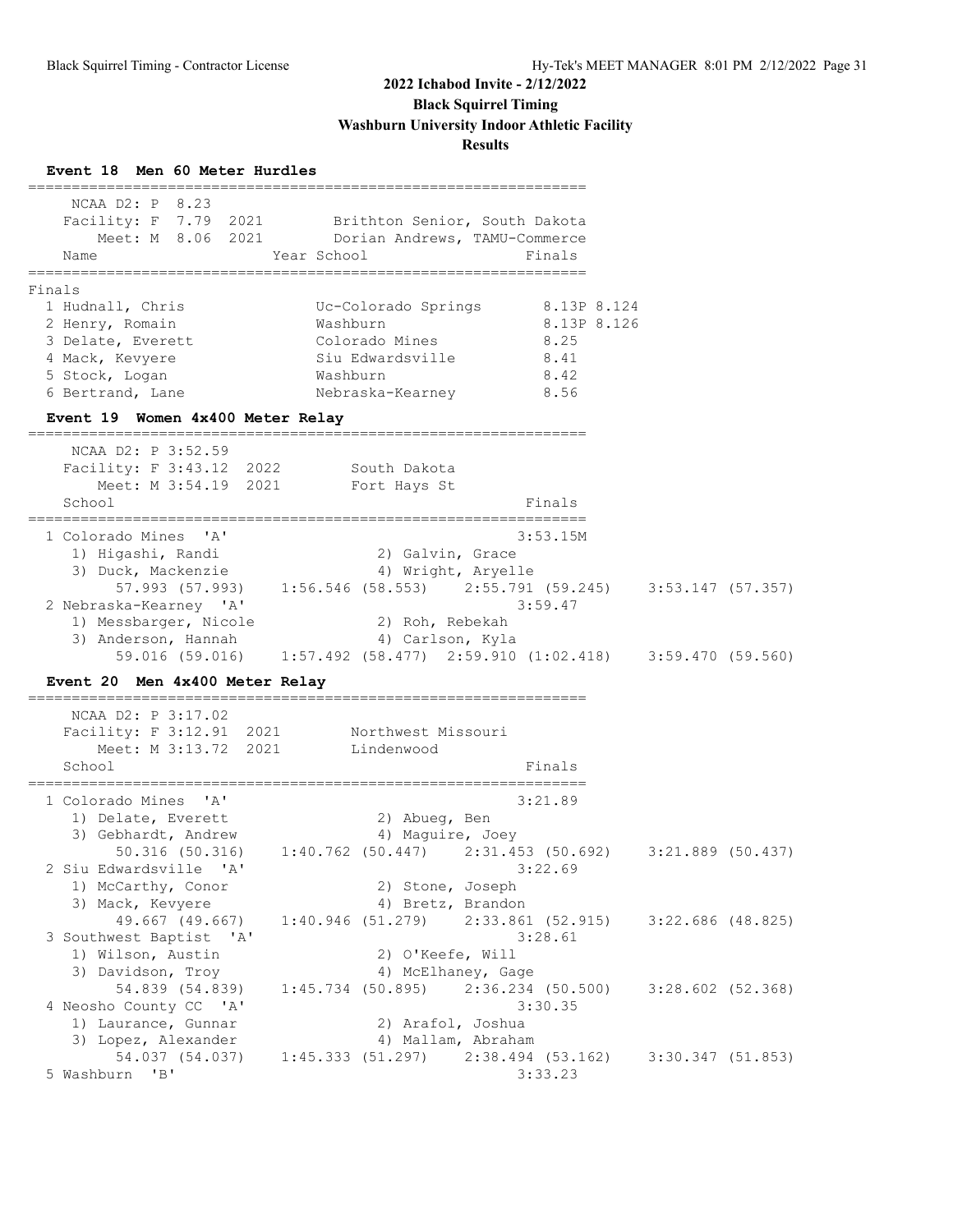## 2022 Ichabod Invite - 2/12/2022

**Black Squirrel Timing**

**Washburn University Indoor Athletic Facility**

**Results**

### Event 18 Men 60 Meter Hurdles

NCAA D2: P 8.23
Facility: F 7.79 2021 Brithton Senior, South Dakota
Meet: M 8.06 2021 Dorian Andrews, TAMU-Commerce

**Finals**

| Place | Name | Year | School | Finals | |
|---|---|---|---|---|---|
| 1 | Hudnall, Chris | | Uc-Colorado Springs | 8.13P | 8.124 |
| 2 | Henry, Romain | | Washburn | 8.13P | 8.126 |
| 3 | Delate, Everett | | Colorado Mines | 8.25 | |
| 4 | Mack, Kevyere | | Siu Edwardsville | 8.41 | |
| 5 | Stock, Logan | | Washburn | 8.42 | |
| 6 | Bertrand, Lane | | Nebraska-Kearney | 8.56 | |

### Event 19 Women 4x400 Meter Relay

NCAA D2: P 3:52.59
Facility: F 3:43.12 2022 South Dakota
Meet: M 3:54.19 2021 Fort Hays St

| Place | School | Finals |
|---|---|---|
| 1 | Colorado Mines 'A' | 3:53.15M |
| 2 | Nebraska-Kearney 'A' | 3:59.47 |

1 Colorado Mines 'A' — 3:53.15M
1) Higashi, Randi 2) Galvin, Grace
3) Duck, Mackenzie 4) Wright, Aryelle
57.993 (57.993) 1:56.546 (58.553) 2:55.791 (59.245) 3:53.147 (57.357)

2 Nebraska-Kearney 'A' — 3:59.47
1) Messbarger, Nicole 2) Roh, Rebekah
3) Anderson, Hannah 4) Carlson, Kyla
59.016 (59.016) 1:57.492 (58.477) 2:59.910 (1:02.418) 3:59.470 (59.560)

### Event 20 Men 4x400 Meter Relay

NCAA D2: P 3:17.02
Facility: F 3:12.91 2021 Northwest Missouri
Meet: M 3:13.72 2021 Lindenwood

| Place | School | Finals |
|---|---|---|
| 1 | Colorado Mines 'A' | 3:21.89 |
| 2 | Siu Edwardsville 'A' | 3:22.69 |
| 3 | Southwest Baptist 'A' | 3:28.61 |
| 4 | Neosho County CC 'A' | 3:30.35 |
| 5 | Washburn 'B' | 3:33.23 |

1 Colorado Mines 'A' — 3:21.89
1) Delate, Everett 2) Abueg, Ben
3) Gebhardt, Andrew 4) Maguire, Joey
50.316 (50.316) 1:40.762 (50.447) 2:31.453 (50.692) 3:21.889 (50.437)

2 Siu Edwardsville 'A' — 3:22.69
1) McCarthy, Conor 2) Stone, Joseph
3) Mack, Kevyere 4) Bretz, Brandon
49.667 (49.667) 1:40.946 (51.279) 2:33.861 (52.915) 3:22.686 (48.825)

3 Southwest Baptist 'A' — 3:28.61
1) Wilson, Austin 2) O'Keefe, Will
3) Davidson, Troy 4) McElhaney, Gage
54.839 (54.839) 1:45.734 (50.895) 2:36.234 (50.500) 3:28.602 (52.368)

4 Neosho County CC 'A' — 3:30.35
1) Laurance, Gunnar 2) Arafol, Joshua
3) Lopez, Alexander 4) Mallam, Abraham
54.037 (54.037) 1:45.333 (51.297) 2:38.494 (53.162) 3:30.347 (51.853)

5 Washburn 'B' — 3:33.23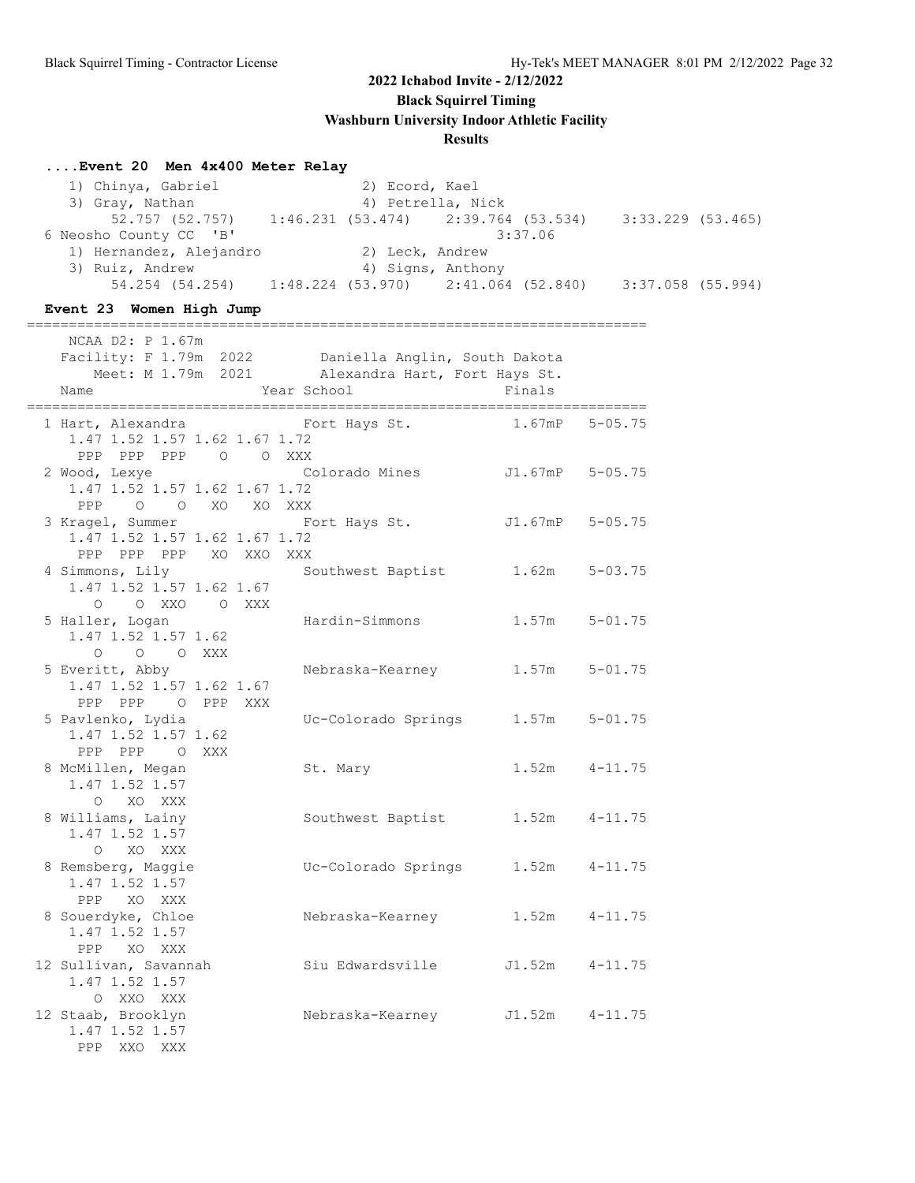2022 Ichabod Invite - 2/12/2022

Black Squirrel Timing

Washburn University Indoor Athletic Facility

Results

### ....Event 20 Men 4x400 Meter Relay

```
   1) Chinya, Gabriel                2) Ecord, Kael
   3) Gray, Nathan                   4) Petrella, Nick
        52.757 (52.757)    1:46.231 (53.474)    2:39.764 (53.534)    3:33.229 (53.465)
 6 Neosho County CC  'B'                          3:37.06
   1) Hernandez, Alejandro           2) Leck, Andrew
   3) Ruiz, Andrew                   4) Signs, Anthony
        54.254 (54.254)    1:48.224 (53.970)    2:41.064 (52.840)    3:37.058 (55.994)
```

### Event 23 Women High Jump

```
==========================================================================
    NCAA D2: P 1.67m
   Facility: F 1.79m  2022        Daniella Anglin, South Dakota
       Meet: M 1.79m  2021        Alexandra Hart, Fort Hays St.
   Name                    Year School                  Finals
==========================================================================
  1 Hart, Alexandra            Fort Hays St.           1.67mP   5-05.75
     1.47 1.52 1.57 1.62 1.67 1.72
      PPP  PPP  PPP    O    O  XXX
  2 Wood, Lexye                Colorado Mines         J1.67mP   5-05.75
     1.47 1.52 1.57 1.62 1.67 1.72
      PPP    O    O   XO   XO  XXX
  3 Kragel, Summer             Fort Hays St.          J1.67mP   5-05.75
     1.47 1.52 1.57 1.62 1.67 1.72
      PPP  PPP  PPP   XO  XXO  XXX
  4 Simmons, Lily              Southwest Baptist        1.62m   5-03.75
     1.47 1.52 1.57 1.62 1.67
        O    O  XXO    O  XXX
  5 Haller, Logan              Hardin-Simmons           1.57m   5-01.75
     1.47 1.52 1.57 1.62
        O    O    O  XXX
  5 Everitt, Abby              Nebraska-Kearney         1.57m   5-01.75
     1.47 1.52 1.57 1.62 1.67
      PPP  PPP    O  PPP  XXX
  5 Pavlenko, Lydia            Uc-Colorado Springs      1.57m   5-01.75
     1.47 1.52 1.57 1.62
      PPP  PPP    O  XXX
  8 McMillen, Megan            St. Mary                 1.52m   4-11.75
     1.47 1.52 1.57
        O   XO  XXX
  8 Williams, Lainy            Southwest Baptist        1.52m   4-11.75
     1.47 1.52 1.57
        O   XO  XXX
  8 Remsberg, Maggie           Uc-Colorado Springs      1.52m   4-11.75
     1.47 1.52 1.57
      PPP   XO  XXX
  8 Souerdyke, Chloe           Nebraska-Kearney         1.52m   4-11.75
     1.47 1.52 1.57
      PPP   XO  XXX
 12 Sullivan, Savannah         Siu Edwardsville        J1.52m   4-11.75
     1.47 1.52 1.57
        O  XXO  XXX
 12 Staab, Brooklyn            Nebraska-Kearney        J1.52m   4-11.75
     1.47 1.52 1.57
      PPP  XXO  XXX
```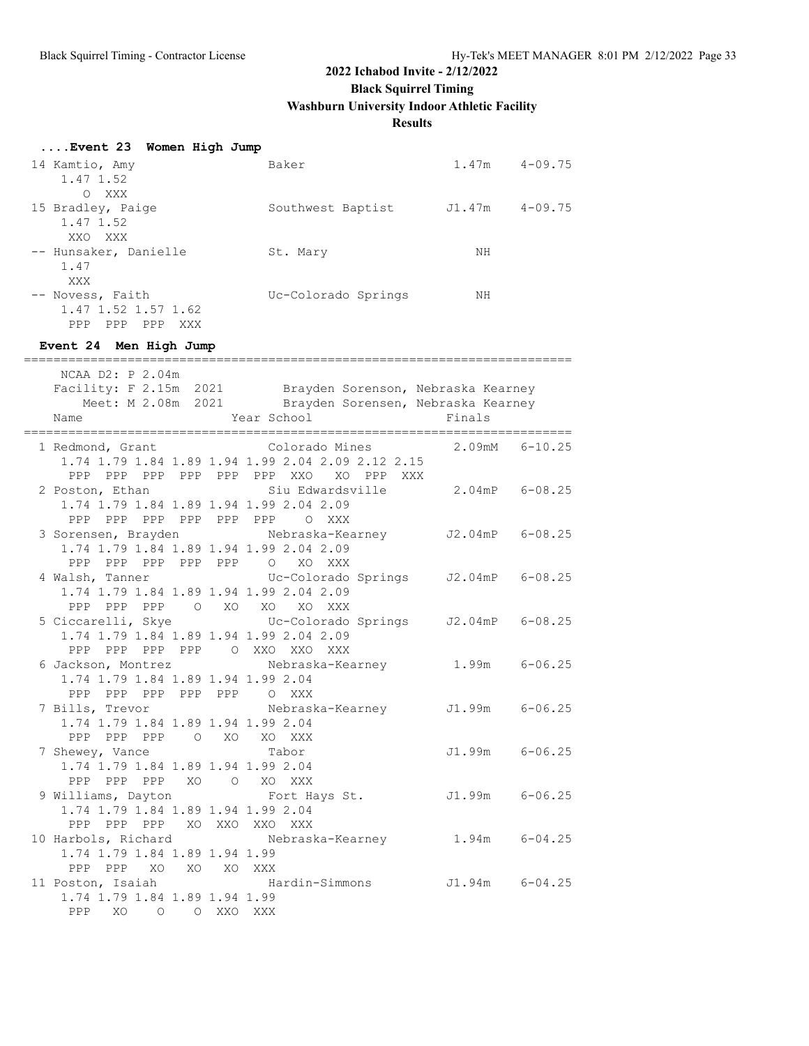# 2022 Ichabod Invite - 2/12/2022

**Black Squirrel Timing**

**Washburn University Indoor Athletic Facility**

**Results**

### ....Event 23 Women High Jump

```
 14 Kamtio, Amy                 Baker                     1.47m    4-09.75
     1.47 1.52
        O  XXX
 15 Bradley, Paige              Southwest Baptist        J1.47m    4-09.75
     1.47 1.52
      XXO  XXX
 -- Hunsaker, Danielle          St. Mary                     NH
     1.47
      XXX
 -- Novess, Faith               Uc-Colorado Springs          NH
     1.47 1.52 1.57 1.62
      PPP  PPP  PPP  XXX
```

### Event 24 Men High Jump

```
=========================================================================
    NCAA D2: P 2.04m
   Facility: F 2.15m  2021        Brayden Sorenson, Nebraska Kearney
       Meet: M 2.08m  2021        Brayden Sorensen, Nebraska Kearney
    Name                    Year School                  Finals
=========================================================================
  1 Redmond, Grant               Colorado Mines          2.09mM   6-10.25
     1.74 1.79 1.84 1.89 1.94 1.99 2.04 2.09 2.12 2.15
      PPP  PPP  PPP  PPP  PPP  PPP  XXO   XO  PPP  XXX
  2 Poston, Ethan                Siu Edwardsville        2.04mP   6-08.25
     1.74 1.79 1.84 1.89 1.94 1.99 2.04 2.09
      PPP  PPP  PPP  PPP  PPP  PPP    O  XXX
  3 Sorensen, Brayden            Nebraska-Kearney       J2.04mP   6-08.25
     1.74 1.79 1.84 1.89 1.94 1.99 2.04 2.09
      PPP  PPP  PPP  PPP  PPP    O   XO  XXX
  4 Walsh, Tanner                Uc-Colorado Springs    J2.04mP   6-08.25
     1.74 1.79 1.84 1.89 1.94 1.99 2.04 2.09
      PPP  PPP  PPP    O   XO   XO   XO  XXX
  5 Ciccarelli, Skye             Uc-Colorado Springs    J2.04mP   6-08.25
     1.74 1.79 1.84 1.89 1.94 1.99 2.04 2.09
      PPP  PPP  PPP  PPP    O  XXO  XXO  XXX
  6 Jackson, Montrez             Nebraska-Kearney         1.99m   6-06.25
     1.74 1.79 1.84 1.89 1.94 1.99 2.04
      PPP  PPP  PPP  PPP  PPP    O  XXX
  7 Bills, Trevor                Nebraska-Kearney        J1.99m   6-06.25
     1.74 1.79 1.84 1.89 1.94 1.99 2.04
      PPP  PPP  PPP    O   XO   XO  XXX
  7 Shewey, Vance                Tabor                   J1.99m   6-06.25
     1.74 1.79 1.84 1.89 1.94 1.99 2.04
      PPP  PPP  PPP   XO    O   XO  XXX
  9 Williams, Dayton             Fort Hays St.           J1.99m   6-06.25
     1.74 1.79 1.84 1.89 1.94 1.99 2.04
      PPP  PPP  PPP   XO  XXO  XXO  XXX
 10 Harbols, Richard             Nebraska-Kearney         1.94m   6-04.25
     1.74 1.79 1.84 1.89 1.94 1.99
      PPP  PPP   XO   XO   XO  XXX
 11 Poston, Isaiah               Hardin-Simmons          J1.94m   6-04.25
     1.74 1.79 1.84 1.89 1.94 1.99
      PPP   XO    O    O  XXO  XXX
```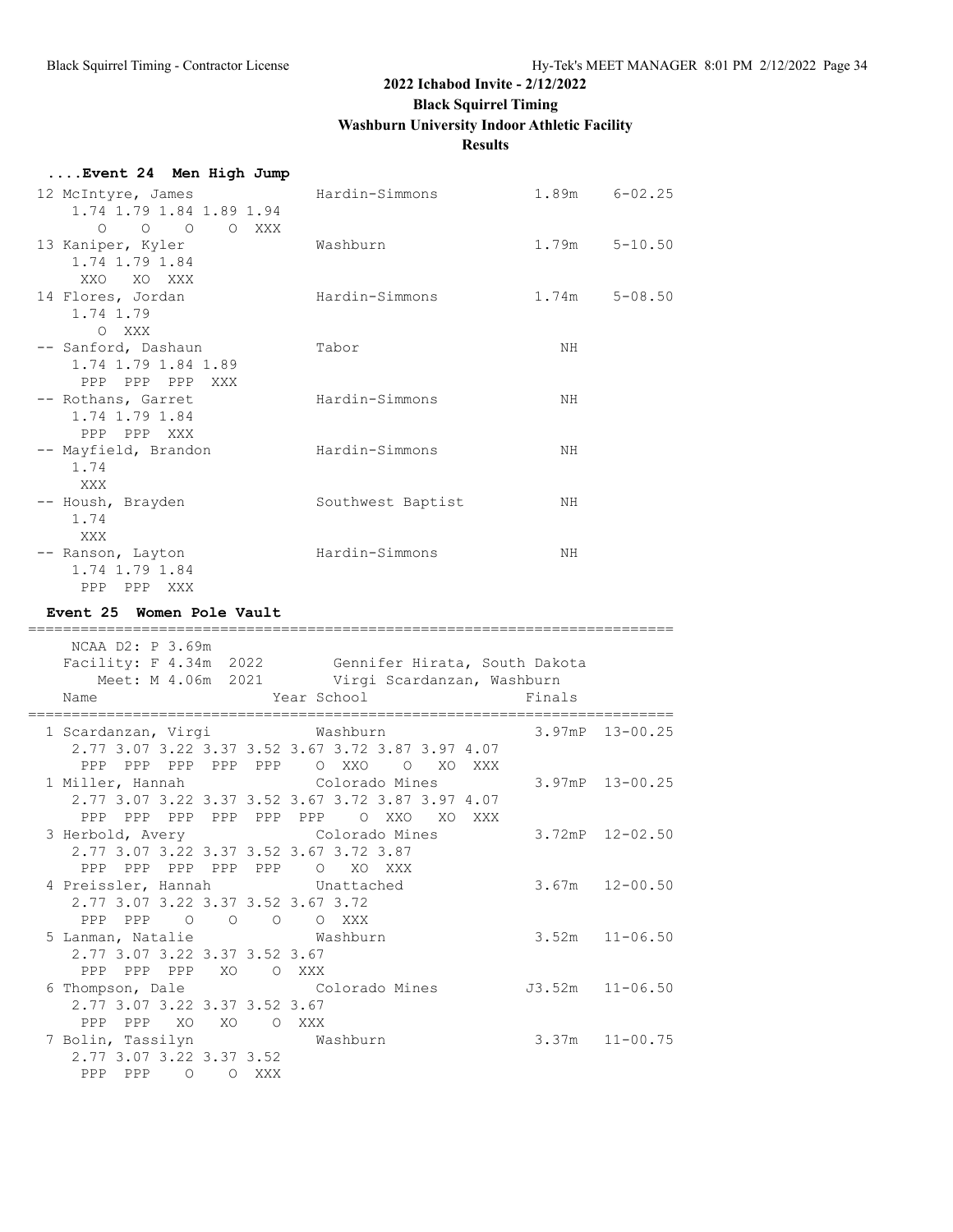# 2022 Ichabod Invite - 2/12/2022

## Black Squirrel Timing

## Washburn University Indoor Athletic Facility

## Results

### ....Event 24 Men High Jump

```
 12 McIntyre, James            Hardin-Simmons            1.89m    6-02.25
     1.74 1.79 1.84 1.89 1.94
       O    O    O    O  XXX
 13 Kaniper, Kyler             Washburn                  1.79m    5-10.50
     1.74 1.79 1.84
      XXO   XO  XXX
 14 Flores, Jordan             Hardin-Simmons            1.74m    5-08.50
     1.74 1.79
       O  XXX
 -- Sanford, Dashaun           Tabor                        NH
     1.74 1.79 1.84 1.89
      PPP  PPP  PPP  XXX
 -- Rothans, Garret            Hardin-Simmons               NH
     1.74 1.79 1.84
      PPP  PPP  XXX
 -- Mayfield, Brandon          Hardin-Simmons               NH
     1.74
      XXX
 -- Housh, Brayden             Southwest Baptist            NH
     1.74
      XXX
 -- Ranson, Layton             Hardin-Simmons               NH
     1.74 1.79 1.84
      PPP  PPP  XXX
```

### Event 25 Women Pole Vault

```
==========================================================================
    NCAA D2: P 3.69m
   Facility: F 4.34m  2022        Gennifer Hirata, South Dakota
       Meet: M 4.06m  2021        Virgi Scardanzan, Washburn
  Name                    Year School                  Finals
==========================================================================
  1 Scardanzan, Virgi          Washburn                 3.97mP  13-00.25
     2.77 3.07 3.22 3.37 3.52 3.67 3.72 3.87 3.97 4.07
      PPP  PPP  PPP  PPP  PPP    O  XXO    O   XO  XXX
  1 Miller, Hannah             Colorado Mines           3.97mP  13-00.25
     2.77 3.07 3.22 3.37 3.52 3.67 3.72 3.87 3.97 4.07
      PPP  PPP  PPP  PPP  PPP  PPP    O  XXO   XO  XXX
  3 Herbold, Avery             Colorado Mines           3.72mP  12-02.50
     2.77 3.07 3.22 3.37 3.52 3.67 3.72 3.87
      PPP  PPP  PPP  PPP  PPP    O   XO  XXX
  4 Preissler, Hannah          Unattached               3.67m   12-00.50
     2.77 3.07 3.22 3.37 3.52 3.67 3.72
      PPP  PPP    O    O    O    O  XXX
  5 Lanman, Natalie            Washburn                 3.52m   11-06.50
     2.77 3.07 3.22 3.37 3.52 3.67
      PPP  PPP  PPP   XO    O  XXX
  6 Thompson, Dale             Colorado Mines          J3.52m   11-06.50
     2.77 3.07 3.22 3.37 3.52 3.67
      PPP  PPP   XO   XO    O  XXX
  7 Bolin, Tassilyn            Washburn                 3.37m   11-00.75
     2.77 3.07 3.22 3.37 3.52
      PPP  PPP    O    O  XXX
```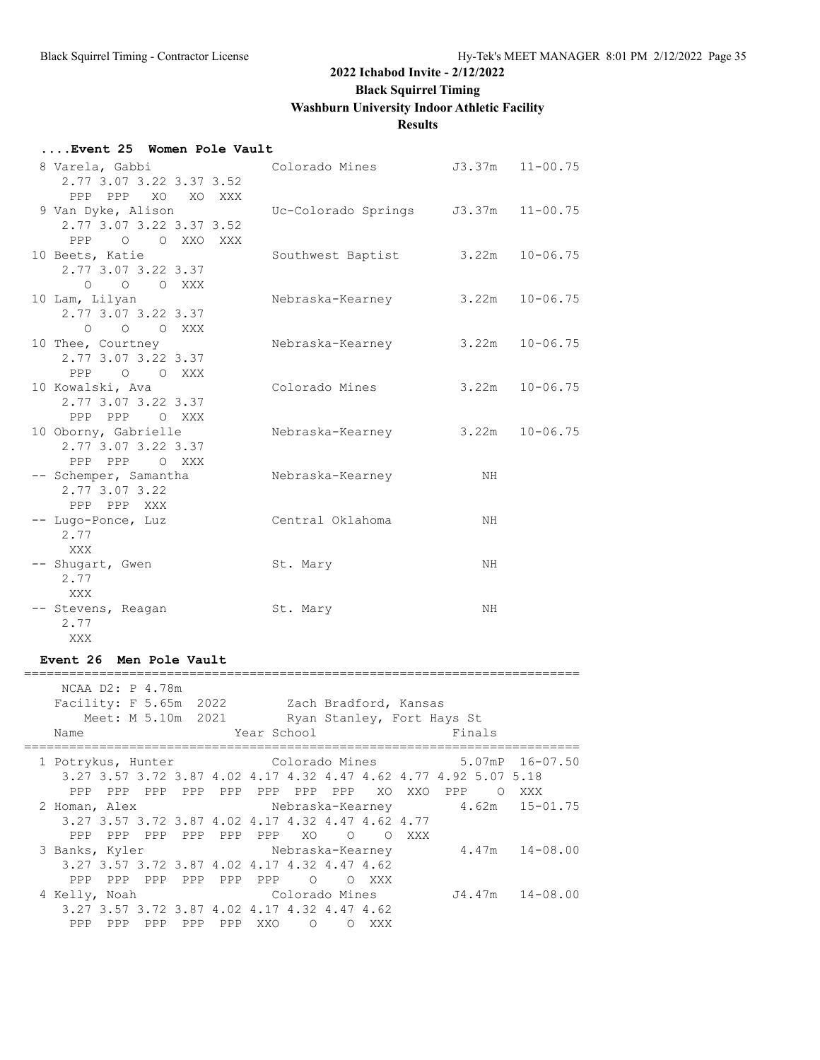# 2022 Ichabod Invite - 2/12/2022

## Black Squirrel Timing

## Washburn University Indoor Athletic Facility

## Results

### ....Event 25 Women Pole Vault

```
 8 Varela, Gabbi                Colorado Mines          J3.37m   11-00.75
     2.77 3.07 3.22 3.37 3.52
      PPP  PPP   XO   XO  XXX
 9 Van Dyke, Alison             Uc-Colorado Springs     J3.37m   11-00.75
     2.77 3.07 3.22 3.37 3.52
      PPP    O    O  XXO  XXX
10 Beets, Katie                 Southwest Baptist        3.22m   10-06.75
     2.77 3.07 3.22 3.37
        O    O    O  XXX
10 Lam, Lilyan                  Nebraska-Kearney         3.22m   10-06.75
     2.77 3.07 3.22 3.37
        O    O    O  XXX
10 Thee, Courtney               Nebraska-Kearney         3.22m   10-06.75
     2.77 3.07 3.22 3.37
      PPP    O    O  XXX
10 Kowalski, Ava                Colorado Mines           3.22m   10-06.75
     2.77 3.07 3.22 3.37
      PPP  PPP    O  XXX
10 Oborny, Gabrielle            Nebraska-Kearney         3.22m   10-06.75
     2.77 3.07 3.22 3.37
      PPP  PPP    O  XXX
-- Schemper, Samantha           Nebraska-Kearney            NH
     2.77 3.07 3.22
      PPP  PPP  XXX
-- Lugo-Ponce, Luz              Central Oklahoma            NH
     2.77
      XXX
-- Shugart, Gwen                St. Mary                    NH
     2.77
      XXX
-- Stevens, Reagan              St. Mary                    NH
     2.77
      XXX
```

### Event 26 Men Pole Vault

```
=========================================================================
    NCAA D2: P 4.78m
   Facility: F 5.65m  2022        Zach Bradford, Kansas
       Meet: M 5.10m  2021        Ryan Stanley, Fort Hays St
  Name                    Year School                  Finals
=========================================================================
  1 Potrykus, Hunter            Colorado Mines          5.07mP  16-07.50
     3.27 3.57 3.72 3.87 4.02 4.17 4.32 4.47 4.62 4.77 4.92 5.07 5.18
      PPP  PPP  PPP  PPP  PPP  PPP  PPP  PPP   XO  XXO  PPP    O  XXX
  2 Homan, Alex                 Nebraska-Kearney        4.62m   15-01.75
     3.27 3.57 3.72 3.87 4.02 4.17 4.32 4.47 4.62 4.77
      PPP  PPP  PPP  PPP  PPP  PPP   XO    O    O  XXX
  3 Banks, Kyler                Nebraska-Kearney        4.47m   14-08.00
     3.27 3.57 3.72 3.87 4.02 4.17 4.32 4.47 4.62
      PPP  PPP  PPP  PPP  PPP  PPP    O    O  XXX
  4 Kelly, Noah                 Colorado Mines         J4.47m   14-08.00
     3.27 3.57 3.72 3.87 4.02 4.17 4.32 4.47 4.62
      PPP  PPP  PPP  PPP  PPP  XXO    O    O  XXX
```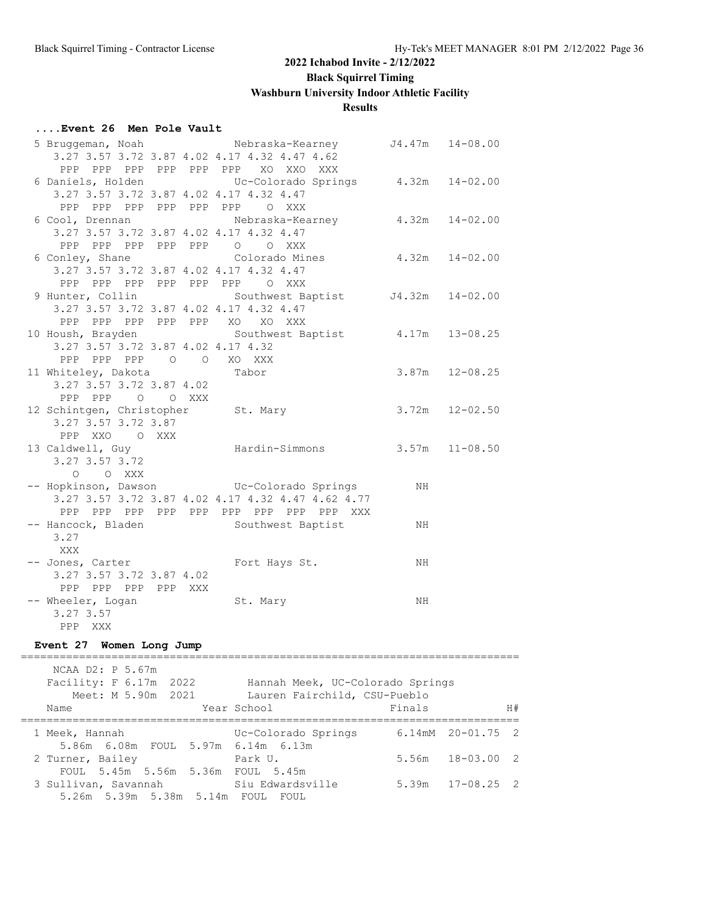## 2022 Ichabod Invite - 2/12/2022

**Black Squirrel Timing**

**Washburn University Indoor Athletic Facility**

**Results**

### ....Event 26 Men Pole Vault

```
  5 Bruggeman, Noah            Nebraska-Kearney       J4.47m   14-08.00
     3.27 3.57 3.72 3.87 4.02 4.17 4.32 4.47 4.62
      PPP  PPP  PPP  PPP  PPP  PPP   XO  XXO  XXX
  6 Daniels, Holden            Uc-Colorado Springs     4.32m   14-02.00
     3.27 3.57 3.72 3.87 4.02 4.17 4.32 4.47
      PPP  PPP  PPP  PPP  PPP  PPP    O  XXX
  6 Cool, Drennan              Nebraska-Kearney        4.32m   14-02.00
     3.27 3.57 3.72 3.87 4.02 4.17 4.32 4.47
      PPP  PPP  PPP  PPP  PPP    O    O  XXX
  6 Conley, Shane              Colorado Mines          4.32m   14-02.00
     3.27 3.57 3.72 3.87 4.02 4.17 4.32 4.47
      PPP  PPP  PPP  PPP  PPP  PPP    O  XXX
  9 Hunter, Collin             Southwest Baptist      J4.32m   14-02.00
     3.27 3.57 3.72 3.87 4.02 4.17 4.32 4.47
      PPP  PPP  PPP  PPP  PPP   XO   XO  XXX
 10 Housh, Brayden             Southwest Baptist       4.17m   13-08.25
     3.27 3.57 3.72 3.87 4.02 4.17 4.32
      PPP  PPP  PPP    O    O   XO  XXX
 11 Whiteley, Dakota           Tabor                   3.87m   12-08.25
     3.27 3.57 3.72 3.87 4.02
      PPP  PPP    O    O  XXX
 12 Schintgen, Christopher     St. Mary                3.72m   12-02.50
     3.27 3.57 3.72 3.87
      PPP  XXO    O  XXX
 13 Caldwell, Guy              Hardin-Simmons          3.57m   11-08.50
     3.27 3.57 3.72
        O    O  XXX
 -- Hopkinson, Dawson          Uc-Colorado Springs        NH
     3.27 3.57 3.72 3.87 4.02 4.17 4.32 4.47 4.62 4.77
      PPP  PPP  PPP  PPP  PPP  PPP  PPP  PPP  PPP  XXX
 -- Hancock, Bladen            Southwest Baptist          NH
     3.27
      XXX
 -- Jones, Carter              Fort Hays St.              NH
     3.27 3.57 3.72 3.87 4.02
      PPP  PPP  PPP  PPP  XXX
 -- Wheeler, Logan             St. Mary                   NH
     3.27 3.57
      PPP  XXX
```

### Event 27 Women Long Jump

```
=============================================================================
    NCAA D2: P 5.67m
   Facility: F 6.17m  2022        Hannah Meek, UC-Colorado Springs
       Meet: M 5.90m  2021        Lauren Fairchild, CSU-Pueblo
    Name                    Year School                  Finals            H#
=============================================================================
  1 Meek, Hannah                 Uc-Colorado Springs     6.14mM  20-01.75   2
     5.86m  6.08m  FOUL  5.97m  6.14m  6.13m
  2 Turner, Bailey               Park U.                 5.56m   18-03.00   2
     FOUL  5.45m  5.56m  5.36m  FOUL  5.45m
  3 Sullivan, Savannah           Siu Edwardsville        5.39m   17-08.25   2
     5.26m  5.39m  5.38m  5.14m  FOUL  FOUL
```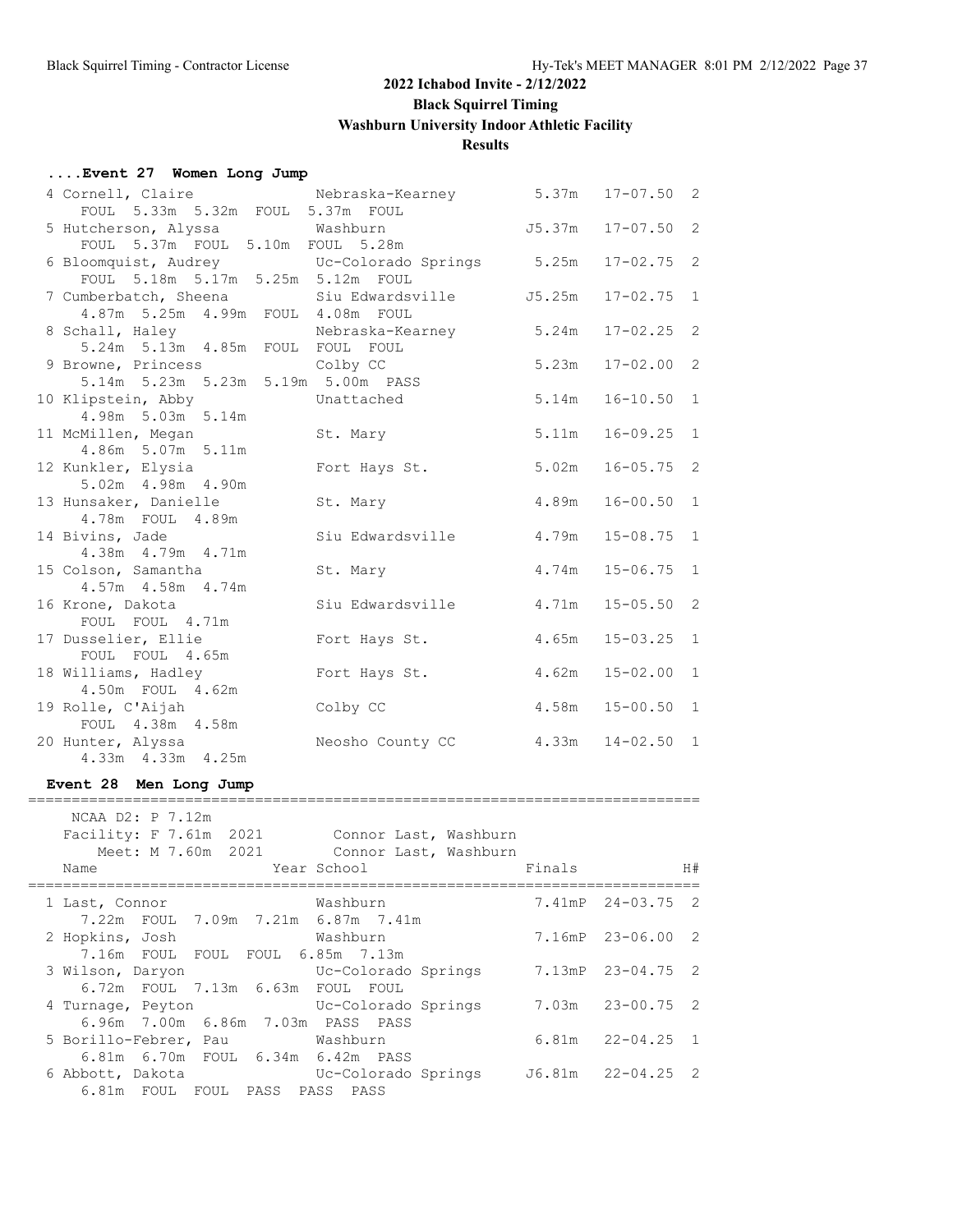# 2022 Ichabod Invite - 2/12/2022

## Black Squirrel Timing

## Washburn University Indoor Athletic Facility

## Results

### ....Event 27 Women Long Jump

```
  4 Cornell, Claire            Nebraska-Kearney        5.37m   17-07.50  2 
     FOUL  5.33m  5.32m  FOUL  5.37m  FOUL 
  5 Hutcherson, Alyssa         Washburn               J5.37m   17-07.50  2 
     FOUL  5.37m  FOUL  5.10m  FOUL  5.28m 
  6 Bloomquist, Audrey         Uc-Colorado Springs     5.25m   17-02.75  2 
     FOUL  5.18m  5.17m  5.25m  5.12m  FOUL 
  7 Cumberbatch, Sheena        Siu Edwardsville       J5.25m   17-02.75  1 
     4.87m  5.25m  4.99m  FOUL  4.08m  FOUL 
  8 Schall, Haley              Nebraska-Kearney        5.24m   17-02.25  2 
     5.24m  5.13m  4.85m  FOUL  FOUL  FOUL 
  9 Browne, Princess           Colby CC                5.23m   17-02.00  2 
     5.14m  5.23m  5.23m  5.19m  5.00m  PASS 
 10 Klipstein, Abby            Unattached              5.14m   16-10.50  1 
     4.98m  5.03m  5.14m 
 11 McMillen, Megan            St. Mary                5.11m   16-09.25  1 
     4.86m  5.07m  5.11m 
 12 Kunkler, Elysia            Fort Hays St.           5.02m   16-05.75  2 
     5.02m  4.98m  4.90m 
 13 Hunsaker, Danielle         St. Mary                4.89m   16-00.50  1 
     4.78m  FOUL  4.89m 
 14 Bivins, Jade               Siu Edwardsville        4.79m   15-08.75  1 
     4.38m  4.79m  4.71m 
 15 Colson, Samantha           St. Mary                4.74m   15-06.75  1 
     4.57m  4.58m  4.74m 
 16 Krone, Dakota              Siu Edwardsville        4.71m   15-05.50  2 
     FOUL  FOUL  4.71m 
 17 Dusselier, Ellie           Fort Hays St.           4.65m   15-03.25  1 
     FOUL  FOUL  4.65m 
 18 Williams, Hadley           Fort Hays St.           4.62m   15-02.00  1 
     4.50m  FOUL  4.62m 
 19 Rolle, C'Aijah             Colby CC                4.58m   15-00.50  1 
     FOUL  4.38m  4.58m 
 20 Hunter, Alyssa             Neosho County CC        4.33m   14-02.50  1 
     4.33m  4.33m  4.25m 
```

### Event 28 Men Long Jump

```
=============================================================================
    NCAA D2: P 7.12m 
   Facility: F 7.61m  2021        Connor Last, Washburn 
       Meet: M 7.60m  2021        Connor Last, Washburn 
    Name                    Year School                  Finals            H# 
=============================================================================
  1 Last, Connor               Washburn               7.41mP  24-03.75  2 
     7.22m  FOUL  7.09m  7.21m  6.87m  7.41m 
  2 Hopkins, Josh              Washburn               7.16mP  23-06.00  2 
     7.16m  FOUL  FOUL  FOUL  6.85m  7.13m 
  3 Wilson, Daryon             Uc-Colorado Springs    7.13mP  23-04.75  2 
     6.72m  FOUL  7.13m  6.63m  FOUL  FOUL 
  4 Turnage, Peyton            Uc-Colorado Springs     7.03m  23-00.75  2 
     6.96m  7.00m  6.86m  7.03m  PASS  PASS 
  5 Borillo-Febrer, Pau        Washburn                6.81m  22-04.25  1 
     6.81m  6.70m  FOUL  6.34m  6.42m  PASS 
  6 Abbott, Dakota             Uc-Colorado Springs    J6.81m  22-04.25  2 
     6.81m  FOUL  FOUL  PASS  PASS  PASS 
```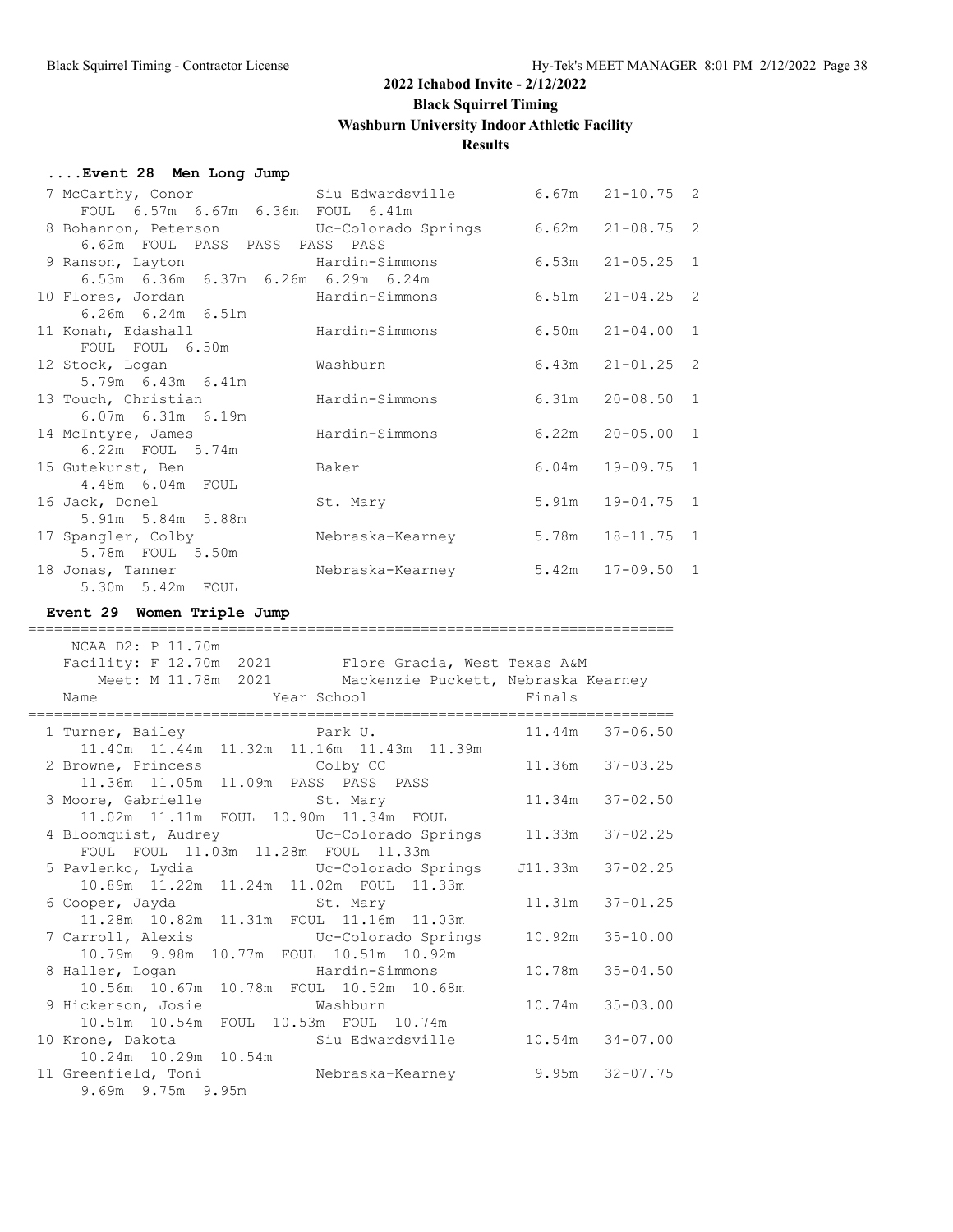## 2022 Ichabod Invite - 2/12/2022

**Black Squirrel Timing**

**Washburn University Indoor Athletic Facility**

**Results**

### ....Event 28 Men Long Jump

| Place | Name | School | Finals | | Wind/Flight |
|---|---|---|---|---|---|
| 7 | McCarthy, Conor | Siu Edwardsville | 6.67m | 21-10.75 | 2 |
| | FOUL 6.57m 6.67m 6.36m FOUL 6.41m | | | | |
| 8 | Bohannon, Peterson | Uc-Colorado Springs | 6.62m | 21-08.75 | 2 |
| | 6.62m FOUL PASS PASS PASS PASS | | | | |
| 9 | Ranson, Layton | Hardin-Simmons | 6.53m | 21-05.25 | 1 |
| | 6.53m 6.36m 6.37m 6.26m 6.29m 6.24m | | | | |
| 10 | Flores, Jordan | Hardin-Simmons | 6.51m | 21-04.25 | 2 |
| | 6.26m 6.24m 6.51m | | | | |
| 11 | Konah, Edashall | Hardin-Simmons | 6.50m | 21-04.00 | 1 |
| | FOUL FOUL 6.50m | | | | |
| 12 | Stock, Logan | Washburn | 6.43m | 21-01.25 | 2 |
| | 5.79m 6.43m 6.41m | | | | |
| 13 | Touch, Christian | Hardin-Simmons | 6.31m | 20-08.50 | 1 |
| | 6.07m 6.31m 6.19m | | | | |
| 14 | McIntyre, James | Hardin-Simmons | 6.22m | 20-05.00 | 1 |
| | 6.22m FOUL 5.74m | | | | |
| 15 | Gutekunst, Ben | Baker | 6.04m | 19-09.75 | 1 |
| | 4.48m 6.04m FOUL | | | | |
| 16 | Jack, Donel | St. Mary | 5.91m | 19-04.75 | 1 |
| | 5.91m 5.84m 5.88m | | | | |
| 17 | Spangler, Colby | Nebraska-Kearney | 5.78m | 18-11.75 | 1 |
| | 5.78m FOUL 5.50m | | | | |
| 18 | Jonas, Tanner | Nebraska-Kearney | 5.42m | 17-09.50 | 1 |
| | 5.30m 5.42m FOUL | | | | |

### Event 29 Women Triple Jump

NCAA D2: P 11.70m
Facility: F 12.70m 2021 Flore Gracia, West Texas A&M
Meet: M 11.78m 2021 Mackenzie Puckett, Nebraska Kearney

| Place | Name | Year School | Finals | |
|---|---|---|---|---|
| 1 | Turner, Bailey | Park U. | 11.44m | 37-06.50 |
| | 11.40m 11.44m 11.32m 11.16m 11.43m 11.39m | | | |
| 2 | Browne, Princess | Colby CC | 11.36m | 37-03.25 |
| | 11.36m 11.05m 11.09m PASS PASS PASS | | | |
| 3 | Moore, Gabrielle | St. Mary | 11.34m | 37-02.50 |
| | 11.02m 11.11m FOUL 10.90m 11.34m FOUL | | | |
| 4 | Bloomquist, Audrey | Uc-Colorado Springs | 11.33m | 37-02.25 |
| | FOUL FOUL 11.03m 11.28m FOUL 11.33m | | | |
| 5 | Pavlenko, Lydia | Uc-Colorado Springs | J11.33m | 37-02.25 |
| | 10.89m 11.22m 11.24m 11.02m FOUL 11.33m | | | |
| 6 | Cooper, Jayda | St. Mary | 11.31m | 37-01.25 |
| | 11.28m 10.82m 11.31m FOUL 11.16m 11.03m | | | |
| 7 | Carroll, Alexis | Uc-Colorado Springs | 10.92m | 35-10.00 |
| | 10.79m 9.98m 10.77m FOUL 10.51m 10.92m | | | |
| 8 | Haller, Logan | Hardin-Simmons | 10.78m | 35-04.50 |
| | 10.56m 10.67m 10.78m FOUL 10.52m 10.68m | | | |
| 9 | Hickerson, Josie | Washburn | 10.74m | 35-03.00 |
| | 10.51m 10.54m FOUL 10.53m FOUL 10.74m | | | |
| 10 | Krone, Dakota | Siu Edwardsville | 10.54m | 34-07.00 |
| | 10.24m 10.29m 10.54m | | | |
| 11 | Greenfield, Toni | Nebraska-Kearney | 9.95m | 32-07.75 |
| | 9.69m 9.75m 9.95m | | | |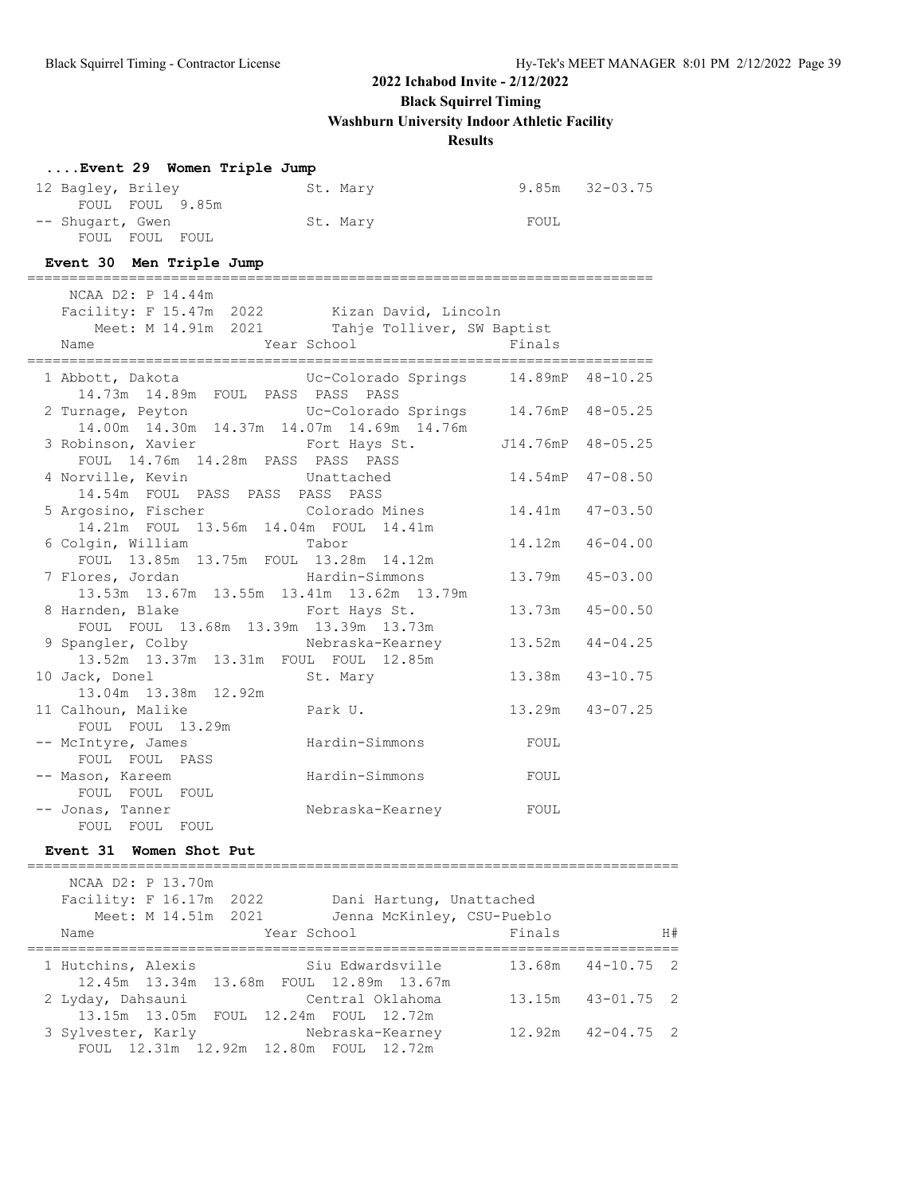# 2022 Ichabod Invite - 2/12/2022

**Black Squirrel Timing**

**Washburn University Indoor Athletic Facility**

**Results**

### ....Event 29 Women Triple Jump

```
 12 Bagley, Briley              St. Mary                     9.85m   32-03.75
      FOUL  FOUL  9.85m
 -- Shugart, Gwen               St. Mary                      FOUL
      FOUL  FOUL  FOUL
```

### Event 30 Men Triple Jump

```
=========================================================================
    NCAA D2: P 14.44m
    Facility: F 15.47m  2022        Kizan David, Lincoln
        Meet: M 14.91m  2021        Tahje Tolliver, SW Baptist
    Name                    Year School                  Finals
=========================================================================
  1 Abbott, Dakota               Uc-Colorado Springs     14.89mP  48-10.25
      14.73m  14.89m  FOUL  PASS  PASS  PASS
  2 Turnage, Peyton              Uc-Colorado Springs     14.76mP  48-05.25
      14.00m  14.30m  14.37m  14.07m  14.69m  14.76m
  3 Robinson, Xavier             Fort Hays St.          J14.76mP  48-05.25
      FOUL  14.76m  14.28m  PASS  PASS  PASS
  4 Norville, Kevin              Unattached              14.54mP  47-08.50
      14.54m  FOUL  PASS  PASS  PASS  PASS
  5 Argosino, Fischer            Colorado Mines          14.41m   47-03.50
      14.21m  FOUL  13.56m  14.04m  FOUL  14.41m
  6 Colgin, William              Tabor                   14.12m   46-04.00
      FOUL  13.85m  13.75m  FOUL  13.28m  14.12m
  7 Flores, Jordan               Hardin-Simmons          13.79m   45-03.00
      13.53m  13.67m  13.55m  13.41m  13.62m  13.79m
  8 Harnden, Blake               Fort Hays St.           13.73m   45-00.50
      FOUL  FOUL  13.68m  13.39m  13.39m  13.73m
  9 Spangler, Colby              Nebraska-Kearney        13.52m   44-04.25
      13.52m  13.37m  13.31m  FOUL  FOUL  12.85m
 10 Jack, Donel                  St. Mary                13.38m   43-10.75
      13.04m  13.38m  12.92m
 11 Calhoun, Malike              Park U.                 13.29m   43-07.25
      FOUL  FOUL  13.29m
 -- McIntyre, James              Hardin-Simmons            FOUL
      FOUL  FOUL  PASS
 -- Mason, Kareem                Hardin-Simmons            FOUL
      FOUL  FOUL  FOUL
 -- Jonas, Tanner                Nebraska-Kearney          FOUL
      FOUL  FOUL  FOUL
```

### Event 31 Women Shot Put

```
============================================================================
    NCAA D2: P 13.70m
    Facility: F 16.17m  2022        Dani Hartung, Unattached
        Meet: M 14.51m  2021        Jenna McKinley, CSU-Pueblo
    Name                    Year School                  Finals             H#
============================================================================
  1 Hutchins, Alexis             Siu Edwardsville        13.68m   44-10.75   2
      12.45m  13.34m  13.68m  FOUL  12.89m  13.67m
  2 Lyday, Dahsauni              Central Oklahoma        13.15m   43-01.75   2
      13.15m  13.05m  FOUL  12.24m  FOUL  12.72m
  3 Sylvester, Karly             Nebraska-Kearney        12.92m   42-04.75   2
      FOUL  12.31m  12.92m  12.80m  FOUL  12.72m
```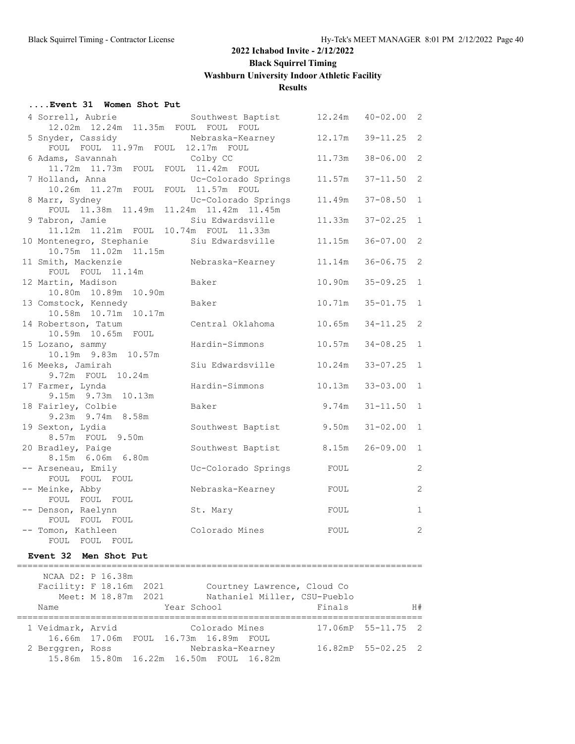## 2022 Ichabod Invite - 2/12/2022

### Black Squirrel Timing

### Washburn University Indoor Athletic Facility

### Results

#### ....Event 31 Women Shot Put

| Place | Name | School | Finals | Imperial | H# |
|---|---|---|---|---|---|
| 4 | Sorrell, Aubrie | Southwest Baptist | 12.24m | 40-02.00 | 2 |
| | 12.02m 12.24m 11.35m FOUL FOUL FOUL | | | | |
| 5 | Snyder, Cassidy | Nebraska-Kearney | 12.17m | 39-11.25 | 2 |
| | FOUL FOUL 11.97m FOUL 12.17m FOUL | | | | |
| 6 | Adams, Savannah | Colby CC | 11.73m | 38-06.00 | 2 |
| | 11.72m 11.73m FOUL FOUL 11.42m FOUL | | | | |
| 7 | Holland, Anna | Uc-Colorado Springs | 11.57m | 37-11.50 | 2 |
| | 10.26m 11.27m FOUL FOUL 11.57m FOUL | | | | |
| 8 | Marr, Sydney | Uc-Colorado Springs | 11.49m | 37-08.50 | 1 |
| | FOUL 11.38m 11.49m 11.24m 11.42m 11.45m | | | | |
| 9 | Tabron, Jamie | Siu Edwardsville | 11.33m | 37-02.25 | 1 |
| | 11.12m 11.21m FOUL 10.74m FOUL 11.33m | | | | |
| 10 | Montenegro, Stephanie | Siu Edwardsville | 11.15m | 36-07.00 | 2 |
| | 10.75m 11.02m 11.15m | | | | |
| 11 | Smith, Mackenzie | Nebraska-Kearney | 11.14m | 36-06.75 | 2 |
| | FOUL FOUL 11.14m | | | | |
| 12 | Martin, Madison | Baker | 10.90m | 35-09.25 | 1 |
| | 10.80m 10.89m 10.90m | | | | |
| 13 | Comstock, Kennedy | Baker | 10.71m | 35-01.75 | 1 |
| | 10.58m 10.71m 10.17m | | | | |
| 14 | Robertson, Tatum | Central Oklahoma | 10.65m | 34-11.25 | 2 |
| | 10.59m 10.65m FOUL | | | | |
| 15 | Lozano, sammy | Hardin-Simmons | 10.57m | 34-08.25 | 1 |
| | 10.19m 9.83m 10.57m | | | | |
| 16 | Meeks, Jamirah | Siu Edwardsville | 10.24m | 33-07.25 | 1 |
| | 9.72m FOUL 10.24m | | | | |
| 17 | Farmer, Lynda | Hardin-Simmons | 10.13m | 33-03.00 | 1 |
| | 9.15m 9.73m 10.13m | | | | |
| 18 | Fairley, Colbie | Baker | 9.74m | 31-11.50 | 1 |
| | 9.23m 9.74m 8.58m | | | | |
| 19 | Sexton, Lydia | Southwest Baptist | 9.50m | 31-02.00 | 1 |
| | 8.57m FOUL 9.50m | | | | |
| 20 | Bradley, Paige | Southwest Baptist | 8.15m | 26-09.00 | 1 |
| | 8.15m 6.06m 6.80m | | | | |
| -- | Arseneau, Emily | Uc-Colorado Springs | FOUL | | 2 |
| | FOUL FOUL FOUL | | | | |
| -- | Meinke, Abby | Nebraska-Kearney | FOUL | | 2 |
| | FOUL FOUL FOUL | | | | |
| -- | Denson, Raelynn | St. Mary | FOUL | | 1 |
| | FOUL FOUL FOUL | | | | |
| -- | Tomon, Kathleen | Colorado Mines | FOUL | | 2 |
| | FOUL FOUL FOUL | | | | |

#### Event 32 Men Shot Put

NCAA D2: P 16.38m
Facility: F 18.16m 2021 Courtney Lawrence, Cloud Co
Meet: M 18.87m 2021 Nathaniel Miller, CSU-Pueblo

| Place | Name | Year School | Finals | Imperial | H# |
|---|---|---|---|---|---|
| 1 | Veidmark, Arvid | Colorado Mines | 17.06mP | 55-11.75 | 2 |
| | 16.66m 17.06m FOUL 16.73m 16.89m FOUL | | | | |
| 2 | Berggren, Ross | Nebraska-Kearney | 16.82mP | 55-02.25 | 2 |
| | 15.86m 15.80m 16.22m 16.50m FOUL 16.82m | | | | |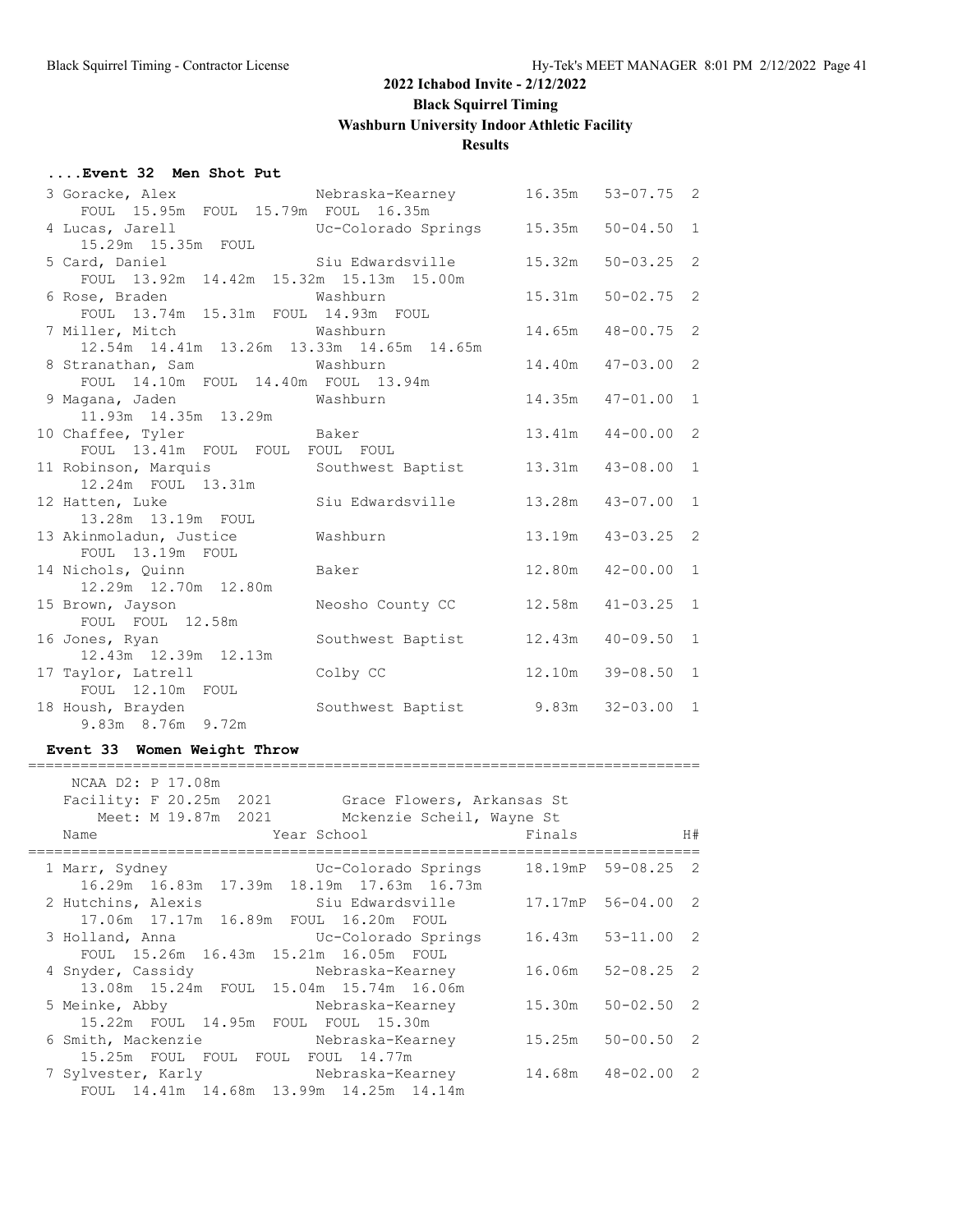## 2022 Ichabod Invite - 2/12/2022
### Black Squirrel Timing
### Washburn University Indoor Athletic Facility
### Results

#### ....Event 32 Men Shot Put

| Place | Name | School | Finals | | H# |
|---|---|---|---|---|---|
| 3 | Goracke, Alex | Nebraska-Kearney | 16.35m | 53-07.75 | 2 |
| | FOUL 15.95m FOUL 15.79m FOUL 16.35m | | | | |
| 4 | Lucas, Jarell | Uc-Colorado Springs | 15.35m | 50-04.50 | 1 |
| | 15.29m 15.35m FOUL | | | | |
| 5 | Card, Daniel | Siu Edwardsville | 15.32m | 50-03.25 | 2 |
| | FOUL 13.92m 14.42m 15.32m 15.13m 15.00m | | | | |
| 6 | Rose, Braden | Washburn | 15.31m | 50-02.75 | 2 |
| | FOUL 13.74m 15.31m FOUL 14.93m FOUL | | | | |
| 7 | Miller, Mitch | Washburn | 14.65m | 48-00.75 | 2 |
| | 12.54m 14.41m 13.26m 13.33m 14.65m 14.65m | | | | |
| 8 | Stranathan, Sam | Washburn | 14.40m | 47-03.00 | 2 |
| | FOUL 14.10m FOUL 14.40m FOUL 13.94m | | | | |
| 9 | Magana, Jaden | Washburn | 14.35m | 47-01.00 | 1 |
| | 11.93m 14.35m 13.29m | | | | |
| 10 | Chaffee, Tyler | Baker | 13.41m | 44-00.00 | 2 |
| | FOUL 13.41m FOUL FOUL FOUL FOUL | | | | |
| 11 | Robinson, Marquis | Southwest Baptist | 13.31m | 43-08.00 | 1 |
| | 12.24m FOUL 13.31m | | | | |
| 12 | Hatten, Luke | Siu Edwardsville | 13.28m | 43-07.00 | 1 |
| | 13.28m 13.19m FOUL | | | | |
| 13 | Akinmoladun, Justice | Washburn | 13.19m | 43-03.25 | 2 |
| | FOUL 13.19m FOUL | | | | |
| 14 | Nichols, Quinn | Baker | 12.80m | 42-00.00 | 1 |
| | 12.29m 12.70m 12.80m | | | | |
| 15 | Brown, Jayson | Neosho County CC | 12.58m | 41-03.25 | 1 |
| | FOUL FOUL 12.58m | | | | |
| 16 | Jones, Ryan | Southwest Baptist | 12.43m | 40-09.50 | 1 |
| | 12.43m 12.39m 12.13m | | | | |
| 17 | Taylor, Latrell | Colby CC | 12.10m | 39-08.50 | 1 |
| | FOUL 12.10m FOUL | | | | |
| 18 | Housh, Brayden | Southwest Baptist | 9.83m | 32-03.00 | 1 |
| | 9.83m 8.76m 9.72m | | | | |

#### Event 33 Women Weight Throw

NCAA D2: P 17.08m
Facility: F 20.25m 2021 Grace Flowers, Arkansas St
Meet: M 19.87m 2021 Mckenzie Scheil, Wayne St

| Place | Name | Year School | Finals | | H# |
|---|---|---|---|---|---|
| 1 | Marr, Sydney | Uc-Colorado Springs | 18.19mP | 59-08.25 | 2 |
| | 16.29m 16.83m 17.39m 18.19m 17.63m 16.73m | | | | |
| 2 | Hutchins, Alexis | Siu Edwardsville | 17.17mP | 56-04.00 | 2 |
| | 17.06m 17.17m 16.89m FOUL 16.20m FOUL | | | | |
| 3 | Holland, Anna | Uc-Colorado Springs | 16.43m | 53-11.00 | 2 |
| | FOUL 15.26m 16.43m 15.21m 16.05m FOUL | | | | |
| 4 | Snyder, Cassidy | Nebraska-Kearney | 16.06m | 52-08.25 | 2 |
| | 13.08m 15.24m FOUL 15.04m 15.74m 16.06m | | | | |
| 5 | Meinke, Abby | Nebraska-Kearney | 15.30m | 50-02.50 | 2 |
| | 15.22m FOUL 14.95m FOUL FOUL 15.30m | | | | |
| 6 | Smith, Mackenzie | Nebraska-Kearney | 15.25m | 50-00.50 | 2 |
| | 15.25m FOUL FOUL FOUL FOUL 14.77m | | | | |
| 7 | Sylvester, Karly | Nebraska-Kearney | 14.68m | 48-02.00 | 2 |
| | FOUL 14.41m 14.68m 13.99m 14.25m 14.14m | | | | |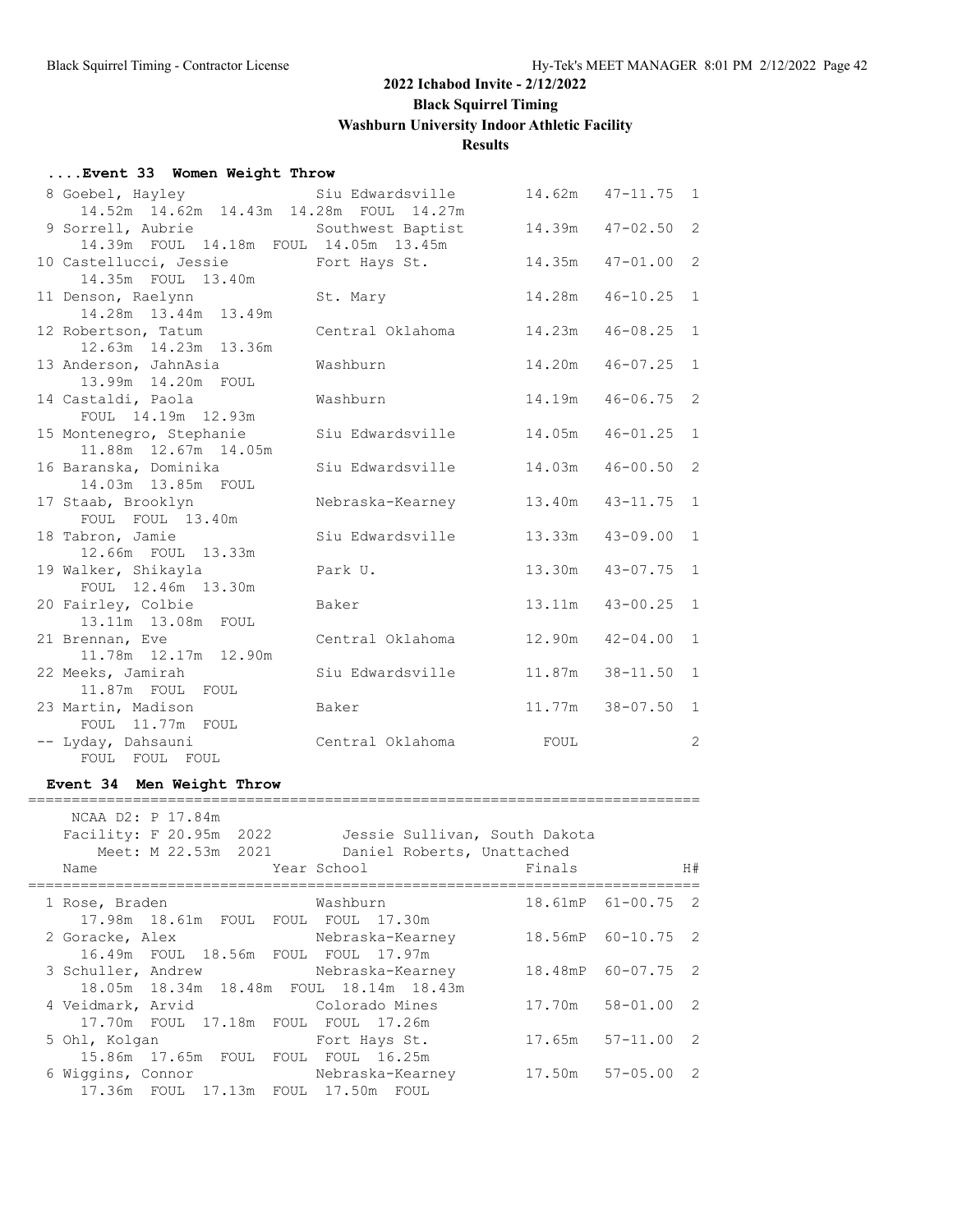## 2022 Ichabod Invite - 2/12/2022

**Black Squirrel Timing**

**Washburn University Indoor Athletic Facility**

**Results**

### ....Event 33 Women Weight Throw

| Place | Name | School | Finals | | H# |
|---|---|---|---|---|---|
| 8 | Goebel, Hayley | Siu Edwardsville | 14.62m | 47-11.75 | 1 |
| | 14.52m 14.62m 14.43m 14.28m FOUL 14.27m | | | | |
| 9 | Sorrell, Aubrie | Southwest Baptist | 14.39m | 47-02.50 | 2 |
| | 14.39m FOUL 14.18m FOUL 14.05m 13.45m | | | | |
| 10 | Castellucci, Jessie | Fort Hays St. | 14.35m | 47-01.00 | 2 |
| | 14.35m FOUL 13.40m | | | | |
| 11 | Denson, Raelynn | St. Mary | 14.28m | 46-10.25 | 1 |
| | 14.28m 13.44m 13.49m | | | | |
| 12 | Robertson, Tatum | Central Oklahoma | 14.23m | 46-08.25 | 1 |
| | 12.63m 14.23m 13.36m | | | | |
| 13 | Anderson, JahnAsia | Washburn | 14.20m | 46-07.25 | 1 |
| | 13.99m 14.20m FOUL | | | | |
| 14 | Castaldi, Paola | Washburn | 14.19m | 46-06.75 | 2 |
| | FOUL 14.19m 12.93m | | | | |
| 15 | Montenegro, Stephanie | Siu Edwardsville | 14.05m | 46-01.25 | 1 |
| | 11.88m 12.67m 14.05m | | | | |
| 16 | Baranska, Dominika | Siu Edwardsville | 14.03m | 46-00.50 | 2 |
| | 14.03m 13.85m FOUL | | | | |
| 17 | Staab, Brooklyn | Nebraska-Kearney | 13.40m | 43-11.75 | 1 |
| | FOUL FOUL 13.40m | | | | |
| 18 | Tabron, Jamie | Siu Edwardsville | 13.33m | 43-09.00 | 1 |
| | 12.66m FOUL 13.33m | | | | |
| 19 | Walker, Shikayla | Park U. | 13.30m | 43-07.75 | 1 |
| | FOUL 12.46m 13.30m | | | | |
| 20 | Fairley, Colbie | Baker | 13.11m | 43-00.25 | 1 |
| | 13.11m 13.08m FOUL | | | | |
| 21 | Brennan, Eve | Central Oklahoma | 12.90m | 42-04.00 | 1 |
| | 11.78m 12.17m 12.90m | | | | |
| 22 | Meeks, Jamirah | Siu Edwardsville | 11.87m | 38-11.50 | 1 |
| | 11.87m FOUL FOUL | | | | |
| 23 | Martin, Madison | Baker | 11.77m | 38-07.50 | 1 |
| | FOUL 11.77m FOUL | | | | |
| -- | Lyday, Dahsauni | Central Oklahoma | FOUL | | 2 |
| | FOUL FOUL FOUL | | | | |

### Event 34 Men Weight Throw

NCAA D2: P 17.84m
Facility: F 20.95m 2022 Jessie Sullivan, South Dakota
Meet: M 22.53m 2021 Daniel Roberts, Unattached

| Place | Name | Year School | Finals | | H# |
|---|---|---|---|---|---|
| 1 | Rose, Braden | Washburn | 18.61mP | 61-00.75 | 2 |
| | 17.98m 18.61m FOUL FOUL FOUL 17.30m | | | | |
| 2 | Goracke, Alex | Nebraska-Kearney | 18.56mP | 60-10.75 | 2 |
| | 16.49m FOUL 18.56m FOUL FOUL 17.97m | | | | |
| 3 | Schuller, Andrew | Nebraska-Kearney | 18.48mP | 60-07.75 | 2 |
| | 18.05m 18.34m 18.48m FOUL 18.14m 18.43m | | | | |
| 4 | Veidmark, Arvid | Colorado Mines | 17.70m | 58-01.00 | 2 |
| | 17.70m FOUL 17.18m FOUL FOUL 17.26m | | | | |
| 5 | Ohl, Kolgan | Fort Hays St. | 17.65m | 57-11.00 | 2 |
| | 15.86m 17.65m FOUL FOUL FOUL 16.25m | | | | |
| 6 | Wiggins, Connor | Nebraska-Kearney | 17.50m | 57-05.00 | 2 |
| | 17.36m FOUL 17.13m FOUL 17.50m FOUL | | | | |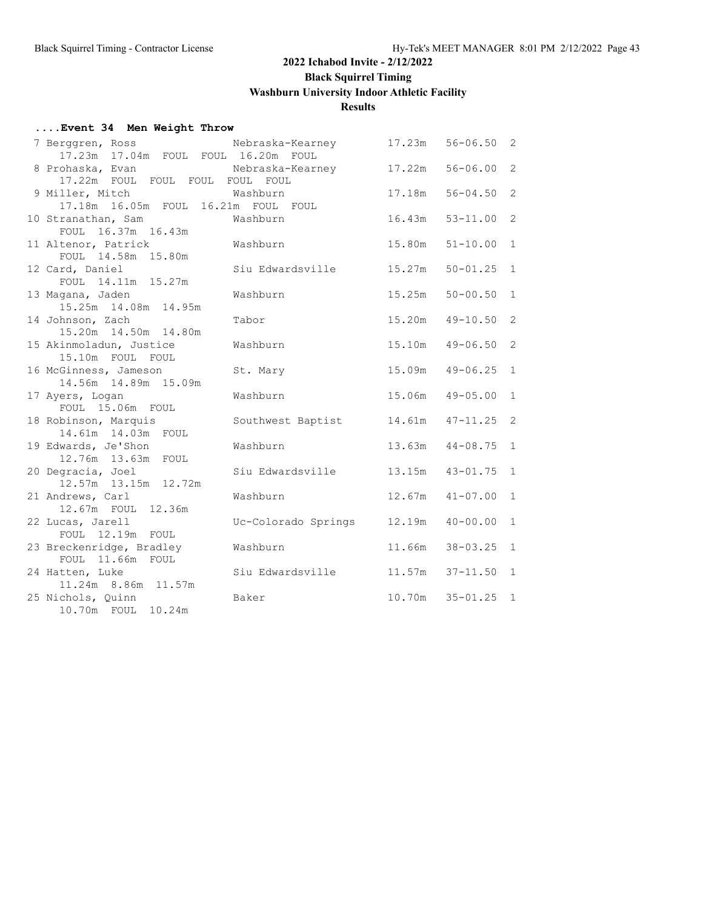## 2022 Ichabod Invite - 2/12/2022

**Black Squirrel Timing**

**Washburn University Indoor Athletic Facility**

**Results**

### ....Event 34 Men Weight Throw

| | | | | | |
|---|---|---|---|---|---|
| 7 | Berggren, Ross | Nebraska-Kearney | 17.23m | 56-06.50 | 2 |
| | 17.23m 17.04m FOUL FOUL 16.20m FOUL | | | | |
| 8 | Prohaska, Evan | Nebraska-Kearney | 17.22m | 56-06.00 | 2 |
| | 17.22m FOUL FOUL FOUL FOUL FOUL | | | | |
| 9 | Miller, Mitch | Washburn | 17.18m | 56-04.50 | 2 |
| | 17.18m 16.05m FOUL 16.21m FOUL FOUL | | | | |
| 10 | Stranathan, Sam | Washburn | 16.43m | 53-11.00 | 2 |
| | FOUL 16.37m 16.43m | | | | |
| 11 | Altenor, Patrick | Washburn | 15.80m | 51-10.00 | 1 |
| | FOUL 14.58m 15.80m | | | | |
| 12 | Card, Daniel | Siu Edwardsville | 15.27m | 50-01.25 | 1 |
| | FOUL 14.11m 15.27m | | | | |
| 13 | Magana, Jaden | Washburn | 15.25m | 50-00.50 | 1 |
| | 15.25m 14.08m 14.95m | | | | |
| 14 | Johnson, Zach | Tabor | 15.20m | 49-10.50 | 2 |
| | 15.20m 14.50m 14.80m | | | | |
| 15 | Akinmoladun, Justice | Washburn | 15.10m | 49-06.50 | 2 |
| | 15.10m FOUL FOUL | | | | |
| 16 | McGinness, Jameson | St. Mary | 15.09m | 49-06.25 | 1 |
| | 14.56m 14.89m 15.09m | | | | |
| 17 | Ayers, Logan | Washburn | 15.06m | 49-05.00 | 1 |
| | FOUL 15.06m FOUL | | | | |
| 18 | Robinson, Marquis | Southwest Baptist | 14.61m | 47-11.25 | 2 |
| | 14.61m 14.03m FOUL | | | | |
| 19 | Edwards, Je'Shon | Washburn | 13.63m | 44-08.75 | 1 |
| | 12.76m 13.63m FOUL | | | | |
| 20 | Degracia, Joel | Siu Edwardsville | 13.15m | 43-01.75 | 1 |
| | 12.57m 13.15m 12.72m | | | | |
| 21 | Andrews, Carl | Washburn | 12.67m | 41-07.00 | 1 |
| | 12.67m FOUL 12.36m | | | | |
| 22 | Lucas, Jarell | Uc-Colorado Springs | 12.19m | 40-00.00 | 1 |
| | FOUL 12.19m FOUL | | | | |
| 23 | Breckenridge, Bradley | Washburn | 11.66m | 38-03.25 | 1 |
| | FOUL 11.66m FOUL | | | | |
| 24 | Hatten, Luke | Siu Edwardsville | 11.57m | 37-11.50 | 1 |
| | 11.24m 8.86m 11.57m | | | | |
| 25 | Nichols, Quinn | Baker | 10.70m | 35-01.25 | 1 |
| | 10.70m FOUL 10.24m | | | | |